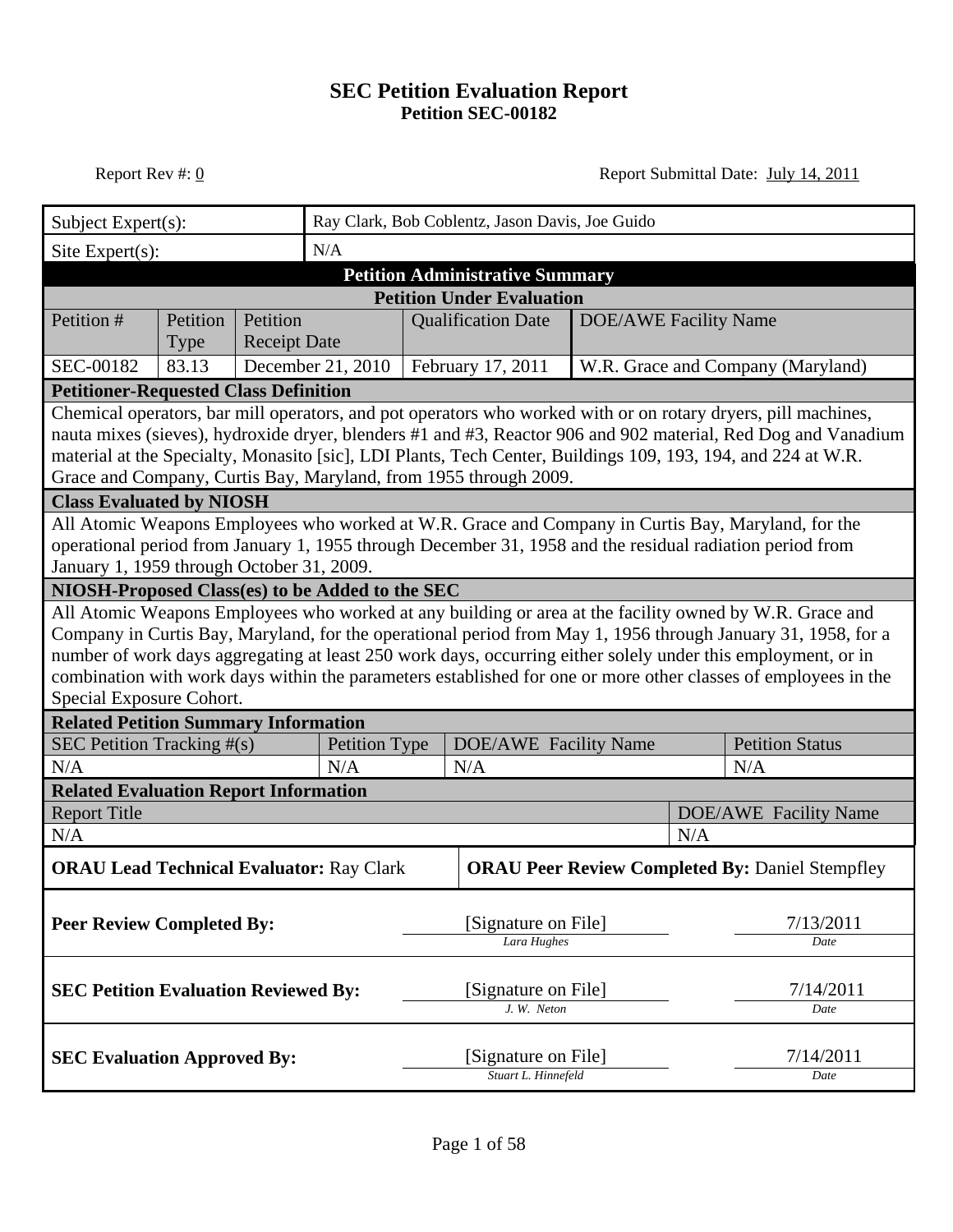# SEC Petition Evaluation Report

## Petition SEC-00182

Report Rev #: 0

Report Submittal Date: July 14, 2011

| Subject Expert(s): | Ray Clark, Bob Coblentz, Jason Davis, Joe Guido |
|---|---|
| Site Expert(s): | N/A |

**Petition Administrative Summary**

**Petition Under Evaluation**

| Petition # | Petition Type | Petition Receipt Date | Qualification Date | DOE/AWE Facility Name |
|---|---|---|---|---|
| SEC-00182 | 83.13 | December 21, 2010 | February 17, 2011 | W.R. Grace and Company (Maryland) |

**Petitioner-Requested Class Definition**

Chemical operators, bar mill operators, and pot operators who worked with or on rotary dryers, pill machines, nauta mixes (sieves), hydroxide dryer, blenders #1 and #3, Reactor 906 and 902 material, Red Dog and Vanadium material at the Specialty, Monasito [sic], LDI Plants, Tech Center, Buildings 109, 193, 194, and 224 at W.R. Grace and Company, Curtis Bay, Maryland, from 1955 through 2009.

**Class Evaluated by NIOSH**

All Atomic Weapons Employees who worked at W.R. Grace and Company in Curtis Bay, Maryland, for the operational period from January 1, 1955 through December 31, 1958 and the residual radiation period from January 1, 1959 through October 31, 2009.

**NIOSH-Proposed Class(es) to be Added to the SEC**

All Atomic Weapons Employees who worked at any building or area at the facility owned by W.R. Grace and Company in Curtis Bay, Maryland, for the operational period from May 1, 1956 through January 31, 1958, for a number of work days aggregating at least 250 work days, occurring either solely under this employment, or in combination with work days within the parameters established for one or more other classes of employees in the Special Exposure Cohort.

**Related Petition Summary Information**

| SEC Petition Tracking #(s) | Petition Type | DOE/AWE Facility Name | Petition Status |
|---|---|---|---|
| N/A | N/A | N/A | N/A |

**Related Evaluation Report Information**

| Report Title | DOE/AWE Facility Name |
|---|---|
| N/A | N/A |

**ORAU Lead Technical Evaluator:** Ray Clark

**ORAU Peer Review Completed By:** Daniel Stempfley

| | | |
|---|---|---|
| **Peer Review Completed By:** | [Signature on File] *Lara Hughes* | 7/13/2011 *Date* |
| **SEC Petition Evaluation Reviewed By:** | [Signature on File] *J. W. Neton* | 7/14/2011 *Date* |
| **SEC Evaluation Approved By:** | [Signature on File] *Stuart L. Hinnefeld* | 7/14/2011 *Date* |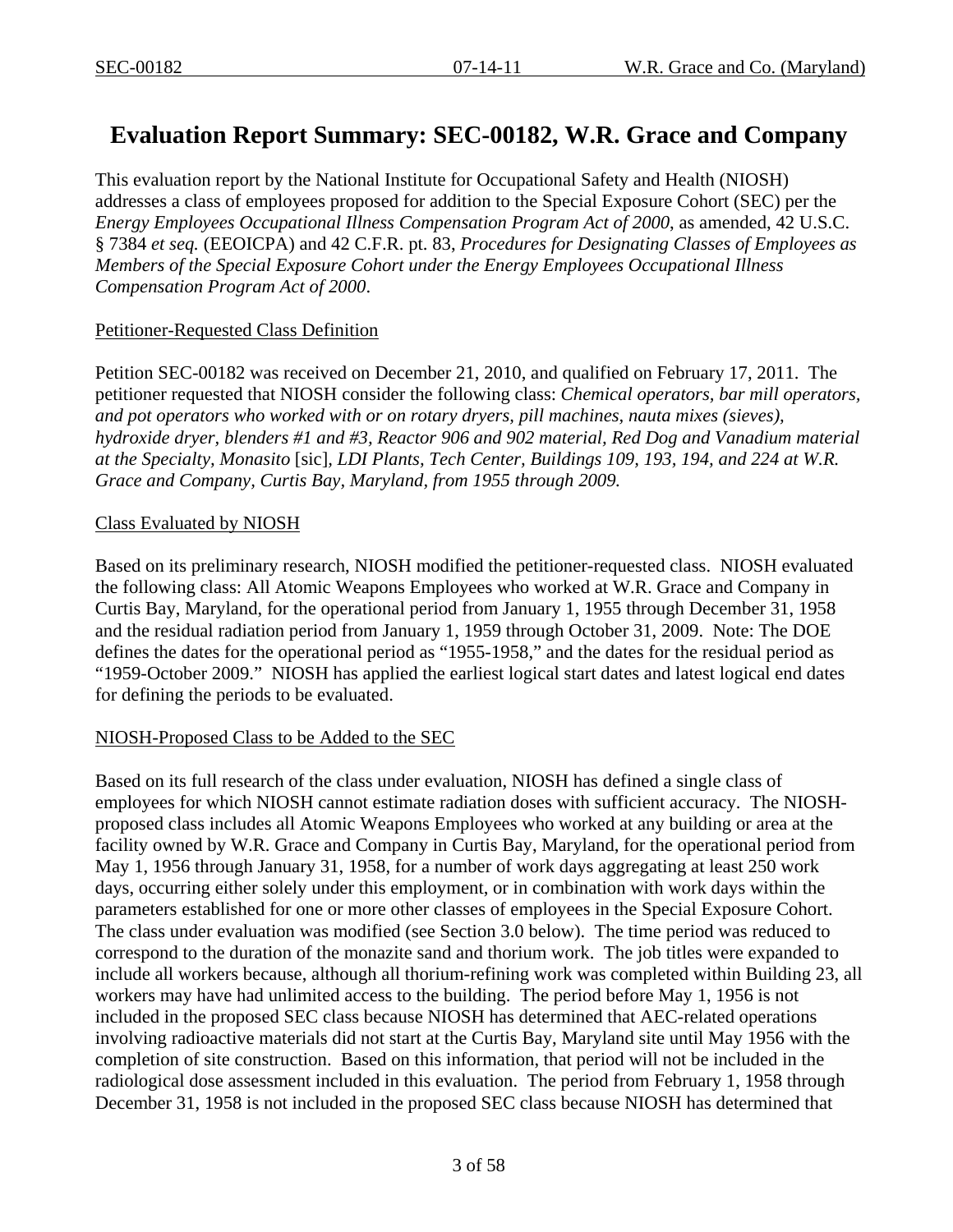# Evaluation Report Summary: SEC-00182, W.R. Grace and Company

This evaluation report by the National Institute for Occupational Safety and Health (NIOSH) addresses a class of employees proposed for addition to the Special Exposure Cohort (SEC) per the *Energy Employees Occupational Illness Compensation Program Act of 2000*, as amended, 42 U.S.C. § 7384 *et seq.* (EEOICPA) and 42 C.F.R. pt. 83, *Procedures for Designating Classes of Employees as Members of the Special Exposure Cohort under the Energy Employees Occupational Illness Compensation Program Act of 2000*.

## Petitioner-Requested Class Definition

Petition SEC-00182 was received on December 21, 2010, and qualified on February 17, 2011. The petitioner requested that NIOSH consider the following class: *Chemical operators, bar mill operators, and pot operators who worked with or on rotary dryers, pill machines, nauta mixes (sieves), hydroxide dryer, blenders #1 and #3, Reactor 906 and 902 material, Red Dog and Vanadium material at the Specialty, Monasito* [sic], *LDI Plants, Tech Center, Buildings 109, 193, 194, and 224 at W.R. Grace and Company, Curtis Bay, Maryland, from 1955 through 2009.*

## Class Evaluated by NIOSH

Based on its preliminary research, NIOSH modified the petitioner-requested class. NIOSH evaluated the following class: All Atomic Weapons Employees who worked at W.R. Grace and Company in Curtis Bay, Maryland, for the operational period from January 1, 1955 through December 31, 1958 and the residual radiation period from January 1, 1959 through October 31, 2009. Note: The DOE defines the dates for the operational period as "1955-1958," and the dates for the residual period as "1959-October 2009." NIOSH has applied the earliest logical start dates and latest logical end dates for defining the periods to be evaluated.

## NIOSH-Proposed Class to be Added to the SEC

Based on its full research of the class under evaluation, NIOSH has defined a single class of employees for which NIOSH cannot estimate radiation doses with sufficient accuracy. The NIOSH-proposed class includes all Atomic Weapons Employees who worked at any building or area at the facility owned by W.R. Grace and Company in Curtis Bay, Maryland, for the operational period from May 1, 1956 through January 31, 1958, for a number of work days aggregating at least 250 work days, occurring either solely under this employment, or in combination with work days within the parameters established for one or more other classes of employees in the Special Exposure Cohort. The class under evaluation was modified (see Section 3.0 below). The time period was reduced to correspond to the duration of the monazite sand and thorium work. The job titles were expanded to include all workers because, although all thorium-refining work was completed within Building 23, all workers may have had unlimited access to the building. The period before May 1, 1956 is not included in the proposed SEC class because NIOSH has determined that AEC-related operations involving radioactive materials did not start at the Curtis Bay, Maryland site until May 1956 with the completion of site construction. Based on this information, that period will not be included in the radiological dose assessment included in this evaluation. The period from February 1, 1958 through December 31, 1958 is not included in the proposed SEC class because NIOSH has determined that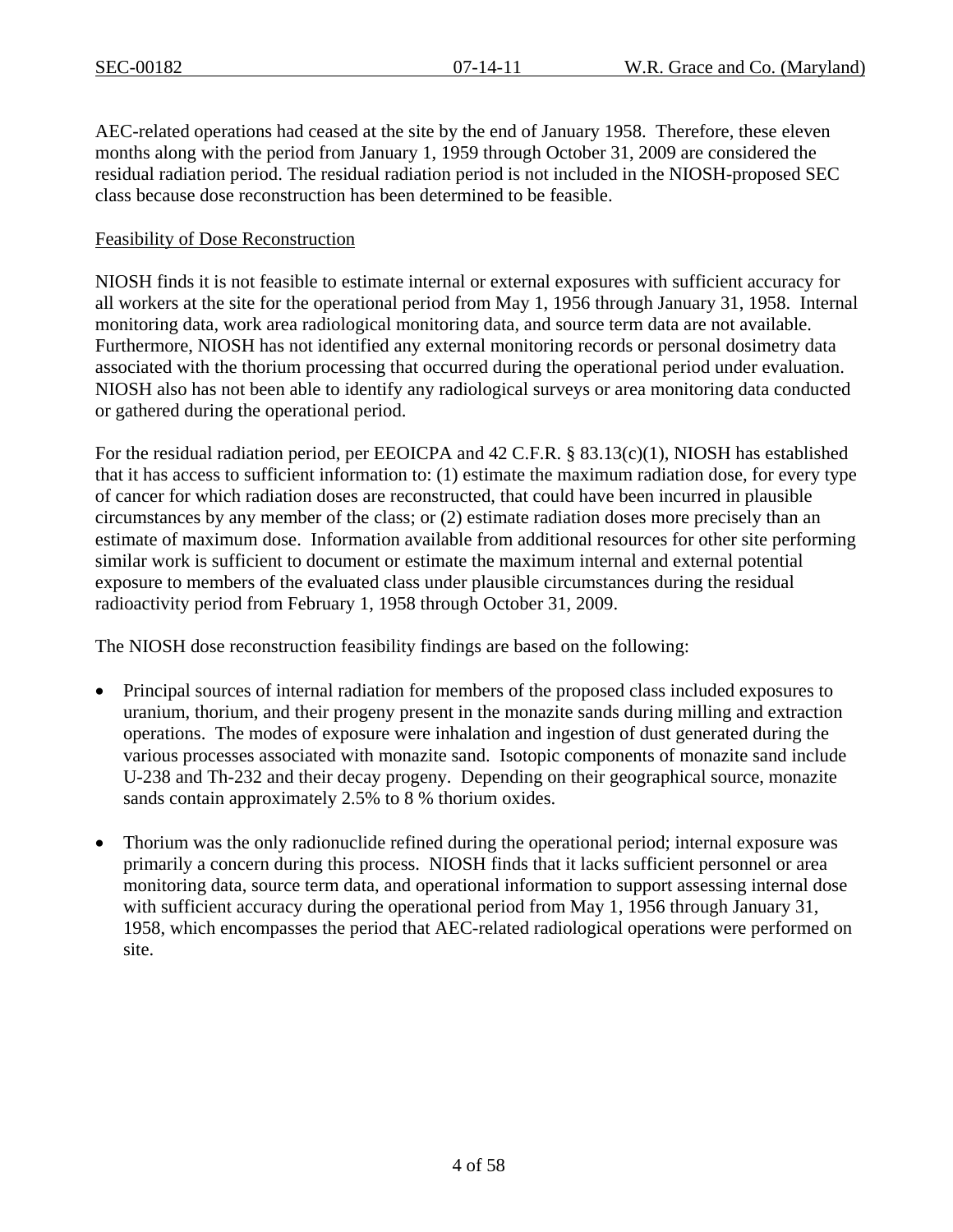AEC-related operations had ceased at the site by the end of January 1958. Therefore, these eleven months along with the period from January 1, 1959 through October 31, 2009 are considered the residual radiation period. The residual radiation period is not included in the NIOSH-proposed SEC class because dose reconstruction has been determined to be feasible.

Feasibility of Dose Reconstruction

NIOSH finds it is not feasible to estimate internal or external exposures with sufficient accuracy for all workers at the site for the operational period from May 1, 1956 through January 31, 1958. Internal monitoring data, work area radiological monitoring data, and source term data are not available. Furthermore, NIOSH has not identified any external monitoring records or personal dosimetry data associated with the thorium processing that occurred during the operational period under evaluation. NIOSH also has not been able to identify any radiological surveys or area monitoring data conducted or gathered during the operational period.

For the residual radiation period, per EEOICPA and 42 C.F.R. § 83.13(c)(1), NIOSH has established that it has access to sufficient information to: (1) estimate the maximum radiation dose, for every type of cancer for which radiation doses are reconstructed, that could have been incurred in plausible circumstances by any member of the class; or (2) estimate radiation doses more precisely than an estimate of maximum dose. Information available from additional resources for other site performing similar work is sufficient to document or estimate the maximum internal and external potential exposure to members of the evaluated class under plausible circumstances during the residual radioactivity period from February 1, 1958 through October 31, 2009.

The NIOSH dose reconstruction feasibility findings are based on the following:

- Principal sources of internal radiation for members of the proposed class included exposures to uranium, thorium, and their progeny present in the monazite sands during milling and extraction operations. The modes of exposure were inhalation and ingestion of dust generated during the various processes associated with monazite sand. Isotopic components of monazite sand include U-238 and Th-232 and their decay progeny. Depending on their geographical source, monazite sands contain approximately 2.5% to 8 % thorium oxides.

- Thorium was the only radionuclide refined during the operational period; internal exposure was primarily a concern during this process. NIOSH finds that it lacks sufficient personnel or area monitoring data, source term data, and operational information to support assessing internal dose with sufficient accuracy during the operational period from May 1, 1956 through January 31, 1958, which encompasses the period that AEC-related radiological operations were performed on site.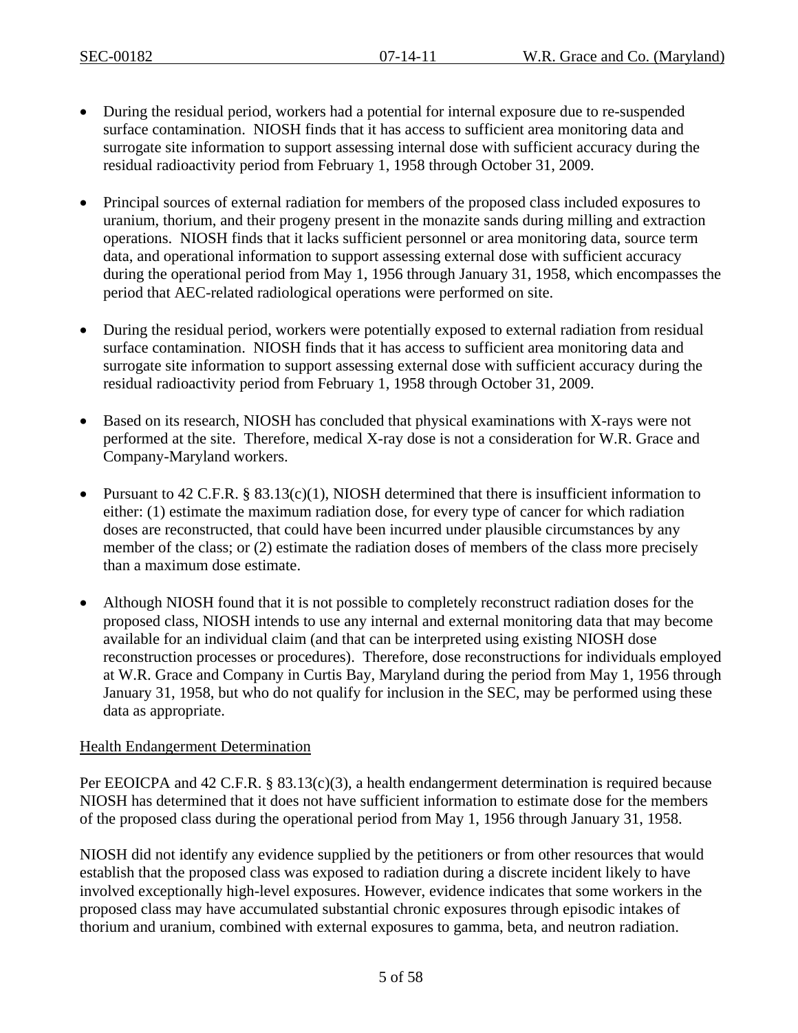- During the residual period, workers had a potential for internal exposure due to re-suspended surface contamination. NIOSH finds that it has access to sufficient area monitoring data and surrogate site information to support assessing internal dose with sufficient accuracy during the residual radioactivity period from February 1, 1958 through October 31, 2009.

- Principal sources of external radiation for members of the proposed class included exposures to uranium, thorium, and their progeny present in the monazite sands during milling and extraction operations. NIOSH finds that it lacks sufficient personnel or area monitoring data, source term data, and operational information to support assessing external dose with sufficient accuracy during the operational period from May 1, 1956 through January 31, 1958, which encompasses the period that AEC-related radiological operations were performed on site.

- During the residual period, workers were potentially exposed to external radiation from residual surface contamination. NIOSH finds that it has access to sufficient area monitoring data and surrogate site information to support assessing external dose with sufficient accuracy during the residual radioactivity period from February 1, 1958 through October 31, 2009.

- Based on its research, NIOSH has concluded that physical examinations with X-rays were not performed at the site. Therefore, medical X-ray dose is not a consideration for W.R. Grace and Company-Maryland workers.

- Pursuant to 42 C.F.R. § 83.13(c)(1), NIOSH determined that there is insufficient information to either: (1) estimate the maximum radiation dose, for every type of cancer for which radiation doses are reconstructed, that could have been incurred under plausible circumstances by any member of the class; or (2) estimate the radiation doses of members of the class more precisely than a maximum dose estimate.

- Although NIOSH found that it is not possible to completely reconstruct radiation doses for the proposed class, NIOSH intends to use any internal and external monitoring data that may become available for an individual claim (and that can be interpreted using existing NIOSH dose reconstruction processes or procedures). Therefore, dose reconstructions for individuals employed at W.R. Grace and Company in Curtis Bay, Maryland during the period from May 1, 1956 through January 31, 1958, but who do not qualify for inclusion in the SEC, may be performed using these data as appropriate.

<u>Health Endangerment Determination</u>

Per EEOICPA and 42 C.F.R. § 83.13(c)(3), a health endangerment determination is required because NIOSH has determined that it does not have sufficient information to estimate dose for the members of the proposed class during the operational period from May 1, 1956 through January 31, 1958.

NIOSH did not identify any evidence supplied by the petitioners or from other resources that would establish that the proposed class was exposed to radiation during a discrete incident likely to have involved exceptionally high-level exposures. However, evidence indicates that some workers in the proposed class may have accumulated substantial chronic exposures through episodic intakes of thorium and uranium, combined with external exposures to gamma, beta, and neutron radiation.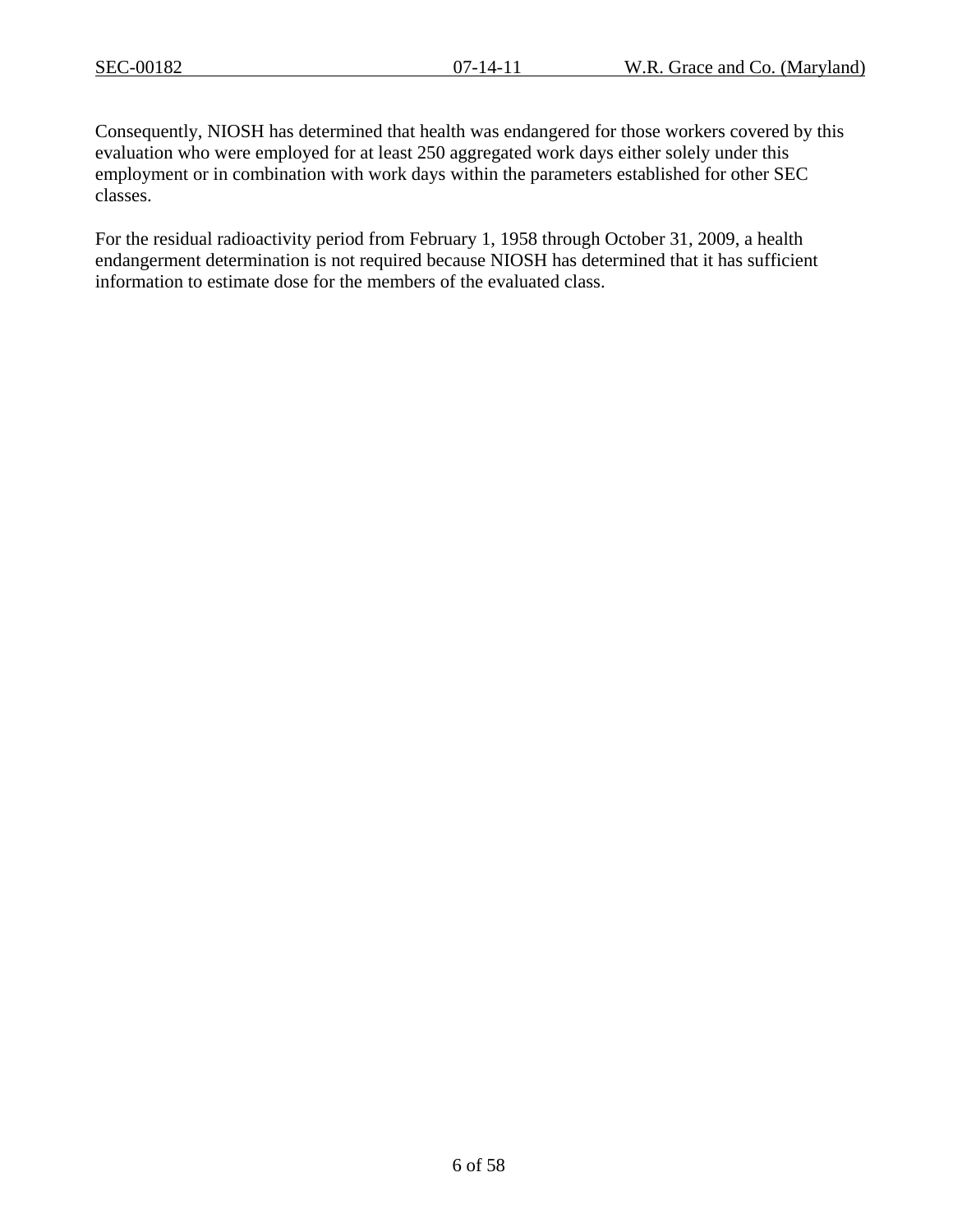Consequently, NIOSH has determined that health was endangered for those workers covered by this evaluation who were employed for at least 250 aggregated work days either solely under this employment or in combination with work days within the parameters established for other SEC classes.

For the residual radioactivity period from February 1, 1958 through October 31, 2009, a health endangerment determination is not required because NIOSH has determined that it has sufficient information to estimate dose for the members of the evaluated class.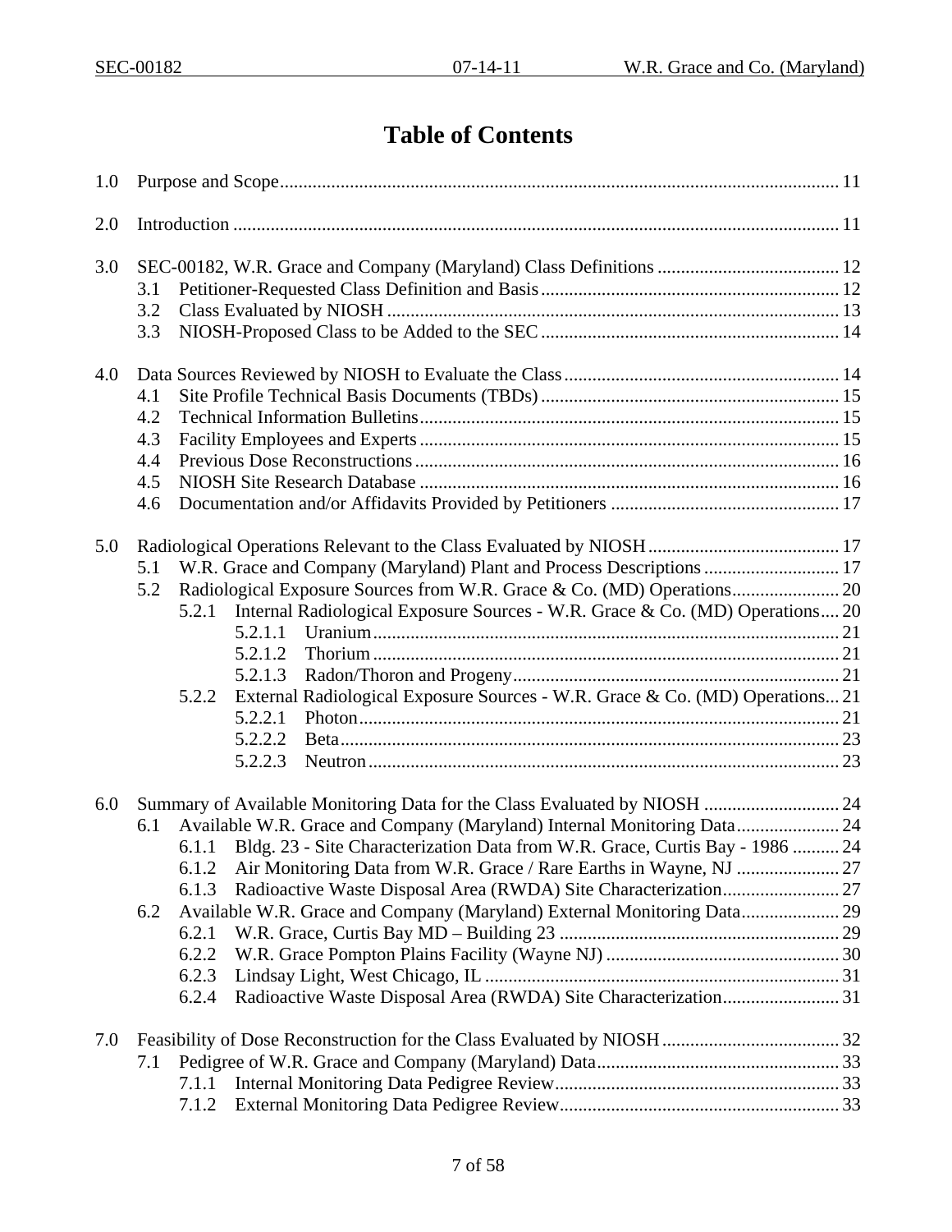# Table of Contents

1.0 Purpose and Scope ........ 11

2.0 Introduction ........ 11

3.0 SEC-00182, W.R. Grace and Company (Maryland) Class Definitions ........ 12
- 3.1 Petitioner-Requested Class Definition and Basis ........ 12
- 3.2 Class Evaluated by NIOSH ........ 13
- 3.3 NIOSH-Proposed Class to be Added to the SEC ........ 14

4.0 Data Sources Reviewed by NIOSH to Evaluate the Class ........ 14
- 4.1 Site Profile Technical Basis Documents (TBDs) ........ 15
- 4.2 Technical Information Bulletins ........ 15
- 4.3 Facility Employees and Experts ........ 15
- 4.4 Previous Dose Reconstructions ........ 16
- 4.5 NIOSH Site Research Database ........ 16
- 4.6 Documentation and/or Affidavits Provided by Petitioners ........ 17

5.0 Radiological Operations Relevant to the Class Evaluated by NIOSH ........ 17
- 5.1 W.R. Grace and Company (Maryland) Plant and Process Descriptions ........ 17
- 5.2 Radiological Exposure Sources from W.R. Grace & Co. (MD) Operations ........ 20
  - 5.2.1 Internal Radiological Exposure Sources - W.R. Grace & Co. (MD) Operations ........ 20
    - 5.2.1.1 Uranium ........ 21
    - 5.2.1.2 Thorium ........ 21
    - 5.2.1.3 Radon/Thoron and Progeny ........ 21
  - 5.2.2 External Radiological Exposure Sources - W.R. Grace & Co. (MD) Operations ........ 21
    - 5.2.2.1 Photon ........ 21
    - 5.2.2.2 Beta ........ 23
    - 5.2.2.3 Neutron ........ 23

6.0 Summary of Available Monitoring Data for the Class Evaluated by NIOSH ........ 24
- 6.1 Available W.R. Grace and Company (Maryland) Internal Monitoring Data ........ 24
  - 6.1.1 Bldg. 23 - Site Characterization Data from W.R. Grace, Curtis Bay - 1986 ........ 24
  - 6.1.2 Air Monitoring Data from W.R. Grace / Rare Earths in Wayne, NJ ........ 27
  - 6.1.3 Radioactive Waste Disposal Area (RWDA) Site Characterization ........ 27
- 6.2 Available W.R. Grace and Company (Maryland) External Monitoring Data ........ 29
  - 6.2.1 W.R. Grace, Curtis Bay MD – Building 23 ........ 29
  - 6.2.2 W.R. Grace Pompton Plains Facility (Wayne NJ) ........ 30
  - 6.2.3 Lindsay Light, West Chicago, IL ........ 31
  - 6.2.4 Radioactive Waste Disposal Area (RWDA) Site Characterization ........ 31

7.0 Feasibility of Dose Reconstruction for the Class Evaluated by NIOSH ........ 32
- 7.1 Pedigree of W.R. Grace and Company (Maryland) Data ........ 33
  - 7.1.1 Internal Monitoring Data Pedigree Review ........ 33
  - 7.1.2 External Monitoring Data Pedigree Review ........ 33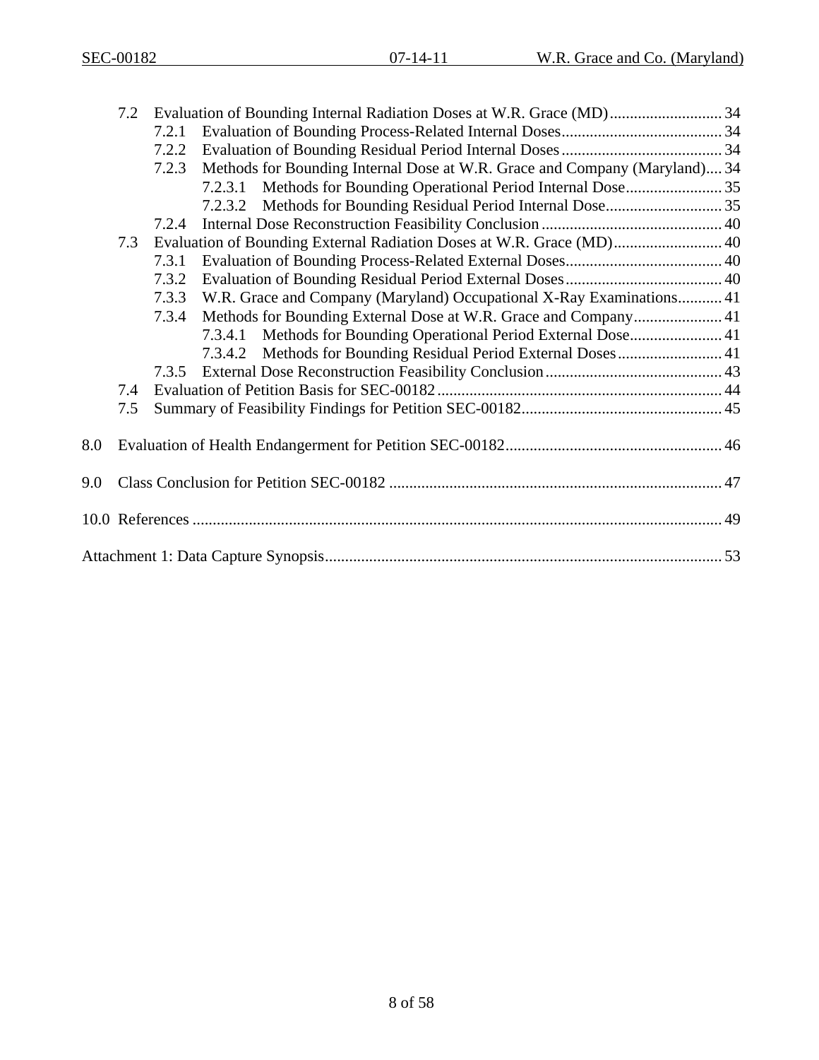- 7.2 Evaluation of Bounding Internal Radiation Doses at W.R. Grace (MD) ............................ 34
  - 7.2.1 Evaluation of Bounding Process-Related Internal Doses ........................................ 34
  - 7.2.2 Evaluation of Bounding Residual Period Internal Doses ........................................ 34
  - 7.2.3 Methods for Bounding Internal Dose at W.R. Grace and Company (Maryland).... 34
    - 7.2.3.1 Methods for Bounding Operational Period Internal Dose ........................ 35
    - 7.2.3.2 Methods for Bounding Residual Period Internal Dose ............................. 35
  - 7.2.4 Internal Dose Reconstruction Feasibility Conclusion ............................................. 40
- 7.3 Evaluation of Bounding External Radiation Doses at W.R. Grace (MD) ........................... 40
  - 7.3.1 Evaluation of Bounding Process-Related External Doses ....................................... 40
  - 7.3.2 Evaluation of Bounding Residual Period External Doses ....................................... 40
  - 7.3.3 W.R. Grace and Company (Maryland) Occupational X-Ray Examinations ........... 41
  - 7.3.4 Methods for Bounding External Dose at W.R. Grace and Company ...................... 41
    - 7.3.4.1 Methods for Bounding Operational Period External Dose ....................... 41
    - 7.3.4.2 Methods for Bounding Residual Period External Doses .......................... 41
  - 7.3.5 External Dose Reconstruction Feasibility Conclusion ............................................ 43
- 7.4 Evaluation of Petition Basis for SEC-00182 ....................................................................... 44
- 7.5 Summary of Feasibility Findings for Petition SEC-00182 .................................................. 45

8.0 Evaluation of Health Endangerment for Petition SEC-00182 ...................................................... 46

9.0 Class Conclusion for Petition SEC-00182 ................................................................................... 47

10.0 References .................................................................................................................................... 49

Attachment 1: Data Capture Synopsis .................................................................................................. 53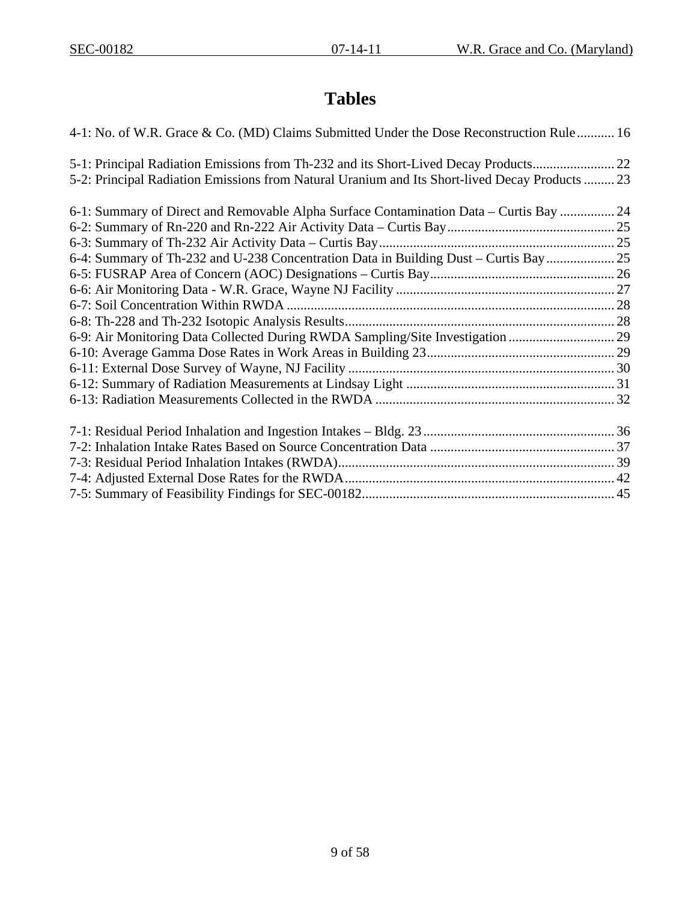# Tables

4-1: No. of W.R. Grace & Co. (MD) Claims Submitted Under the Dose Reconstruction Rule ........... 16

5-1: Principal Radiation Emissions from Th-232 and its Short-Lived Decay Products........................ 22
5-2: Principal Radiation Emissions from Natural Uranium and Its Short-lived Decay Products ......... 23

6-1: Summary of Direct and Removable Alpha Surface Contamination Data – Curtis Bay ................ 24
6-2: Summary of Rn-220 and Rn-222 Air Activity Data – Curtis Bay................................................. 25
6-3: Summary of Th-232 Air Activity Data – Curtis Bay..................................................................... 25
6-4: Summary of Th-232 and U-238 Concentration Data in Building Dust – Curtis Bay.................... 25
6-5: FUSRAP Area of Concern (AOC) Designations – Curtis Bay...................................................... 26
6-6: Air Monitoring Data - W.R. Grace, Wayne NJ Facility ................................................................ 27
6-7: Soil Concentration Within RWDA ................................................................................................ 28
6-8: Th-228 and Th-232 Isotopic Analysis Results............................................................................... 28
6-9: Air Monitoring Data Collected During RWDA Sampling/Site Investigation ............................... 29
6-10: Average Gamma Dose Rates in Work Areas in Building 23....................................................... 29
6-11: External Dose Survey of Wayne, NJ Facility .............................................................................. 30
6-12: Summary of Radiation Measurements at Lindsay Light ............................................................. 31
6-13: Radiation Measurements Collected in the RWDA ...................................................................... 32

7-1: Residual Period Inhalation and Ingestion Intakes – Bldg. 23 ........................................................ 36
7-2: Inhalation Intake Rates Based on Source Concentration Data ...................................................... 37
7-3: Residual Period Inhalation Intakes (RWDA)................................................................................. 39
7-4: Adjusted External Dose Rates for the RWDA............................................................................... 42
7-5: Summary of Feasibility Findings for SEC-00182.......................................................................... 45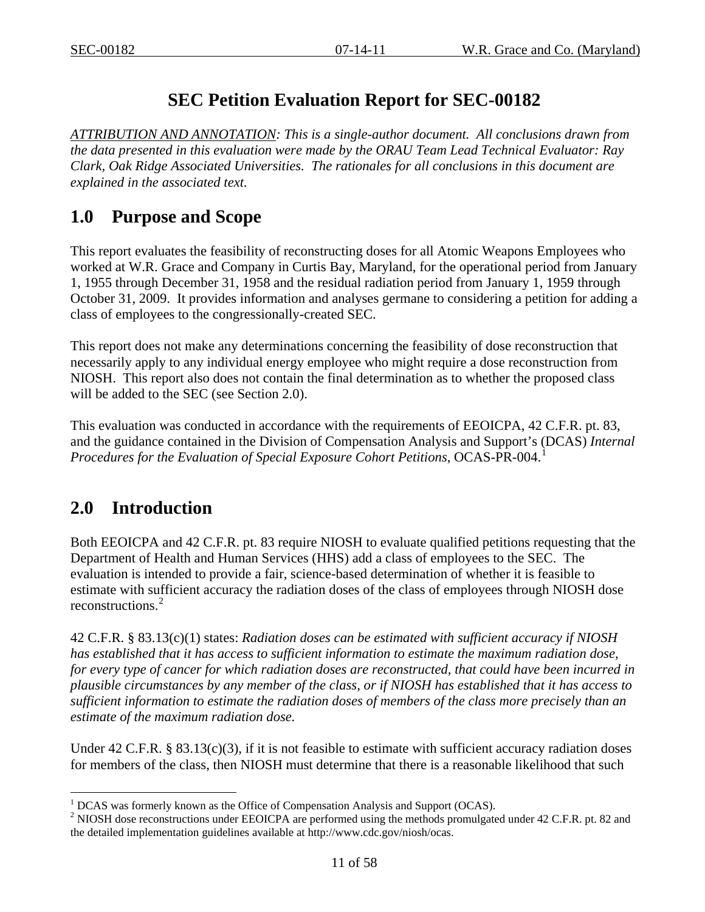# SEC Petition Evaluation Report for SEC-00182

*ATTRIBUTION AND ANNOTATION: This is a single-author document. All conclusions drawn from the data presented in this evaluation were made by the ORAU Team Lead Technical Evaluator: Ray Clark, Oak Ridge Associated Universities. The rationales for all conclusions in this document are explained in the associated text.*

## 1.0 Purpose and Scope

This report evaluates the feasibility of reconstructing doses for all Atomic Weapons Employees who worked at W.R. Grace and Company in Curtis Bay, Maryland, for the operational period from January 1, 1955 through December 31, 1958 and the residual radiation period from January 1, 1959 through October 31, 2009. It provides information and analyses germane to considering a petition for adding a class of employees to the congressionally-created SEC.

This report does not make any determinations concerning the feasibility of dose reconstruction that necessarily apply to any individual energy employee who might require a dose reconstruction from NIOSH. This report also does not contain the final determination as to whether the proposed class will be added to the SEC (see Section 2.0).

This evaluation was conducted in accordance with the requirements of EEOICPA, 42 C.F.R. pt. 83, and the guidance contained in the Division of Compensation Analysis and Support's (DCAS) *Internal Procedures for the Evaluation of Special Exposure Cohort Petitions*, OCAS-PR-004.[1]

## 2.0 Introduction

Both EEOICPA and 42 C.F.R. pt. 83 require NIOSH to evaluate qualified petitions requesting that the Department of Health and Human Services (HHS) add a class of employees to the SEC. The evaluation is intended to provide a fair, science-based determination of whether it is feasible to estimate with sufficient accuracy the radiation doses of the class of employees through NIOSH dose reconstructions.[2]

42 C.F.R. § 83.13(c)(1) states: *Radiation doses can be estimated with sufficient accuracy if NIOSH has established that it has access to sufficient information to estimate the maximum radiation dose, for every type of cancer for which radiation doses are reconstructed, that could have been incurred in plausible circumstances by any member of the class, or if NIOSH has established that it has access to sufficient information to estimate the radiation doses of members of the class more precisely than an estimate of the maximum radiation dose.*

Under 42 C.F.R. § 83.13(c)(3), if it is not feasible to estimate with sufficient accuracy radiation doses for members of the class, then NIOSH must determine that there is a reasonable likelihood that such

---

[1] DCAS was formerly known as the Office of Compensation Analysis and Support (OCAS).

[2] NIOSH dose reconstructions under EEOICPA are performed using the methods promulgated under 42 C.F.R. pt. 82 and the detailed implementation guidelines available at http://www.cdc.gov/niosh/ocas.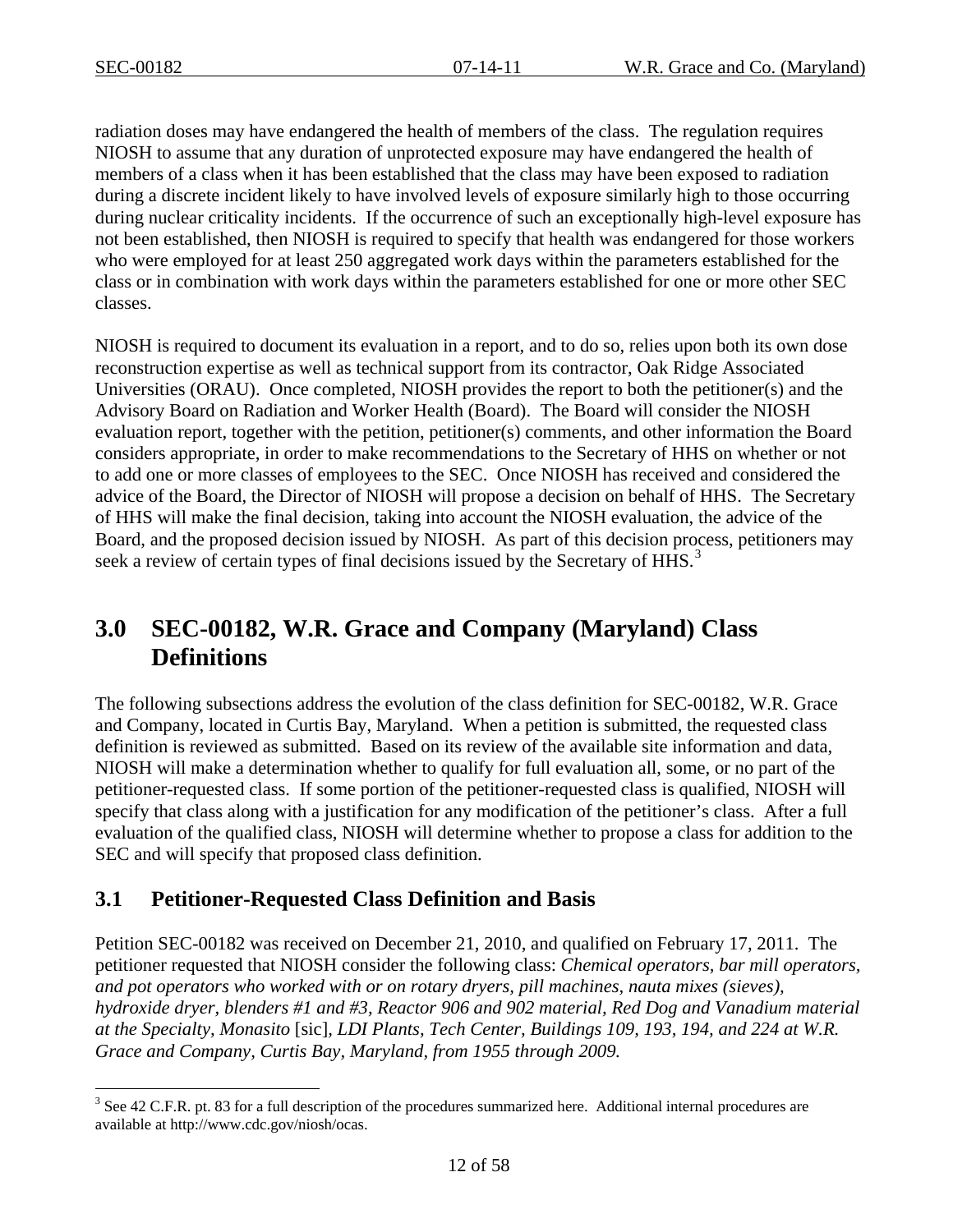radiation doses may have endangered the health of members of the class. The regulation requires NIOSH to assume that any duration of unprotected exposure may have endangered the health of members of a class when it has been established that the class may have been exposed to radiation during a discrete incident likely to have involved levels of exposure similarly high to those occurring during nuclear criticality incidents. If the occurrence of such an exceptionally high-level exposure has not been established, then NIOSH is required to specify that health was endangered for those workers who were employed for at least 250 aggregated work days within the parameters established for the class or in combination with work days within the parameters established for one or more other SEC classes.

NIOSH is required to document its evaluation in a report, and to do so, relies upon both its own dose reconstruction expertise as well as technical support from its contractor, Oak Ridge Associated Universities (ORAU). Once completed, NIOSH provides the report to both the petitioner(s) and the Advisory Board on Radiation and Worker Health (Board). The Board will consider the NIOSH evaluation report, together with the petition, petitioner(s) comments, and other information the Board considers appropriate, in order to make recommendations to the Secretary of HHS on whether or not to add one or more classes of employees to the SEC. Once NIOSH has received and considered the advice of the Board, the Director of NIOSH will propose a decision on behalf of HHS. The Secretary of HHS will make the final decision, taking into account the NIOSH evaluation, the advice of the Board, and the proposed decision issued by NIOSH. As part of this decision process, petitioners may seek a review of certain types of final decisions issued by the Secretary of HHS.[3]

# 3.0 SEC-00182, W.R. Grace and Company (Maryland) Class Definitions

The following subsections address the evolution of the class definition for SEC-00182, W.R. Grace and Company, located in Curtis Bay, Maryland. When a petition is submitted, the requested class definition is reviewed as submitted. Based on its review of the available site information and data, NIOSH will make a determination whether to qualify for full evaluation all, some, or no part of the petitioner-requested class. If some portion of the petitioner-requested class is qualified, NIOSH will specify that class along with a justification for any modification of the petitioner's class. After a full evaluation of the qualified class, NIOSH will determine whether to propose a class for addition to the SEC and will specify that proposed class definition.

## 3.1 Petitioner-Requested Class Definition and Basis

Petition SEC-00182 was received on December 21, 2010, and qualified on February 17, 2011. The petitioner requested that NIOSH consider the following class: *Chemical operators, bar mill operators, and pot operators who worked with or on rotary dryers, pill machines, nauta mixes (sieves), hydroxide dryer, blenders #1 and #3, Reactor 906 and 902 material, Red Dog and Vanadium material at the Specialty, Monasito* [sic]*, LDI Plants, Tech Center, Buildings 109, 193, 194, and 224 at W.R. Grace and Company, Curtis Bay, Maryland, from 1955 through 2009.*

[3] See 42 C.F.R. pt. 83 for a full description of the procedures summarized here. Additional internal procedures are available at http://www.cdc.gov/niosh/ocas.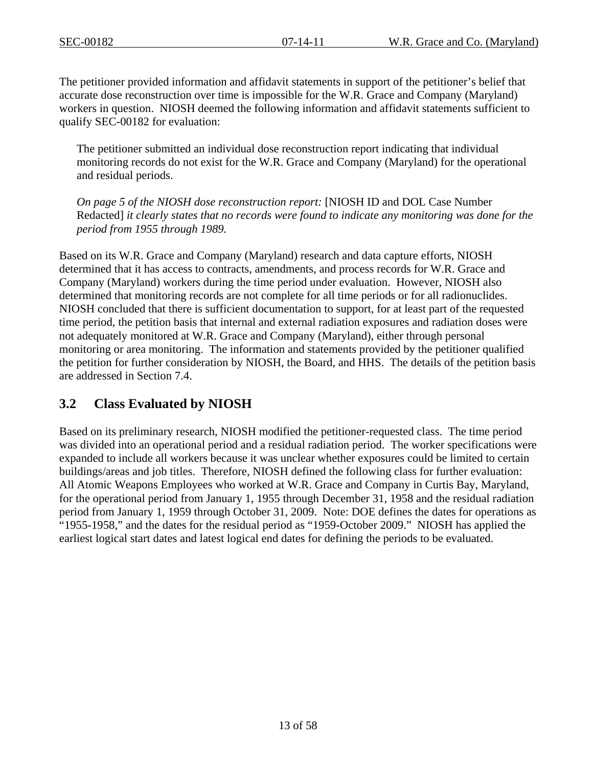The petitioner provided information and affidavit statements in support of the petitioner's belief that accurate dose reconstruction over time is impossible for the W.R. Grace and Company (Maryland) workers in question. NIOSH deemed the following information and affidavit statements sufficient to qualify SEC-00182 for evaluation:

> The petitioner submitted an individual dose reconstruction report indicating that individual monitoring records do not exist for the W.R. Grace and Company (Maryland) for the operational and residual periods.
>
> *On page 5 of the NIOSH dose reconstruction report:* [NIOSH ID and DOL Case Number Redacted] *it clearly states that no records were found to indicate any monitoring was done for the period from 1955 through 1989.*

Based on its W.R. Grace and Company (Maryland) research and data capture efforts, NIOSH determined that it has access to contracts, amendments, and process records for W.R. Grace and Company (Maryland) workers during the time period under evaluation. However, NIOSH also determined that monitoring records are not complete for all time periods or for all radionuclides. NIOSH concluded that there is sufficient documentation to support, for at least part of the requested time period, the petition basis that internal and external radiation exposures and radiation doses were not adequately monitored at W.R. Grace and Company (Maryland), either through personal monitoring or area monitoring. The information and statements provided by the petitioner qualified the petition for further consideration by NIOSH, the Board, and HHS. The details of the petition basis are addressed in Section 7.4.

## 3.2 Class Evaluated by NIOSH

Based on its preliminary research, NIOSH modified the petitioner-requested class. The time period was divided into an operational period and a residual radiation period. The worker specifications were expanded to include all workers because it was unclear whether exposures could be limited to certain buildings/areas and job titles. Therefore, NIOSH defined the following class for further evaluation: All Atomic Weapons Employees who worked at W.R. Grace and Company in Curtis Bay, Maryland, for the operational period from January 1, 1955 through December 31, 1958 and the residual radiation period from January 1, 1959 through October 31, 2009. Note: DOE defines the dates for operations as "1955-1958," and the dates for the residual period as "1959-October 2009." NIOSH has applied the earliest logical start dates and latest logical end dates for defining the periods to be evaluated.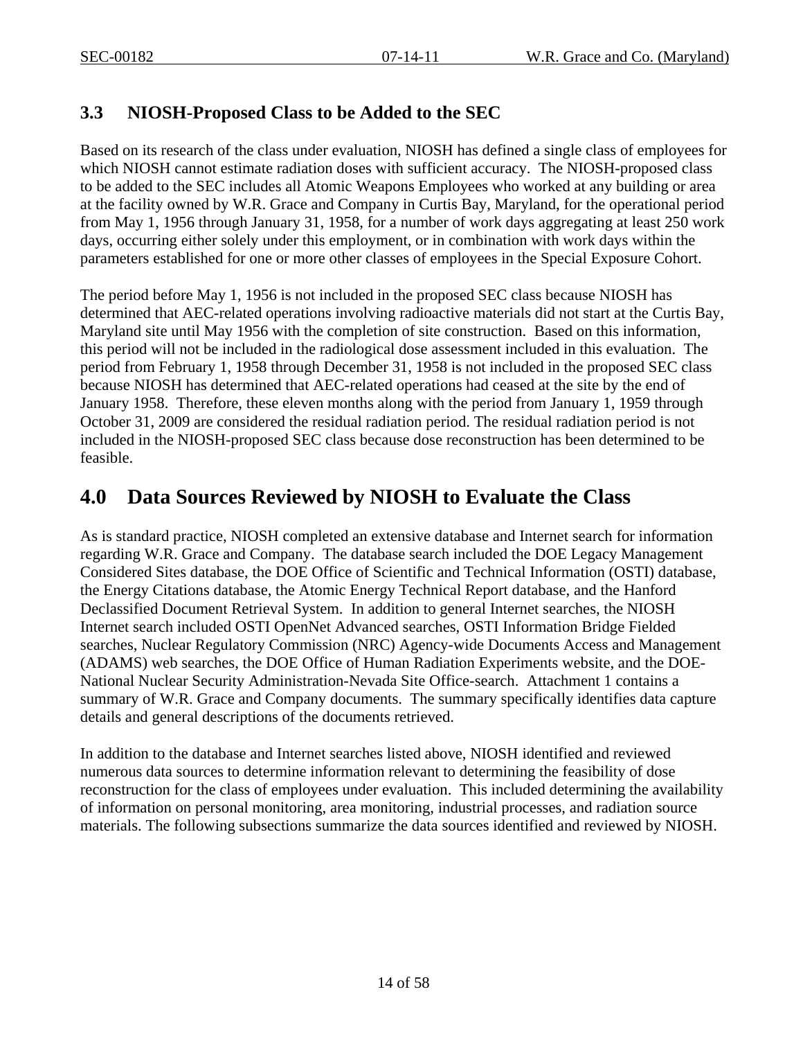### 3.3 NIOSH-Proposed Class to be Added to the SEC

Based on its research of the class under evaluation, NIOSH has defined a single class of employees for which NIOSH cannot estimate radiation doses with sufficient accuracy. The NIOSH-proposed class to be added to the SEC includes all Atomic Weapons Employees who worked at any building or area at the facility owned by W.R. Grace and Company in Curtis Bay, Maryland, for the operational period from May 1, 1956 through January 31, 1958, for a number of work days aggregating at least 250 work days, occurring either solely under this employment, or in combination with work days within the parameters established for one or more other classes of employees in the Special Exposure Cohort.

The period before May 1, 1956 is not included in the proposed SEC class because NIOSH has determined that AEC-related operations involving radioactive materials did not start at the Curtis Bay, Maryland site until May 1956 with the completion of site construction. Based on this information, this period will not be included in the radiological dose assessment included in this evaluation. The period from February 1, 1958 through December 31, 1958 is not included in the proposed SEC class because NIOSH has determined that AEC-related operations had ceased at the site by the end of January 1958. Therefore, these eleven months along with the period from January 1, 1959 through October 31, 2009 are considered the residual radiation period. The residual radiation period is not included in the NIOSH-proposed SEC class because dose reconstruction has been determined to be feasible.

## 4.0 Data Sources Reviewed by NIOSH to Evaluate the Class

As is standard practice, NIOSH completed an extensive database and Internet search for information regarding W.R. Grace and Company. The database search included the DOE Legacy Management Considered Sites database, the DOE Office of Scientific and Technical Information (OSTI) database, the Energy Citations database, the Atomic Energy Technical Report database, and the Hanford Declassified Document Retrieval System. In addition to general Internet searches, the NIOSH Internet search included OSTI OpenNet Advanced searches, OSTI Information Bridge Fielded searches, Nuclear Regulatory Commission (NRC) Agency-wide Documents Access and Management (ADAMS) web searches, the DOE Office of Human Radiation Experiments website, and the DOE-National Nuclear Security Administration-Nevada Site Office-search. Attachment 1 contains a summary of W.R. Grace and Company documents. The summary specifically identifies data capture details and general descriptions of the documents retrieved.

In addition to the database and Internet searches listed above, NIOSH identified and reviewed numerous data sources to determine information relevant to determining the feasibility of dose reconstruction for the class of employees under evaluation. This included determining the availability of information on personal monitoring, area monitoring, industrial processes, and radiation source materials. The following subsections summarize the data sources identified and reviewed by NIOSH.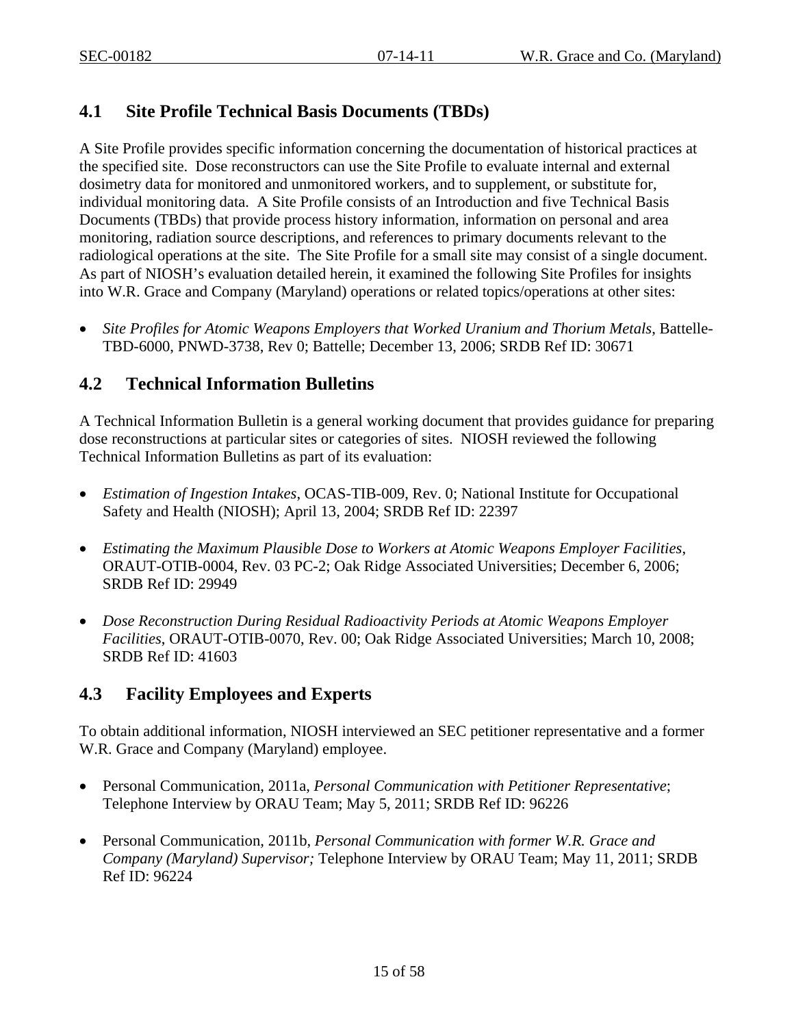## 4.1 Site Profile Technical Basis Documents (TBDs)

A Site Profile provides specific information concerning the documentation of historical practices at the specified site. Dose reconstructors can use the Site Profile to evaluate internal and external dosimetry data for monitored and unmonitored workers, and to supplement, or substitute for, individual monitoring data. A Site Profile consists of an Introduction and five Technical Basis Documents (TBDs) that provide process history information, information on personal and area monitoring, radiation source descriptions, and references to primary documents relevant to the radiological operations at the site. The Site Profile for a small site may consist of a single document. As part of NIOSH's evaluation detailed herein, it examined the following Site Profiles for insights into W.R. Grace and Company (Maryland) operations or related topics/operations at other sites:

- *Site Profiles for Atomic Weapons Employers that Worked Uranium and Thorium Metals*, Battelle-TBD-6000, PNWD-3738, Rev 0; Battelle; December 13, 2006; SRDB Ref ID: 30671

## 4.2 Technical Information Bulletins

A Technical Information Bulletin is a general working document that provides guidance for preparing dose reconstructions at particular sites or categories of sites. NIOSH reviewed the following Technical Information Bulletins as part of its evaluation:

- *Estimation of Ingestion Intakes*, OCAS-TIB-009, Rev. 0; National Institute for Occupational Safety and Health (NIOSH); April 13, 2004; SRDB Ref ID: 22397

- *Estimating the Maximum Plausible Dose to Workers at Atomic Weapons Employer Facilities*, ORAUT-OTIB-0004, Rev. 03 PC-2; Oak Ridge Associated Universities; December 6, 2006; SRDB Ref ID: 29949

- *Dose Reconstruction During Residual Radioactivity Periods at Atomic Weapons Employer Facilities*, ORAUT-OTIB-0070, Rev. 00; Oak Ridge Associated Universities; March 10, 2008; SRDB Ref ID: 41603

## 4.3 Facility Employees and Experts

To obtain additional information, NIOSH interviewed an SEC petitioner representative and a former W.R. Grace and Company (Maryland) employee.

- Personal Communication, 2011a, *Personal Communication with Petitioner Representative*; Telephone Interview by ORAU Team; May 5, 2011; SRDB Ref ID: 96226

- Personal Communication, 2011b, *Personal Communication with former W.R. Grace and Company (Maryland) Supervisor;* Telephone Interview by ORAU Team; May 11, 2011; SRDB Ref ID: 96224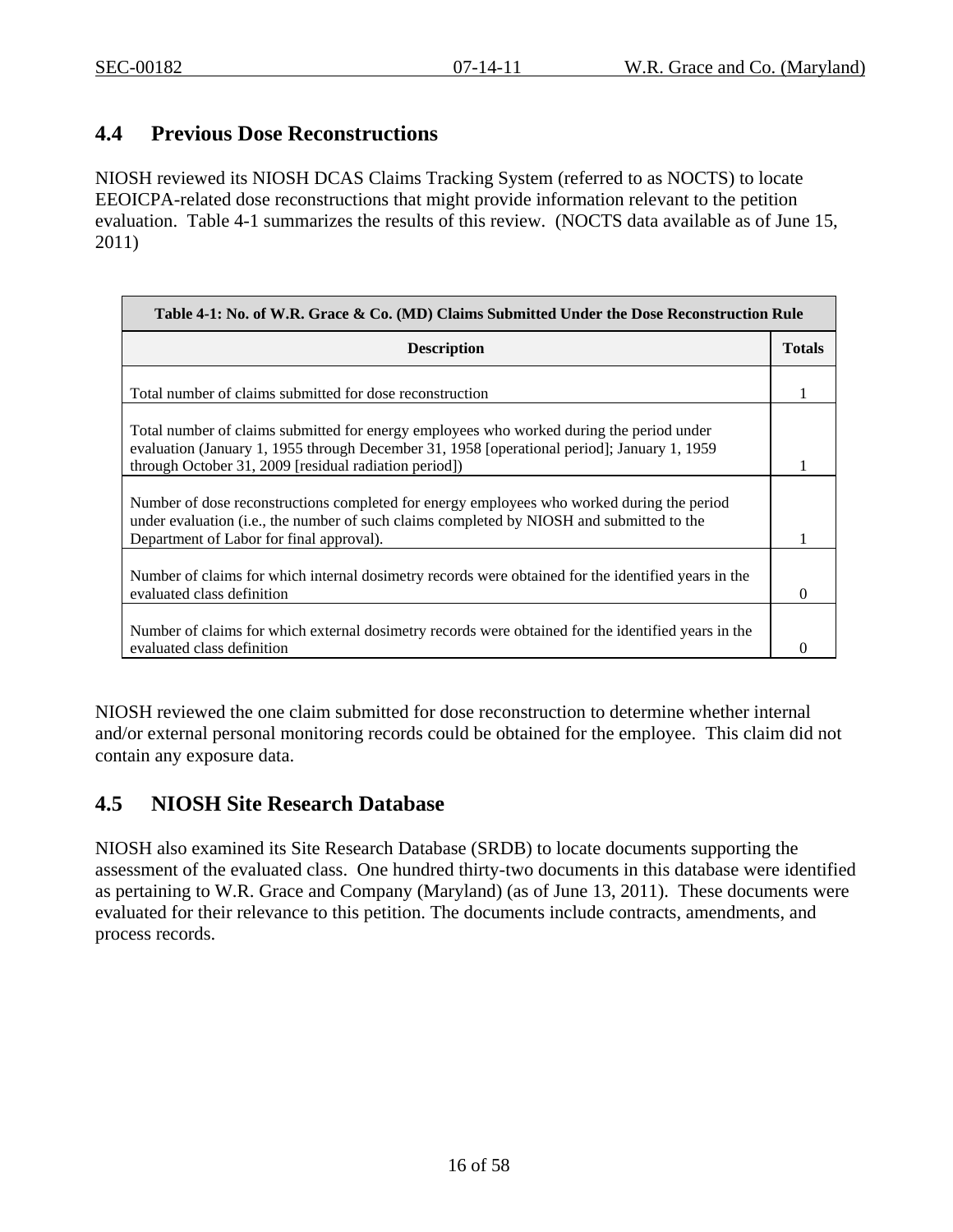## 4.4 Previous Dose Reconstructions

NIOSH reviewed its NIOSH DCAS Claims Tracking System (referred to as NOCTS) to locate EEOICPA-related dose reconstructions that might provide information relevant to the petition evaluation. Table 4-1 summarizes the results of this review. (NOCTS data available as of June 15, 2011)

| Table 4-1: No. of W.R. Grace & Co. (MD) Claims Submitted Under the Dose Reconstruction Rule | |
|---|---|
| **Description** | **Totals** |
| Total number of claims submitted for dose reconstruction | 1 |
| Total number of claims submitted for energy employees who worked during the period under evaluation (January 1, 1955 through December 31, 1958 [operational period]; January 1, 1959 through October 31, 2009 [residual radiation period]) | 1 |
| Number of dose reconstructions completed for energy employees who worked during the period under evaluation (i.e., the number of such claims completed by NIOSH and submitted to the Department of Labor for final approval). | 1 |
| Number of claims for which internal dosimetry records were obtained for the identified years in the evaluated class definition | 0 |
| Number of claims for which external dosimetry records were obtained for the identified years in the evaluated class definition | 0 |

NIOSH reviewed the one claim submitted for dose reconstruction to determine whether internal and/or external personal monitoring records could be obtained for the employee. This claim did not contain any exposure data.

## 4.5 NIOSH Site Research Database

NIOSH also examined its Site Research Database (SRDB) to locate documents supporting the assessment of the evaluated class. One hundred thirty-two documents in this database were identified as pertaining to W.R. Grace and Company (Maryland) (as of June 13, 2011). These documents were evaluated for their relevance to this petition. The documents include contracts, amendments, and process records.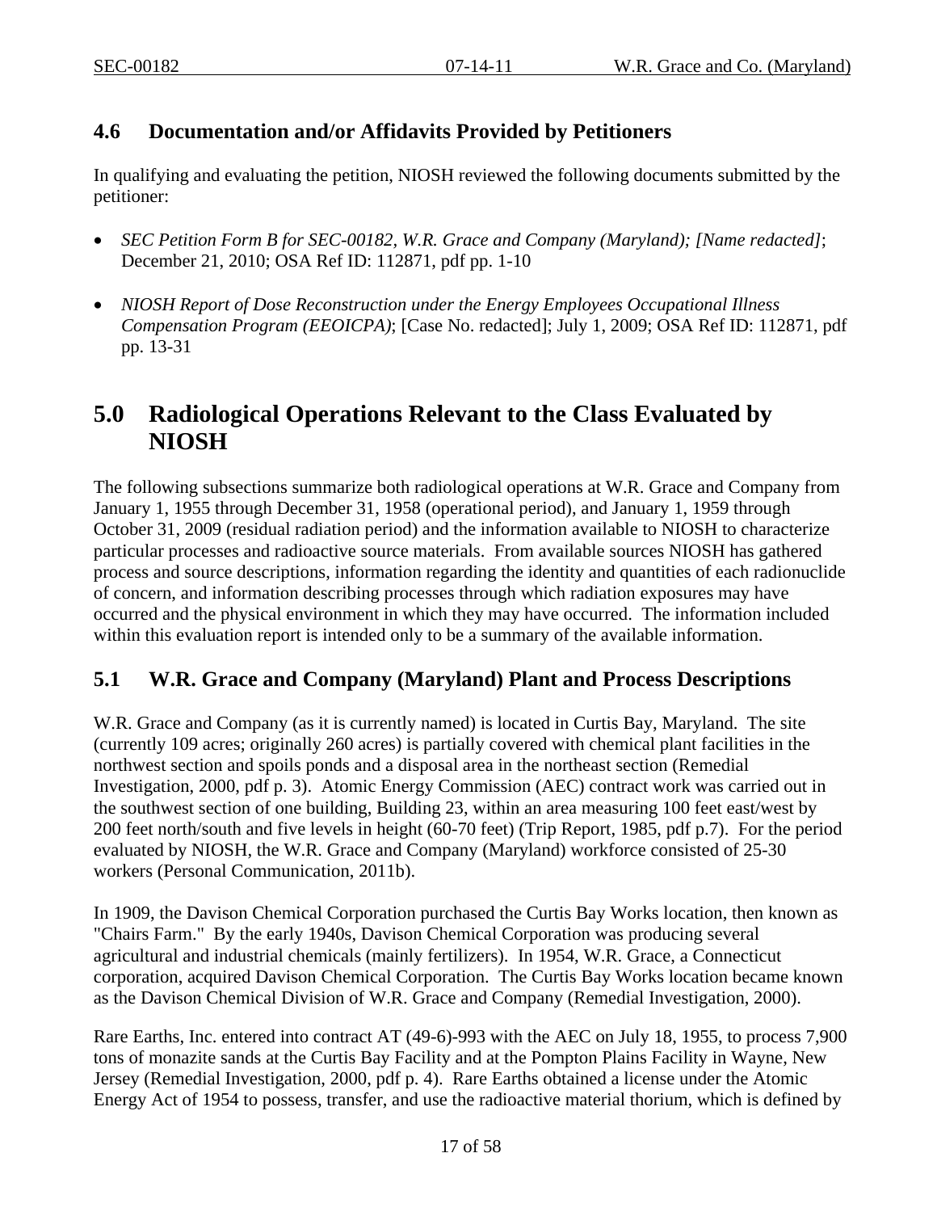## 4.6 Documentation and/or Affidavits Provided by Petitioners

In qualifying and evaluating the petition, NIOSH reviewed the following documents submitted by the petitioner:

- *SEC Petition Form B for SEC-00182, W.R. Grace and Company (Maryland); [Name redacted]*; December 21, 2010; OSA Ref ID: 112871, pdf pp. 1-10
- *NIOSH Report of Dose Reconstruction under the Energy Employees Occupational Illness Compensation Program (EEOICPA)*; [Case No. redacted]; July 1, 2009; OSA Ref ID: 112871, pdf pp. 13-31

# 5.0 Radiological Operations Relevant to the Class Evaluated by NIOSH

The following subsections summarize both radiological operations at W.R. Grace and Company from January 1, 1955 through December 31, 1958 (operational period), and January 1, 1959 through October 31, 2009 (residual radiation period) and the information available to NIOSH to characterize particular processes and radioactive source materials. From available sources NIOSH has gathered process and source descriptions, information regarding the identity and quantities of each radionuclide of concern, and information describing processes through which radiation exposures may have occurred and the physical environment in which they may have occurred. The information included within this evaluation report is intended only to be a summary of the available information.

## 5.1 W.R. Grace and Company (Maryland) Plant and Process Descriptions

W.R. Grace and Company (as it is currently named) is located in Curtis Bay, Maryland. The site (currently 109 acres; originally 260 acres) is partially covered with chemical plant facilities in the northwest section and spoils ponds and a disposal area in the northeast section (Remedial Investigation, 2000, pdf p. 3). Atomic Energy Commission (AEC) contract work was carried out in the southwest section of one building, Building 23, within an area measuring 100 feet east/west by 200 feet north/south and five levels in height (60-70 feet) (Trip Report, 1985, pdf p.7). For the period evaluated by NIOSH, the W.R. Grace and Company (Maryland) workforce consisted of 25-30 workers (Personal Communication, 2011b).

In 1909, the Davison Chemical Corporation purchased the Curtis Bay Works location, then known as "Chairs Farm." By the early 1940s, Davison Chemical Corporation was producing several agricultural and industrial chemicals (mainly fertilizers). In 1954, W.R. Grace, a Connecticut corporation, acquired Davison Chemical Corporation. The Curtis Bay Works location became known as the Davison Chemical Division of W.R. Grace and Company (Remedial Investigation, 2000).

Rare Earths, Inc. entered into contract AT (49-6)-993 with the AEC on July 18, 1955, to process 7,900 tons of monazite sands at the Curtis Bay Facility and at the Pompton Plains Facility in Wayne, New Jersey (Remedial Investigation, 2000, pdf p. 4). Rare Earths obtained a license under the Atomic Energy Act of 1954 to possess, transfer, and use the radioactive material thorium, which is defined by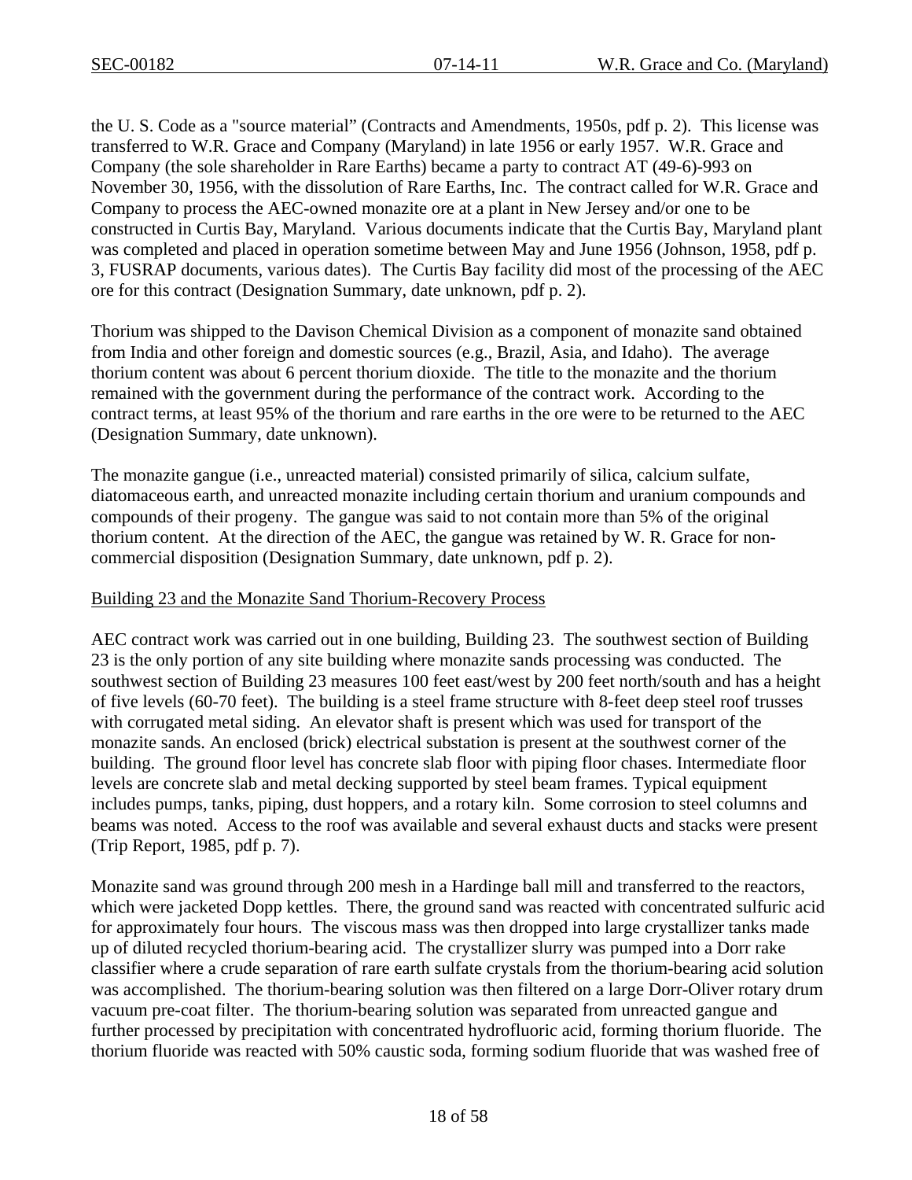the U. S. Code as a "source material" (Contracts and Amendments, 1950s, pdf p. 2). This license was transferred to W.R. Grace and Company (Maryland) in late 1956 or early 1957. W.R. Grace and Company (the sole shareholder in Rare Earths) became a party to contract AT (49-6)-993 on November 30, 1956, with the dissolution of Rare Earths, Inc. The contract called for W.R. Grace and Company to process the AEC-owned monazite ore at a plant in New Jersey and/or one to be constructed in Curtis Bay, Maryland. Various documents indicate that the Curtis Bay, Maryland plant was completed and placed in operation sometime between May and June 1956 (Johnson, 1958, pdf p. 3, FUSRAP documents, various dates). The Curtis Bay facility did most of the processing of the AEC ore for this contract (Designation Summary, date unknown, pdf p. 2).

Thorium was shipped to the Davison Chemical Division as a component of monazite sand obtained from India and other foreign and domestic sources (e.g., Brazil, Asia, and Idaho). The average thorium content was about 6 percent thorium dioxide. The title to the monazite and the thorium remained with the government during the performance of the contract work. According to the contract terms, at least 95% of the thorium and rare earths in the ore were to be returned to the AEC (Designation Summary, date unknown).

The monazite gangue (i.e., unreacted material) consisted primarily of silica, calcium sulfate, diatomaceous earth, and unreacted monazite including certain thorium and uranium compounds and compounds of their progeny. The gangue was said to not contain more than 5% of the original thorium content. At the direction of the AEC, the gangue was retained by W. R. Grace for non-commercial disposition (Designation Summary, date unknown, pdf p. 2).

Building 23 and the Monazite Sand Thorium-Recovery Process

AEC contract work was carried out in one building, Building 23. The southwest section of Building 23 is the only portion of any site building where monazite sands processing was conducted. The southwest section of Building 23 measures 100 feet east/west by 200 feet north/south and has a height of five levels (60-70 feet). The building is a steel frame structure with 8-feet deep steel roof trusses with corrugated metal siding. An elevator shaft is present which was used for transport of the monazite sands. An enclosed (brick) electrical substation is present at the southwest corner of the building. The ground floor level has concrete slab floor with piping floor chases. Intermediate floor levels are concrete slab and metal decking supported by steel beam frames. Typical equipment includes pumps, tanks, piping, dust hoppers, and a rotary kiln. Some corrosion to steel columns and beams was noted. Access to the roof was available and several exhaust ducts and stacks were present (Trip Report, 1985, pdf p. 7).

Monazite sand was ground through 200 mesh in a Hardinge ball mill and transferred to the reactors, which were jacketed Dopp kettles. There, the ground sand was reacted with concentrated sulfuric acid for approximately four hours. The viscous mass was then dropped into large crystallizer tanks made up of diluted recycled thorium-bearing acid. The crystallizer slurry was pumped into a Dorr rake classifier where a crude separation of rare earth sulfate crystals from the thorium-bearing acid solution was accomplished. The thorium-bearing solution was then filtered on a large Dorr-Oliver rotary drum vacuum pre-coat filter. The thorium-bearing solution was separated from unreacted gangue and further processed by precipitation with concentrated hydrofluoric acid, forming thorium fluoride. The thorium fluoride was reacted with 50% caustic soda, forming sodium fluoride that was washed free of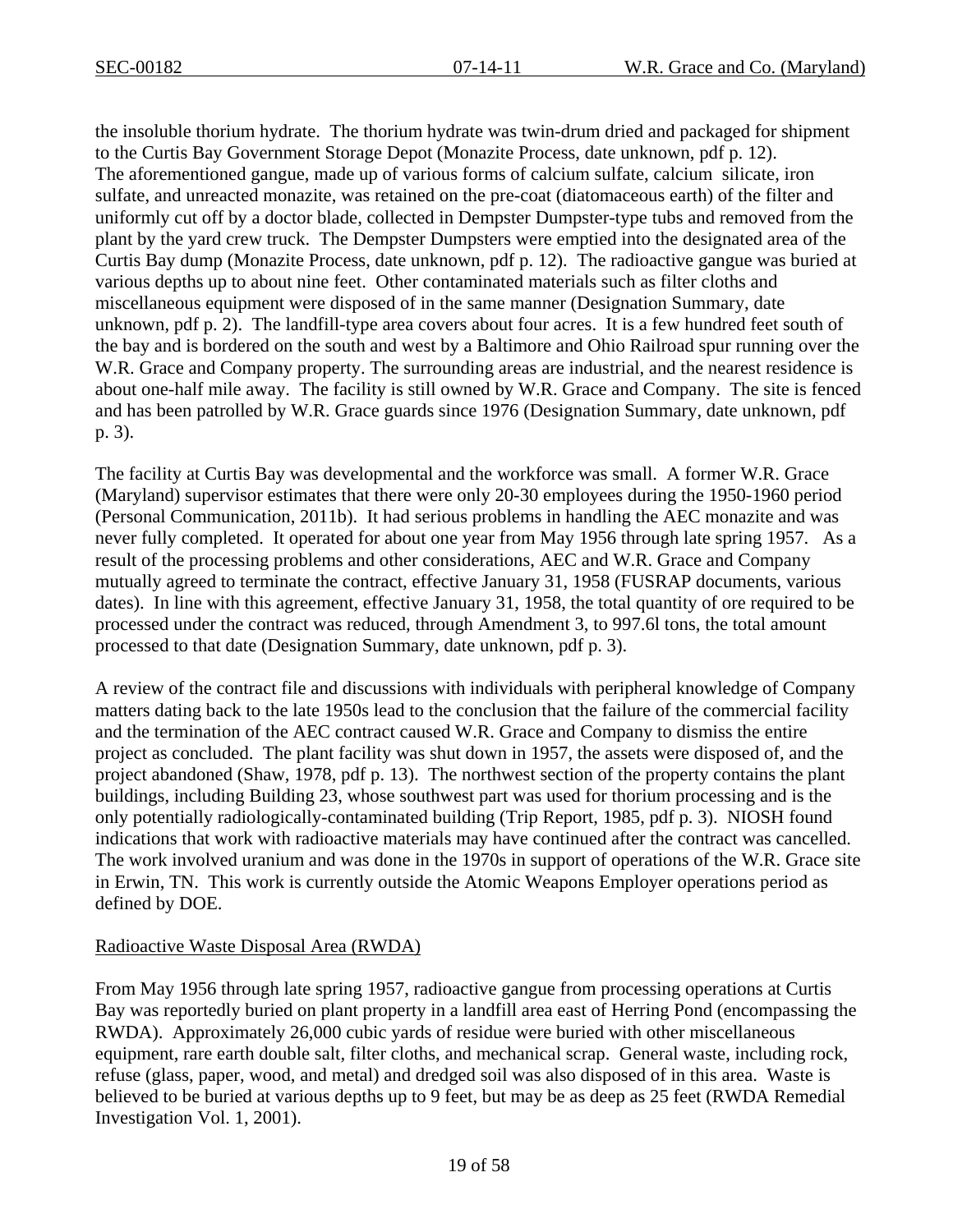the insoluble thorium hydrate. The thorium hydrate was twin-drum dried and packaged for shipment to the Curtis Bay Government Storage Depot (Monazite Process, date unknown, pdf p. 12). The aforementioned gangue, made up of various forms of calcium sulfate, calcium silicate, iron sulfate, and unreacted monazite, was retained on the pre-coat (diatomaceous earth) of the filter and uniformly cut off by a doctor blade, collected in Dempster Dumpster-type tubs and removed from the plant by the yard crew truck. The Dempster Dumpsters were emptied into the designated area of the Curtis Bay dump (Monazite Process, date unknown, pdf p. 12). The radioactive gangue was buried at various depths up to about nine feet. Other contaminated materials such as filter cloths and miscellaneous equipment were disposed of in the same manner (Designation Summary, date unknown, pdf p. 2). The landfill-type area covers about four acres. It is a few hundred feet south of the bay and is bordered on the south and west by a Baltimore and Ohio Railroad spur running over the W.R. Grace and Company property. The surrounding areas are industrial, and the nearest residence is about one-half mile away. The facility is still owned by W.R. Grace and Company. The site is fenced and has been patrolled by W.R. Grace guards since 1976 (Designation Summary, date unknown, pdf p. 3).

The facility at Curtis Bay was developmental and the workforce was small. A former W.R. Grace (Maryland) supervisor estimates that there were only 20-30 employees during the 1950-1960 period (Personal Communication, 2011b). It had serious problems in handling the AEC monazite and was never fully completed. It operated for about one year from May 1956 through late spring 1957. As a result of the processing problems and other considerations, AEC and W.R. Grace and Company mutually agreed to terminate the contract, effective January 31, 1958 (FUSRAP documents, various dates). In line with this agreement, effective January 31, 1958, the total quantity of ore required to be processed under the contract was reduced, through Amendment 3, to 997.6l tons, the total amount processed to that date (Designation Summary, date unknown, pdf p. 3).

A review of the contract file and discussions with individuals with peripheral knowledge of Company matters dating back to the late 1950s lead to the conclusion that the failure of the commercial facility and the termination of the AEC contract caused W.R. Grace and Company to dismiss the entire project as concluded. The plant facility was shut down in 1957, the assets were disposed of, and the project abandoned (Shaw, 1978, pdf p. 13). The northwest section of the property contains the plant buildings, including Building 23, whose southwest part was used for thorium processing and is the only potentially radiologically-contaminated building (Trip Report, 1985, pdf p. 3). NIOSH found indications that work with radioactive materials may have continued after the contract was cancelled. The work involved uranium and was done in the 1970s in support of operations of the W.R. Grace site in Erwin, TN. This work is currently outside the Atomic Weapons Employer operations period as defined by DOE.

Radioactive Waste Disposal Area (RWDA)

From May 1956 through late spring 1957, radioactive gangue from processing operations at Curtis Bay was reportedly buried on plant property in a landfill area east of Herring Pond (encompassing the RWDA). Approximately 26,000 cubic yards of residue were buried with other miscellaneous equipment, rare earth double salt, filter cloths, and mechanical scrap. General waste, including rock, refuse (glass, paper, wood, and metal) and dredged soil was also disposed of in this area. Waste is believed to be buried at various depths up to 9 feet, but may be as deep as 25 feet (RWDA Remedial Investigation Vol. 1, 2001).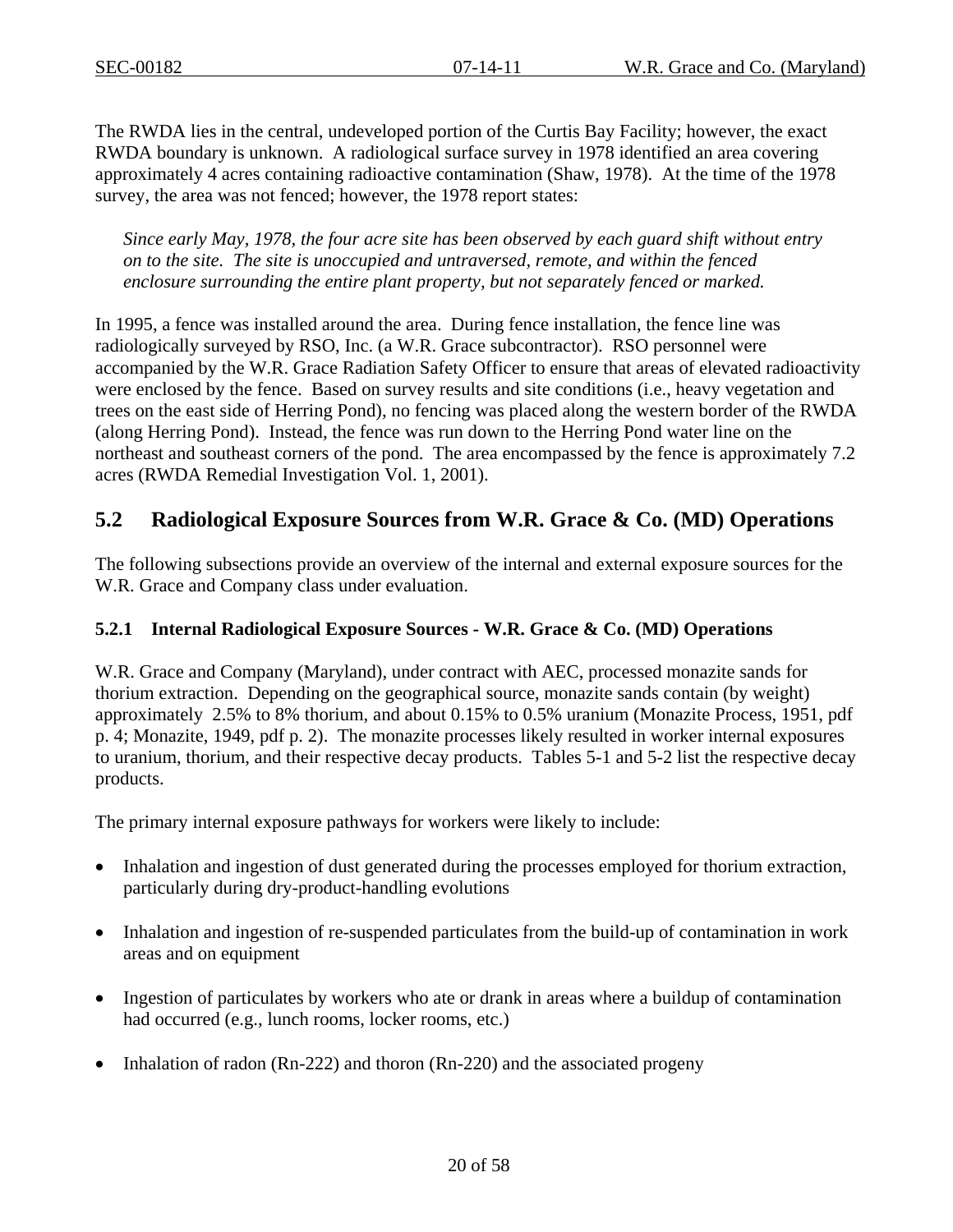The RWDA lies in the central, undeveloped portion of the Curtis Bay Facility; however, the exact RWDA boundary is unknown. A radiological surface survey in 1978 identified an area covering approximately 4 acres containing radioactive contamination (Shaw, 1978). At the time of the 1978 survey, the area was not fenced; however, the 1978 report states:

> *Since early May, 1978, the four acre site has been observed by each guard shift without entry on to the site. The site is unoccupied and untraversed, remote, and within the fenced enclosure surrounding the entire plant property, but not separately fenced or marked.*

In 1995, a fence was installed around the area. During fence installation, the fence line was radiologically surveyed by RSO, Inc. (a W.R. Grace subcontractor). RSO personnel were accompanied by the W.R. Grace Radiation Safety Officer to ensure that areas of elevated radioactivity were enclosed by the fence. Based on survey results and site conditions (i.e., heavy vegetation and trees on the east side of Herring Pond), no fencing was placed along the western border of the RWDA (along Herring Pond). Instead, the fence was run down to the Herring Pond water line on the northeast and southeast corners of the pond. The area encompassed by the fence is approximately 7.2 acres (RWDA Remedial Investigation Vol. 1, 2001).

## 5.2 Radiological Exposure Sources from W.R. Grace & Co. (MD) Operations

The following subsections provide an overview of the internal and external exposure sources for the W.R. Grace and Company class under evaluation.

### 5.2.1 Internal Radiological Exposure Sources - W.R. Grace & Co. (MD) Operations

W.R. Grace and Company (Maryland), under contract with AEC, processed monazite sands for thorium extraction. Depending on the geographical source, monazite sands contain (by weight) approximately 2.5% to 8% thorium, and about 0.15% to 0.5% uranium (Monazite Process, 1951, pdf p. 4; Monazite, 1949, pdf p. 2). The monazite processes likely resulted in worker internal exposures to uranium, thorium, and their respective decay products. Tables 5-1 and 5-2 list the respective decay products.

The primary internal exposure pathways for workers were likely to include:

- Inhalation and ingestion of dust generated during the processes employed for thorium extraction, particularly during dry-product-handling evolutions
- Inhalation and ingestion of re-suspended particulates from the build-up of contamination in work areas and on equipment
- Ingestion of particulates by workers who ate or drank in areas where a buildup of contamination had occurred (e.g., lunch rooms, locker rooms, etc.)
- Inhalation of radon (Rn-222) and thoron (Rn-220) and the associated progeny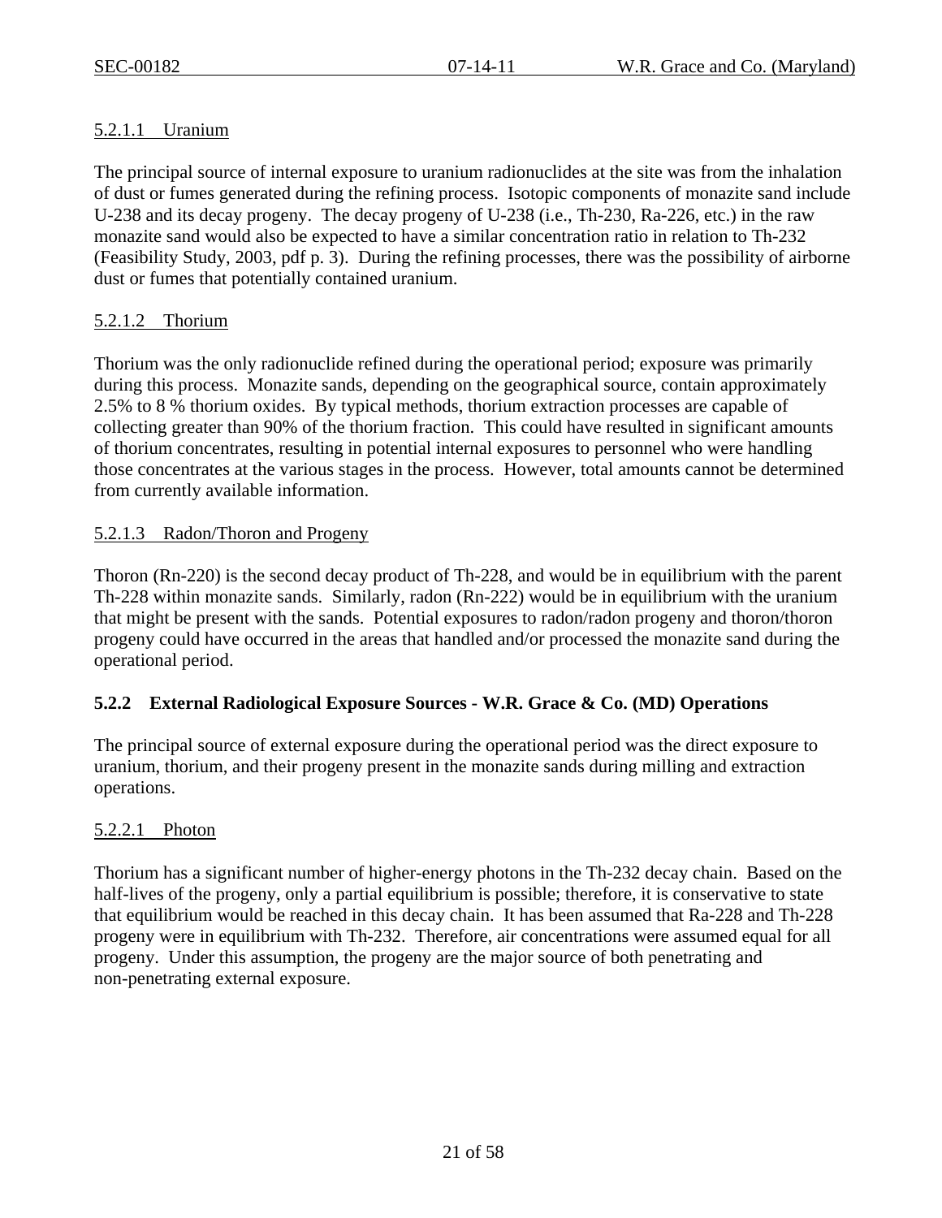#### 5.2.1.1 Uranium

The principal source of internal exposure to uranium radionuclides at the site was from the inhalation of dust or fumes generated during the refining process. Isotopic components of monazite sand include U-238 and its decay progeny. The decay progeny of U-238 (i.e., Th-230, Ra-226, etc.) in the raw monazite sand would also be expected to have a similar concentration ratio in relation to Th-232 (Feasibility Study, 2003, pdf p. 3). During the refining processes, there was the possibility of airborne dust or fumes that potentially contained uranium.

#### 5.2.1.2 Thorium

Thorium was the only radionuclide refined during the operational period; exposure was primarily during this process. Monazite sands, depending on the geographical source, contain approximately 2.5% to 8 % thorium oxides. By typical methods, thorium extraction processes are capable of collecting greater than 90% of the thorium fraction. This could have resulted in significant amounts of thorium concentrates, resulting in potential internal exposures to personnel who were handling those concentrates at the various stages in the process. However, total amounts cannot be determined from currently available information.

#### 5.2.1.3 Radon/Thoron and Progeny

Thoron (Rn-220) is the second decay product of Th-228, and would be in equilibrium with the parent Th-228 within monazite sands. Similarly, radon (Rn-222) would be in equilibrium with the uranium that might be present with the sands. Potential exposures to radon/radon progeny and thoron/thoron progeny could have occurred in the areas that handled and/or processed the monazite sand during the operational period.

### 5.2.2 External Radiological Exposure Sources - W.R. Grace & Co. (MD) Operations

The principal source of external exposure during the operational period was the direct exposure to uranium, thorium, and their progeny present in the monazite sands during milling and extraction operations.

#### 5.2.2.1 Photon

Thorium has a significant number of higher-energy photons in the Th-232 decay chain. Based on the half-lives of the progeny, only a partial equilibrium is possible; therefore, it is conservative to state that equilibrium would be reached in this decay chain. It has been assumed that Ra-228 and Th-228 progeny were in equilibrium with Th-232. Therefore, air concentrations were assumed equal for all progeny. Under this assumption, the progeny are the major source of both penetrating and non-penetrating external exposure.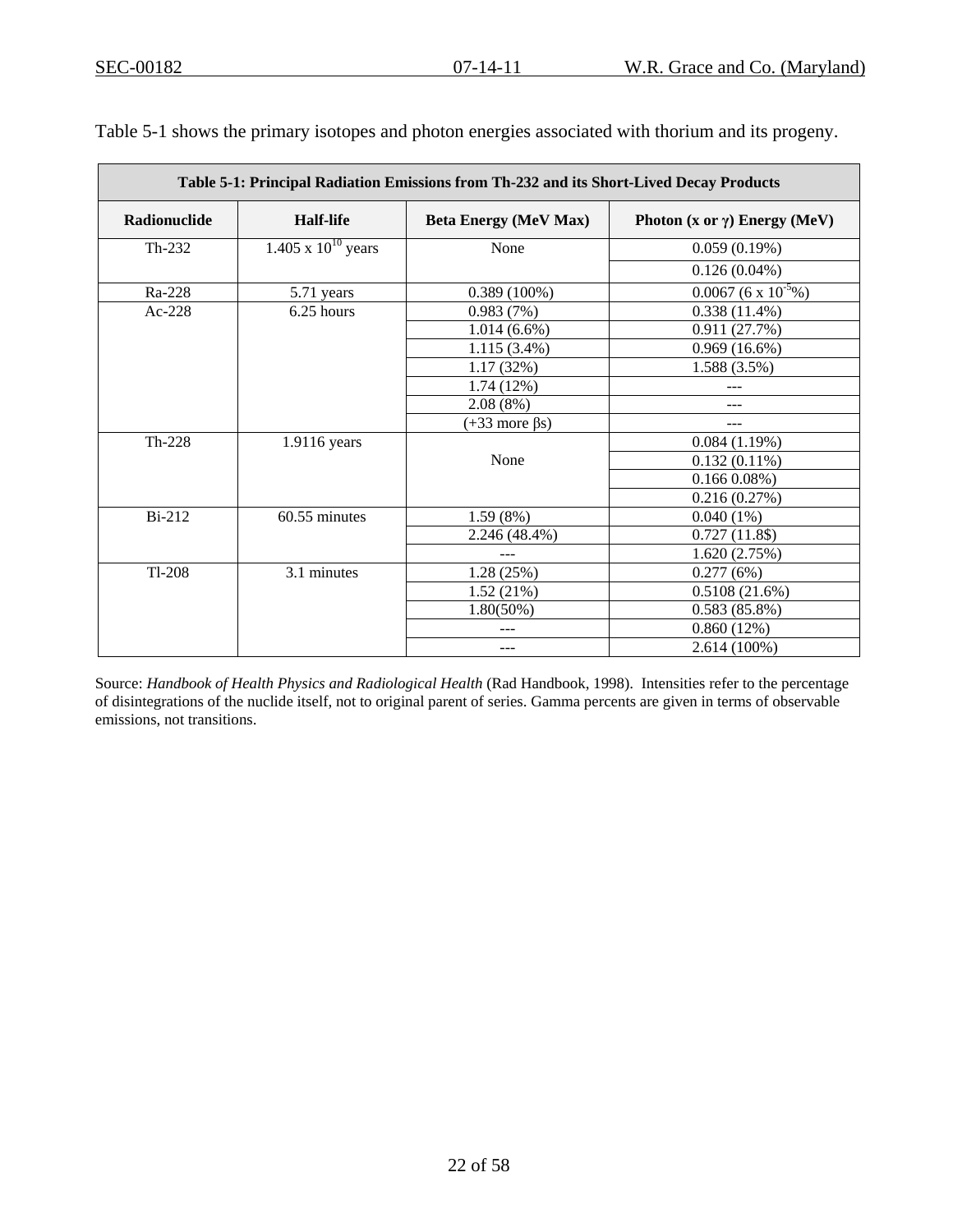Table 5-1 shows the primary isotopes and photon energies associated with thorium and its progeny.

**Table 5-1: Principal Radiation Emissions from Th-232 and its Short-Lived Decay Products**

| Radionuclide | Half-life | Beta Energy (MeV Max) | Photon (x or γ) Energy (MeV) |
|---|---|---|---|
| Th-232 | $1.405 \times 10^{10}$ years | None | 0.059 (0.19%) |
| | | | 0.126 (0.04%) |
| Ra-228 | 5.71 years | 0.389 (100%) | 0.0067 ($6 \times 10^{-5}$%) |
| Ac-228 | 6.25 hours | 0.983 (7%) | 0.338 (11.4%) |
| | | 1.014 (6.6%) | 0.911 (27.7%) |
| | | 1.115 (3.4%) | 0.969 (16.6%) |
| | | 1.17 (32%) | 1.588 (3.5%) |
| | | 1.74 (12%) | --- |
| | | 2.08 (8%) | --- |
| | | (+33 more βs) | --- |
| Th-228 | 1.9116 years | None | 0.084 (1.19%) |
| | | | 0.132 (0.11%) |
| | | | 0.166 0.08%) |
| | | | 0.216 (0.27%) |
| Bi-212 | 60.55 minutes | 1.59 (8%) | 0.040 (1%) |
| | | 2.246 (48.4%) | 0.727 (11.8$) |
| | | --- | 1.620 (2.75%) |
| Tl-208 | 3.1 minutes | 1.28 (25%) | 0.277 (6%) |
| | | 1.52 (21%) | 0.5108 (21.6%) |
| | | 1.80(50%) | 0.583 (85.8%) |
| | | --- | 0.860 (12%) |
| | | --- | 2.614 (100%) |

Source: *Handbook of Health Physics and Radiological Health* (Rad Handbook, 1998). Intensities refer to the percentage of disintegrations of the nuclide itself, not to original parent of series. Gamma percents are given in terms of observable emissions, not transitions.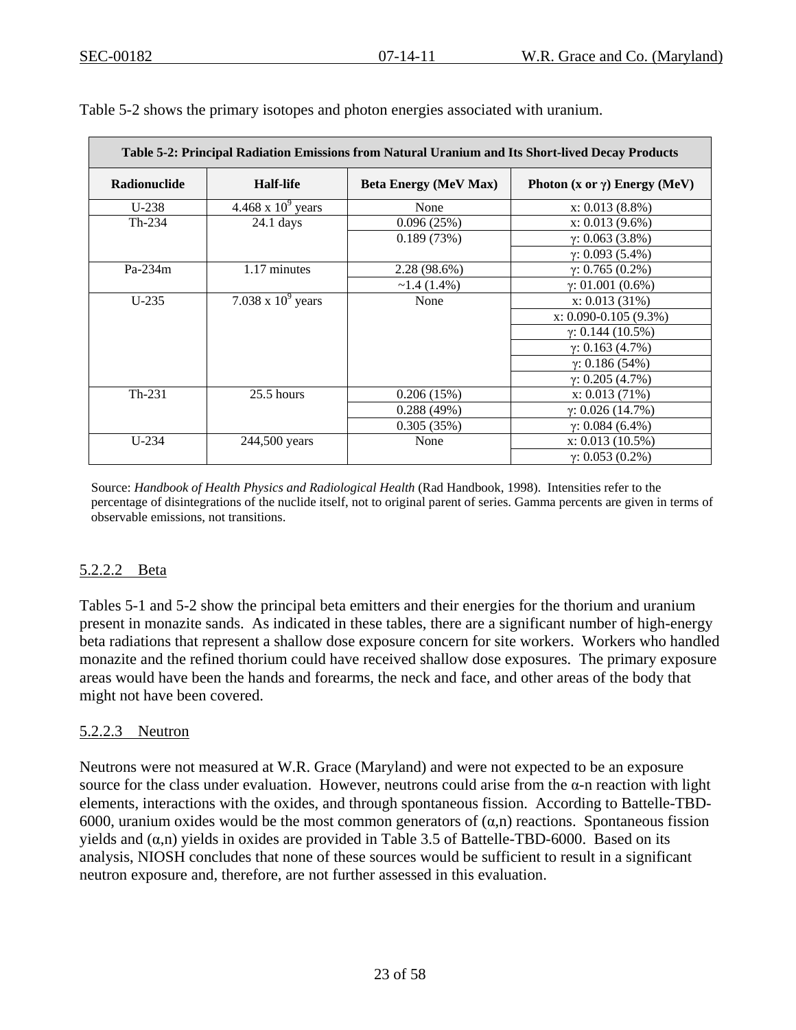Table 5-2 shows the primary isotopes and photon energies associated with uranium.

| Table 5-2: Principal Radiation Emissions from Natural Uranium and Its Short-lived Decay Products | | | |
|---|---|---|---|
| **Radionuclide** | **Half-life** | **Beta Energy (MeV Max)** | **Photon (x or γ) Energy (MeV)** |
| U-238 | $4.468 \times 10^9$ years | None | x: 0.013 (8.8%) |
| Th-234 | 24.1 days | 0.096 (25%) | x: 0.013 (9.6%) |
| | | 0.189 (73%) | γ: 0.063 (3.8%) |
| | | | γ: 0.093 (5.4%) |
| Pa-234m | 1.17 minutes | 2.28 (98.6%) | γ: 0.765 (0.2%) |
| | | ~1.4 (1.4%) | γ: 01.001 (0.6%) |
| U-235 | $7.038 \times 10^9$ years | None | x: 0.013 (31%) |
| | | | x: 0.090-0.105 (9.3%) |
| | | | γ: 0.144 (10.5%) |
| | | | γ: 0.163 (4.7%) |
| | | | γ: 0.186 (54%) |
| | | | γ: 0.205 (4.7%) |
| Th-231 | 25.5 hours | 0.206 (15%) | x: 0.013 (71%) |
| | | 0.288 (49%) | γ: 0.026 (14.7%) |
| | | 0.305 (35%) | γ: 0.084 (6.4%) |
| U-234 | 244,500 years | None | x: 0.013 (10.5%) |
| | | | γ: 0.053 (0.2%) |

Source: *Handbook of Health Physics and Radiological Health* (Rad Handbook, 1998). Intensities refer to the percentage of disintegrations of the nuclide itself, not to original parent of series. Gamma percents are given in terms of observable emissions, not transitions.

### 5.2.2.2 Beta

Tables 5-1 and 5-2 show the principal beta emitters and their energies for the thorium and uranium present in monazite sands. As indicated in these tables, there are a significant number of high-energy beta radiations that represent a shallow dose exposure concern for site workers. Workers who handled monazite and the refined thorium could have received shallow dose exposures. The primary exposure areas would have been the hands and forearms, the neck and face, and other areas of the body that might not have been covered.

### 5.2.2.3 Neutron

Neutrons were not measured at W.R. Grace (Maryland) and were not expected to be an exposure source for the class under evaluation. However, neutrons could arise from the α-n reaction with light elements, interactions with the oxides, and through spontaneous fission. According to Battelle-TBD-6000, uranium oxides would be the most common generators of (α,n) reactions. Spontaneous fission yields and (α,n) yields in oxides are provided in Table 3.5 of Battelle-TBD-6000. Based on its analysis, NIOSH concludes that none of these sources would be sufficient to result in a significant neutron exposure and, therefore, are not further assessed in this evaluation.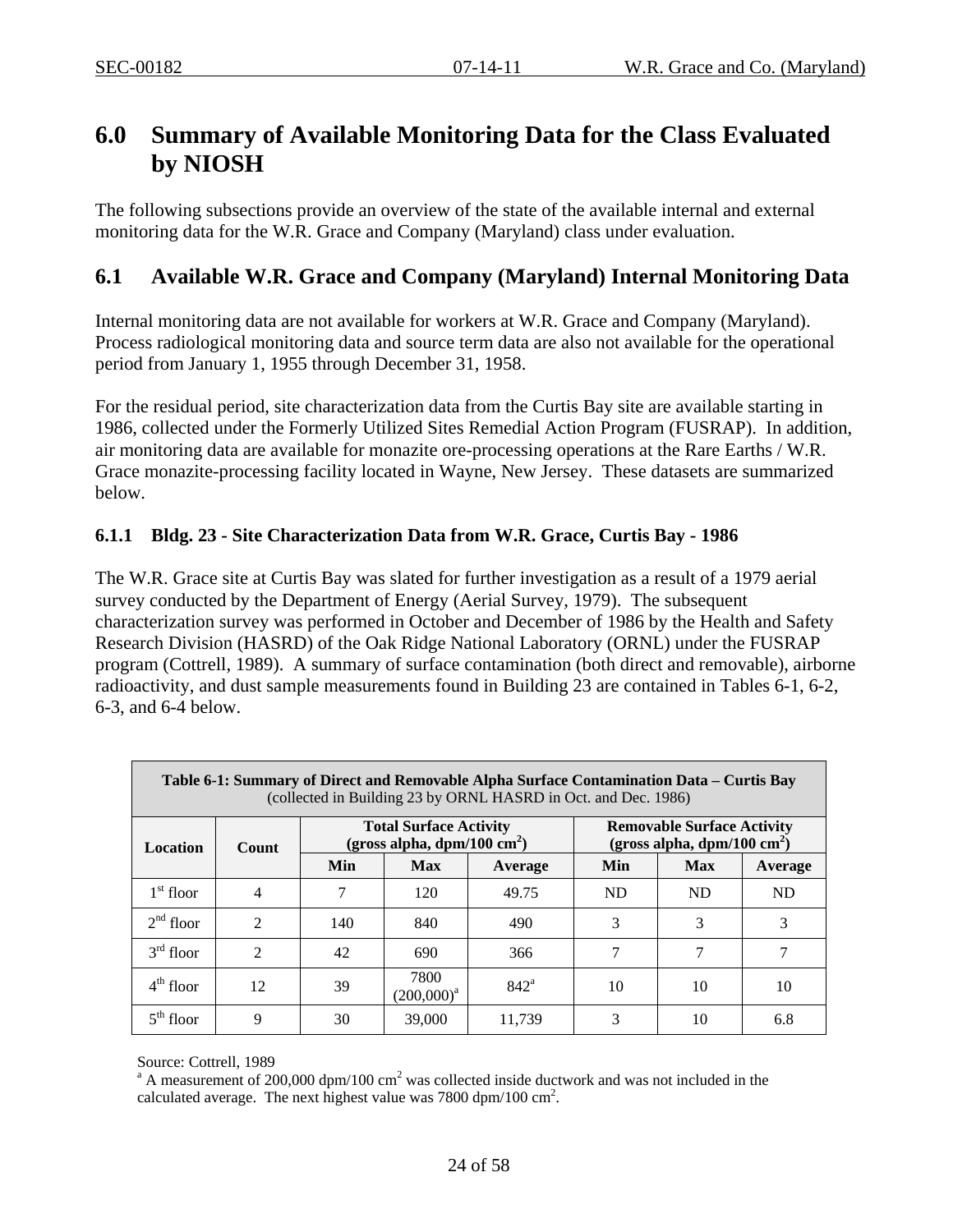# 6.0 Summary of Available Monitoring Data for the Class Evaluated by NIOSH

The following subsections provide an overview of the state of the available internal and external monitoring data for the W.R. Grace and Company (Maryland) class under evaluation.

## 6.1 Available W.R. Grace and Company (Maryland) Internal Monitoring Data

Internal monitoring data are not available for workers at W.R. Grace and Company (Maryland). Process radiological monitoring data and source term data are also not available for the operational period from January 1, 1955 through December 31, 1958.

For the residual period, site characterization data from the Curtis Bay site are available starting in 1986, collected under the Formerly Utilized Sites Remedial Action Program (FUSRAP). In addition, air monitoring data are available for monazite ore-processing operations at the Rare Earths / W.R. Grace monazite-processing facility located in Wayne, New Jersey. These datasets are summarized below.

### 6.1.1 Bldg. 23 - Site Characterization Data from W.R. Grace, Curtis Bay - 1986

The W.R. Grace site at Curtis Bay was slated for further investigation as a result of a 1979 aerial survey conducted by the Department of Energy (Aerial Survey, 1979). The subsequent characterization survey was performed in October and December of 1986 by the Health and Safety Research Division (HASRD) of the Oak Ridge National Laboratory (ORNL) under the FUSRAP program (Cottrell, 1989). A summary of surface contamination (both direct and removable), airborne radioactivity, and dust sample measurements found in Building 23 are contained in Tables 6-1, 6-2, 6-3, and 6-4 below.

**Table 6-1: Summary of Direct and Removable Alpha Surface Contamination Data – Curtis Bay**
(collected in Building 23 by ORNL HASRD in Oct. and Dec. 1986)

| Location | Count | Total Surface Activity (gross alpha, dpm/100 cm$^2$) | | | Removable Surface Activity (gross alpha, dpm/100 cm$^2$) | | |
|---|---|---|---|---|---|---|---|
| | | Min | Max | Average | Min | Max | Average |
| 1st floor | 4 | 7 | 120 | 49.75 | ND | ND | ND |
| 2nd floor | 2 | 140 | 840 | 490 | 3 | 3 | 3 |
| 3rd floor | 2 | 42 | 690 | 366 | 7 | 7 | 7 |
| 4th floor | 12 | 39 | 7800 (200,000)[a] | 842[a] | 10 | 10 | 10 |
| 5th floor | 9 | 30 | 39,000 | 11,739 | 3 | 10 | 6.8 |

Source: Cottrell, 1989

[a] A measurement of 200,000 dpm/100 cm$^2$ was collected inside ductwork and was not included in the calculated average. The next highest value was 7800 dpm/100 cm$^2$.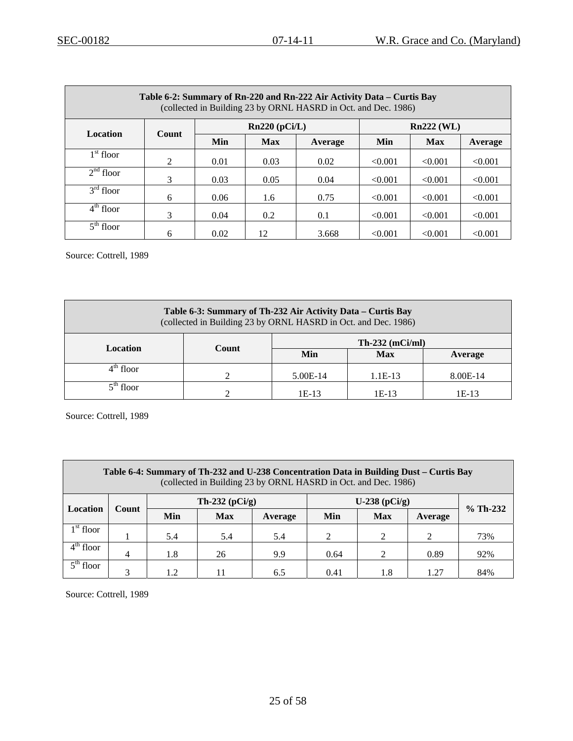| Table 6-2: Summary of Rn-220 and Rn-222 Air Activity Data – Curtis Bay (collected in Building 23 by ORNL HASRD in Oct. and Dec. 1986) | | | | | | | |
|---|---|---|---|---|---|---|---|
| Location | Count | Rn220 (pCi/L) | | | Rn222 (WL) | | |
| | | Min | Max | Average | Min | Max | Average |
| 1st floor | 2 | 0.01 | 0.03 | 0.02 | <0.001 | <0.001 | <0.001 |
| 2nd floor | 3 | 0.03 | 0.05 | 0.04 | <0.001 | <0.001 | <0.001 |
| 3rd floor | 6 | 0.06 | 1.6 | 0.75 | <0.001 | <0.001 | <0.001 |
| 4th floor | 3 | 0.04 | 0.2 | 0.1 | <0.001 | <0.001 | <0.001 |
| 5th floor | 6 | 0.02 | 12 | 3.668 | <0.001 | <0.001 | <0.001 |

Source: Cottrell, 1989

| Table 6-3: Summary of Th-232 Air Activity Data – Curtis Bay (collected in Building 23 by ORNL HASRD in Oct. and Dec. 1986) | | | | |
|---|---|---|---|---|
| Location | Count | Th-232 (mCi/ml) | | |
| | | Min | Max | Average |
| 4th floor | 2 | 5.00E-14 | 1.1E-13 | 8.00E-14 |
| 5th floor | 2 | 1E-13 | 1E-13 | 1E-13 |

Source: Cottrell, 1989

| Table 6-4: Summary of Th-232 and U-238 Concentration Data in Building Dust – Curtis Bay (collected in Building 23 by ORNL HASRD in Oct. and Dec. 1986) | | | | | | | | |
|---|---|---|---|---|---|---|---|---|
| Location | Count | Th-232 (pCi/g) | | | U-238 (pCi/g) | | | % Th-232 |
| | | Min | Max | Average | Min | Max | Average | |
| 1st floor | 1 | 5.4 | 5.4 | 5.4 | 2 | 2 | 2 | 73% |
| 4th floor | 4 | 1.8 | 26 | 9.9 | 0.64 | 2 | 0.89 | 92% |
| 5th floor | 3 | 1.2 | 11 | 6.5 | 0.41 | 1.8 | 1.27 | 84% |

Source: Cottrell, 1989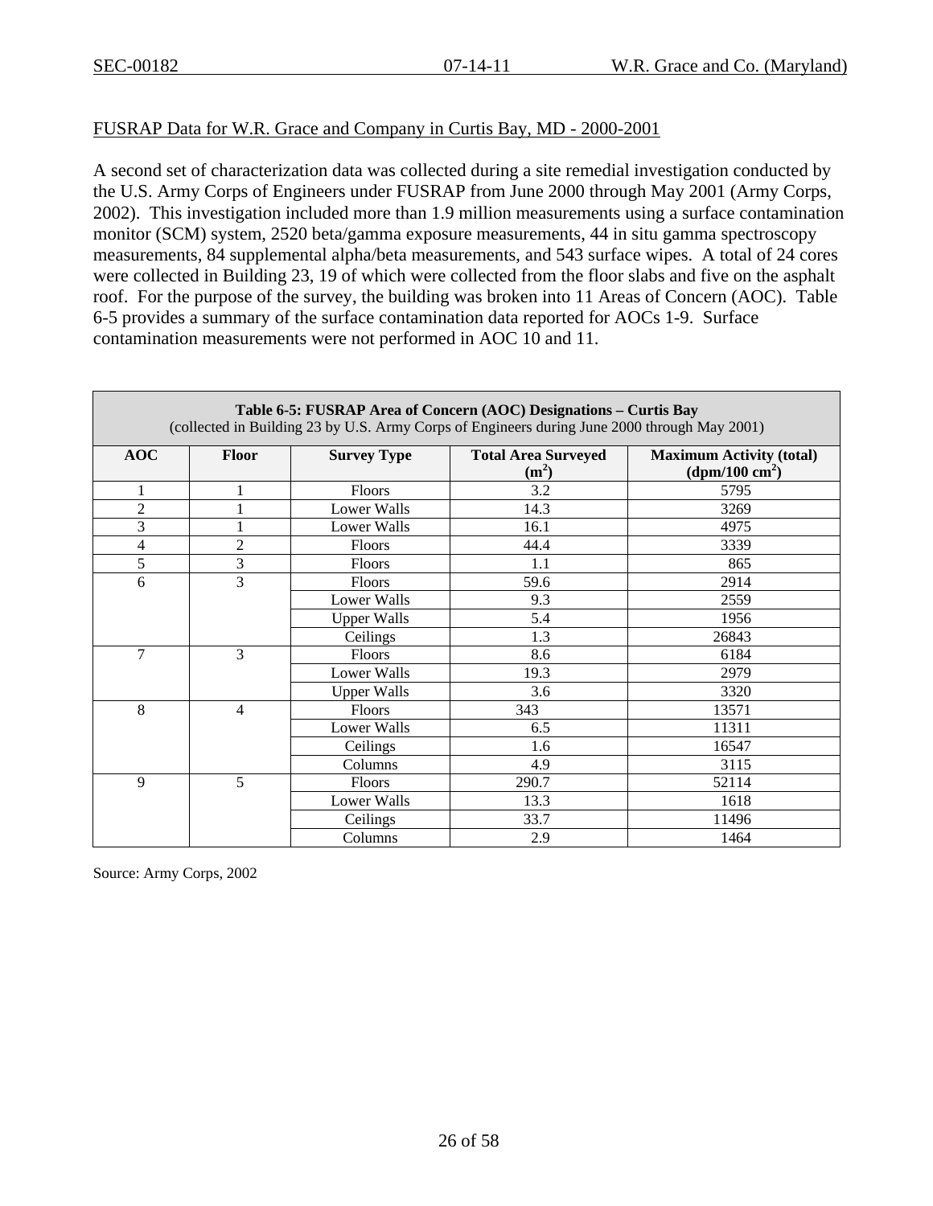FUSRAP Data for W.R. Grace and Company in Curtis Bay, MD - 2000-2001

A second set of characterization data was collected during a site remedial investigation conducted by the U.S. Army Corps of Engineers under FUSRAP from June 2000 through May 2001 (Army Corps, 2002). This investigation included more than 1.9 million measurements using a surface contamination monitor (SCM) system, 2520 beta/gamma exposure measurements, 44 in situ gamma spectroscopy measurements, 84 supplemental alpha/beta measurements, and 543 surface wipes. A total of 24 cores were collected in Building 23, 19 of which were collected from the floor slabs and five on the asphalt roof. For the purpose of the survey, the building was broken into 11 Areas of Concern (AOC). Table 6-5 provides a summary of the surface contamination data reported for AOCs 1-9. Surface contamination measurements were not performed in AOC 10 and 11.

**Table 6-5: FUSRAP Area of Concern (AOC) Designations – Curtis Bay**
(collected in Building 23 by U.S. Army Corps of Engineers during June 2000 through May 2001)

| AOC | Floor | Survey Type | Total Area Surveyed ($m^2$) | Maximum Activity (total) (dpm/100 $cm^2$) |
|---|---|---|---|---|
| 1 | 1 | Floors | 3.2 | 5795 |
| 2 | 1 | Lower Walls | 14.3 | 3269 |
| 3 | 1 | Lower Walls | 16.1 | 4975 |
| 4 | 2 | Floors | 44.4 | 3339 |
| 5 | 3 | Floors | 1.1 | 865 |
| 6 | 3 | Floors | 59.6 | 2914 |
| | | Lower Walls | 9.3 | 2559 |
| | | Upper Walls | 5.4 | 1956 |
| | | Ceilings | 1.3 | 26843 |
| 7 | 3 | Floors | 8.6 | 6184 |
| | | Lower Walls | 19.3 | 2979 |
| | | Upper Walls | 3.6 | 3320 |
| 8 | 4 | Floors | 343 | 13571 |
| | | Lower Walls | 6.5 | 11311 |
| | | Ceilings | 1.6 | 16547 |
| | | Columns | 4.9 | 3115 |
| 9 | 5 | Floors | 290.7 | 52114 |
| | | Lower Walls | 13.3 | 1618 |
| | | Ceilings | 33.7 | 11496 |
| | | Columns | 2.9 | 1464 |

Source: Army Corps, 2002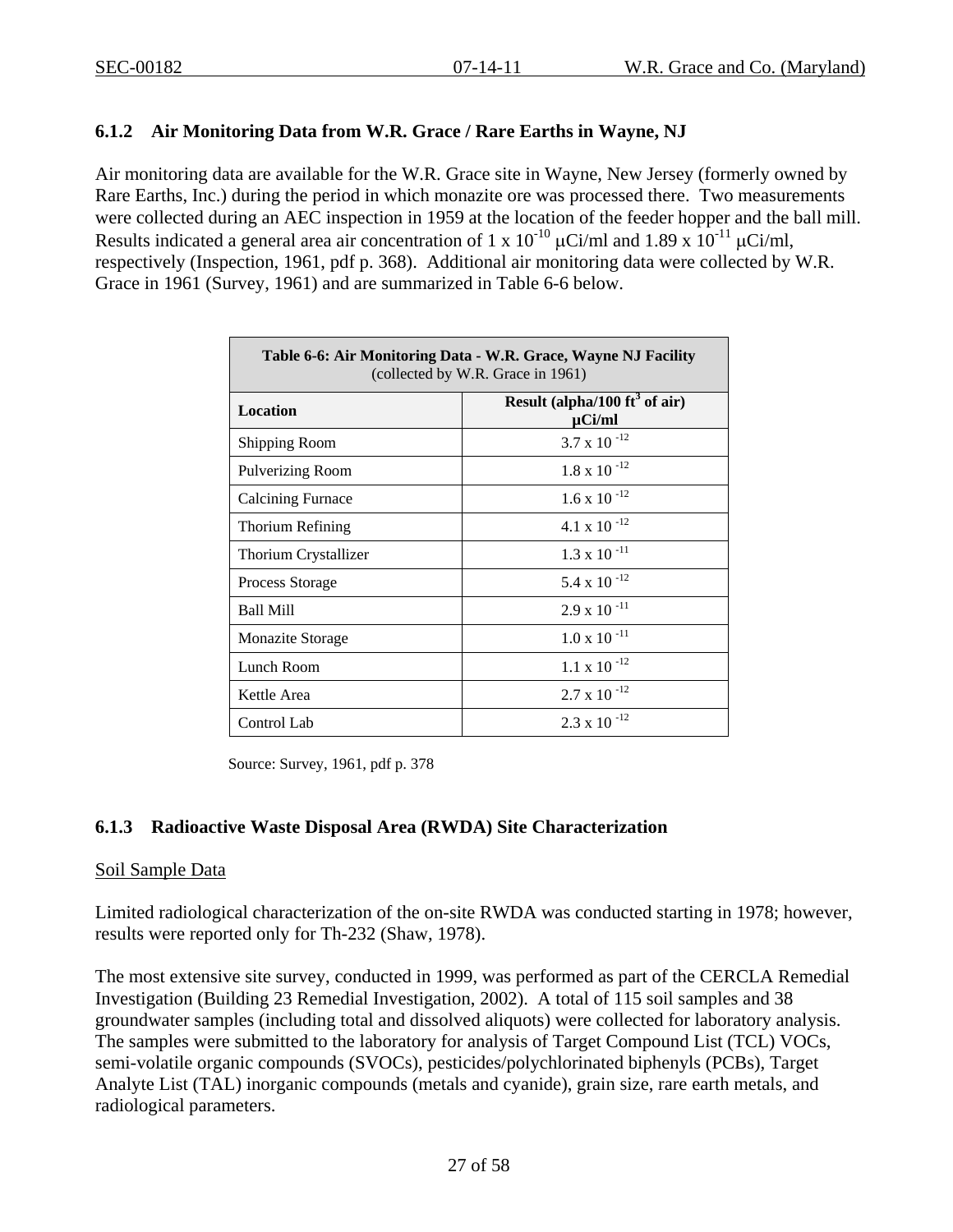### 6.1.2 Air Monitoring Data from W.R. Grace / Rare Earths in Wayne, NJ

Air monitoring data are available for the W.R. Grace site in Wayne, New Jersey (formerly owned by Rare Earths, Inc.) during the period in which monazite ore was processed there. Two measurements were collected during an AEC inspection in 1959 at the location of the feeder hopper and the ball mill. Results indicated a general area air concentration of $1 \times 10^{-10}$ μCi/ml and $1.89 \times 10^{-11}$ μCi/ml, respectively (Inspection, 1961, pdf p. 368). Additional air monitoring data were collected by W.R. Grace in 1961 (Survey, 1961) and are summarized in Table 6-6 below.

**Table 6-6: Air Monitoring Data - W.R. Grace, Wayne NJ Facility** (collected by W.R. Grace in 1961)

| Location | Result (alpha/100 $ft^3$ of air) μCi/ml |
|---|---|
| Shipping Room | $3.7 \times 10^{-12}$ |
| Pulverizing Room | $1.8 \times 10^{-12}$ |
| Calcining Furnace | $1.6 \times 10^{-12}$ |
| Thorium Refining | $4.1 \times 10^{-12}$ |
| Thorium Crystallizer | $1.3 \times 10^{-11}$ |
| Process Storage | $5.4 \times 10^{-12}$ |
| Ball Mill | $2.9 \times 10^{-11}$ |
| Monazite Storage | $1.0 \times 10^{-11}$ |
| Lunch Room | $1.1 \times 10^{-12}$ |
| Kettle Area | $2.7 \times 10^{-12}$ |
| Control Lab | $2.3 \times 10^{-12}$ |

Source: Survey, 1961, pdf p. 378

### 6.1.3 Radioactive Waste Disposal Area (RWDA) Site Characterization

Soil Sample Data

Limited radiological characterization of the on-site RWDA was conducted starting in 1978; however, results were reported only for Th-232 (Shaw, 1978).

The most extensive site survey, conducted in 1999, was performed as part of the CERCLA Remedial Investigation (Building 23 Remedial Investigation, 2002). A total of 115 soil samples and 38 groundwater samples (including total and dissolved aliquots) were collected for laboratory analysis. The samples were submitted to the laboratory for analysis of Target Compound List (TCL) VOCs, semi-volatile organic compounds (SVOCs), pesticides/polychlorinated biphenyls (PCBs), Target Analyte List (TAL) inorganic compounds (metals and cyanide), grain size, rare earth metals, and radiological parameters.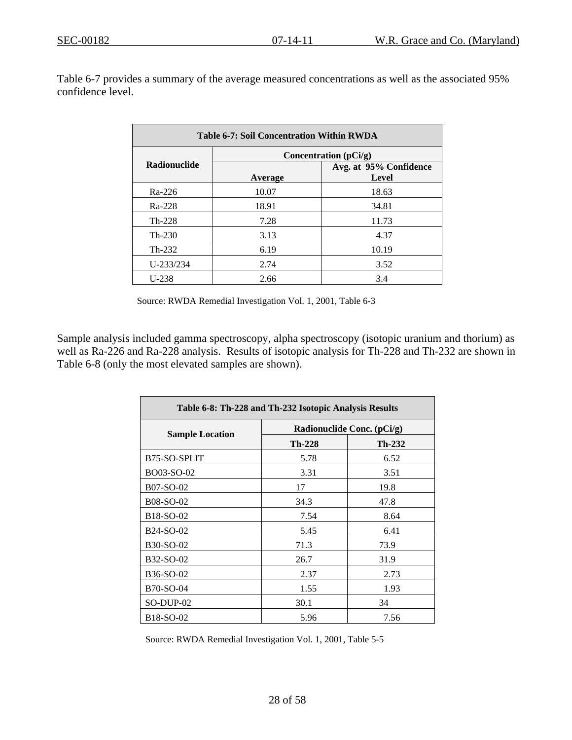Table 6-7 provides a summary of the average measured concentrations as well as the associated 95% confidence level.

| Table 6-7: Soil Concentration Within RWDA | | |
|---|---|---|
| **Radionuclide** | **Concentration (pCi/g)** | |
| | **Average** | **Avg. at 95% Confidence Level** |
| Ra-226 | 10.07 | 18.63 |
| Ra-228 | 18.91 | 34.81 |
| Th-228 | 7.28 | 11.73 |
| Th-230 | 3.13 | 4.37 |
| Th-232 | 6.19 | 10.19 |
| U-233/234 | 2.74 | 3.52 |
| U-238 | 2.66 | 3.4 |

Source: RWDA Remedial Investigation Vol. 1, 2001, Table 6-3

Sample analysis included gamma spectroscopy, alpha spectroscopy (isotopic uranium and thorium) as well as Ra-226 and Ra-228 analysis. Results of isotopic analysis for Th-228 and Th-232 are shown in Table 6-8 (only the most elevated samples are shown).

| Table 6-8: Th-228 and Th-232 Isotopic Analysis Results | | |
|---|---|---|
| **Sample Location** | **Radionuclide Conc. (pCi/g)** | |
| | **Th-228** | **Th-232** |
| B75-SO-SPLIT | 5.78 | 6.52 |
| BO03-SO-02 | 3.31 | 3.51 |
| B07-SO-02 | 17 | 19.8 |
| B08-SO-02 | 34.3 | 47.8 |
| B18-SO-02 | 7.54 | 8.64 |
| B24-SO-02 | 5.45 | 6.41 |
| B30-SO-02 | 71.3 | 73.9 |
| B32-SO-02 | 26.7 | 31.9 |
| B36-SO-02 | 2.37 | 2.73 |
| B70-SO-04 | 1.55 | 1.93 |
| SO-DUP-02 | 30.1 | 34 |
| B18-SO-02 | 5.96 | 7.56 |

Source: RWDA Remedial Investigation Vol. 1, 2001, Table 5-5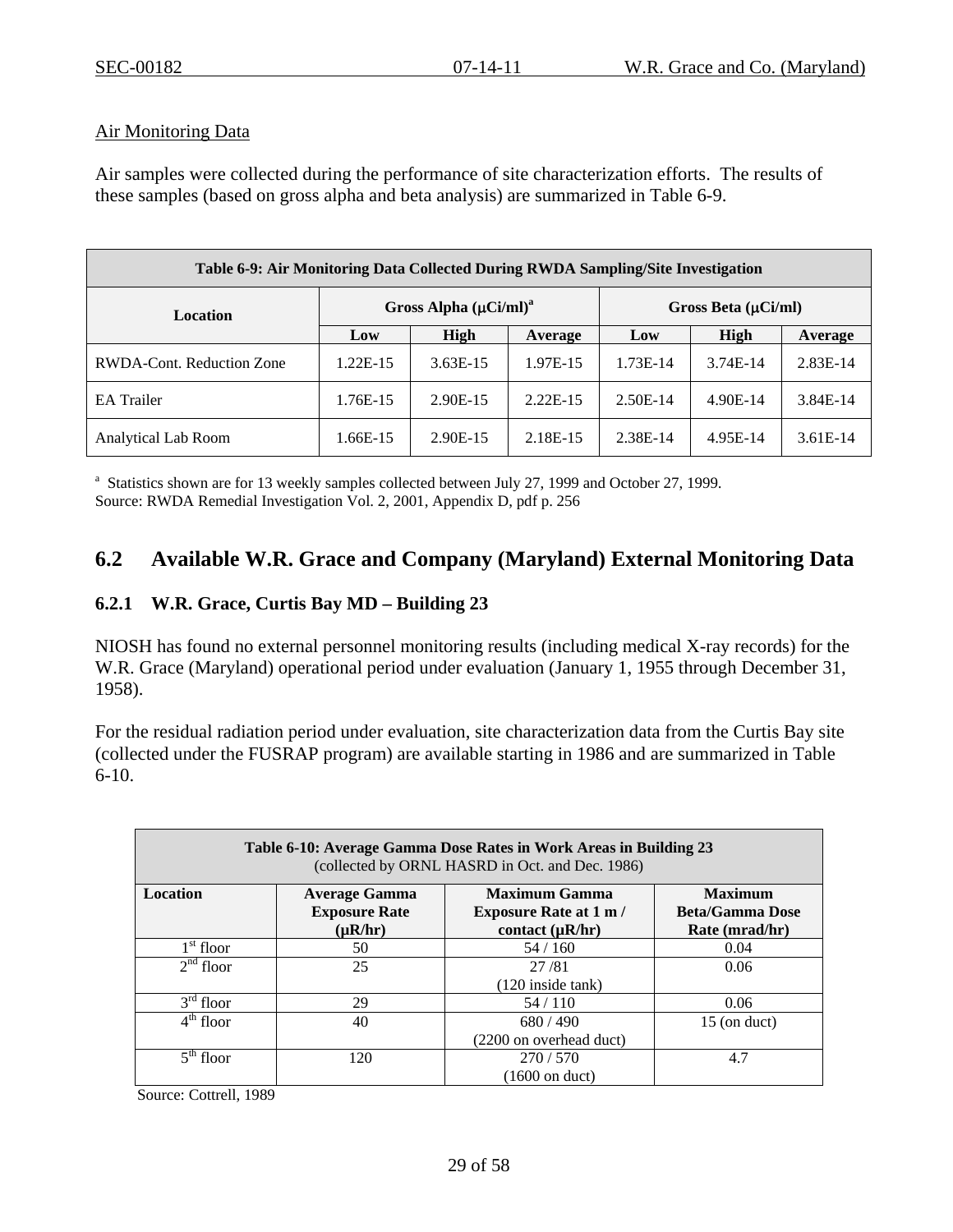Air Monitoring Data

Air samples were collected during the performance of site characterization efforts. The results of these samples (based on gross alpha and beta analysis) are summarized in Table 6-9.

**Table 6-9: Air Monitoring Data Collected During RWDA Sampling/Site Investigation**

| Location | Gross Alpha (μCi/ml)[a] | | | Gross Beta (μCi/ml) | | |
|---|---|---|---|---|---|---|
| | Low | High | Average | Low | High | Average |
| RWDA-Cont. Reduction Zone | 1.22E-15 | 3.63E-15 | 1.97E-15 | 1.73E-14 | 3.74E-14 | 2.83E-14 |
| EA Trailer | 1.76E-15 | 2.90E-15 | 2.22E-15 | 2.50E-14 | 4.90E-14 | 3.84E-14 |
| Analytical Lab Room | 1.66E-15 | 2.90E-15 | 2.18E-15 | 2.38E-14 | 4.95E-14 | 3.61E-14 |

[a] Statistics shown are for 13 weekly samples collected between July 27, 1999 and October 27, 1999.
Source: RWDA Remedial Investigation Vol. 2, 2001, Appendix D, pdf p. 256

## 6.2 Available W.R. Grace and Company (Maryland) External Monitoring Data

### 6.2.1 W.R. Grace, Curtis Bay MD – Building 23

NIOSH has found no external personnel monitoring results (including medical X-ray records) for the W.R. Grace (Maryland) operational period under evaluation (January 1, 1955 through December 31, 1958).

For the residual radiation period under evaluation, site characterization data from the Curtis Bay site (collected under the FUSRAP program) are available starting in 1986 and are summarized in Table 6-10.

**Table 6-10: Average Gamma Dose Rates in Work Areas in Building 23**
(collected by ORNL HASRD in Oct. and Dec. 1986)

| Location | Average Gamma Exposure Rate (μR/hr) | Maximum Gamma Exposure Rate at 1 m / contact (μR/hr) | Maximum Beta/Gamma Dose Rate (mrad/hr) |
|---|---|---|---|
| 1st floor | 50 | 54 / 160 | 0.04 |
| 2nd floor | 25 | 27 /81 (120 inside tank) | 0.06 |
| 3rd floor | 29 | 54 / 110 | 0.06 |
| 4th floor | 40 | 680 / 490 (2200 on overhead duct) | 15 (on duct) |
| 5th floor | 120 | 270 / 570 (1600 on duct) | 4.7 |

Source: Cottrell, 1989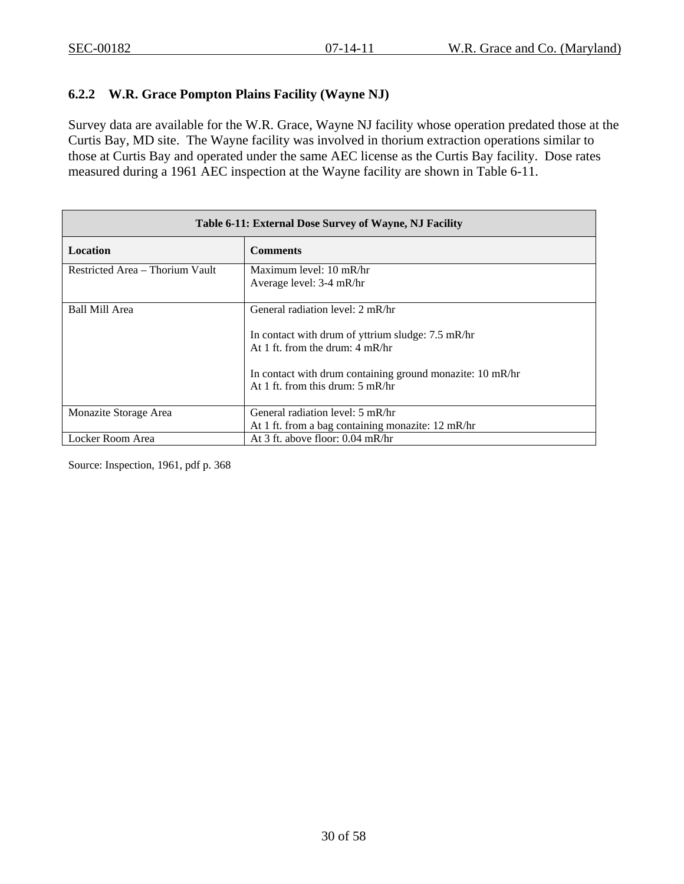### 6.2.2 W.R. Grace Pompton Plains Facility (Wayne NJ)

Survey data are available for the W.R. Grace, Wayne NJ facility whose operation predated those at the Curtis Bay, MD site. The Wayne facility was involved in thorium extraction operations similar to those at Curtis Bay and operated under the same AEC license as the Curtis Bay facility. Dose rates measured during a 1961 AEC inspection at the Wayne facility are shown in Table 6-11.

**Table 6-11: External Dose Survey of Wayne, NJ Facility**

| Location | Comments |
|---|---|
| Restricted Area – Thorium Vault | Maximum level: 10 mR/hr<br>Average level: 3-4 mR/hr |
| Ball Mill Area | General radiation level: 2 mR/hr<br><br>In contact with drum of yttrium sludge: 7.5 mR/hr<br>At 1 ft. from the drum: 4 mR/hr<br><br>In contact with drum containing ground monazite: 10 mR/hr<br>At 1 ft. from this drum: 5 mR/hr |
| Monazite Storage Area | General radiation level: 5 mR/hr<br>At 1 ft. from a bag containing monazite: 12 mR/hr |
| Locker Room Area | At 3 ft. above floor: 0.04 mR/hr |

Source: Inspection, 1961, pdf p. 368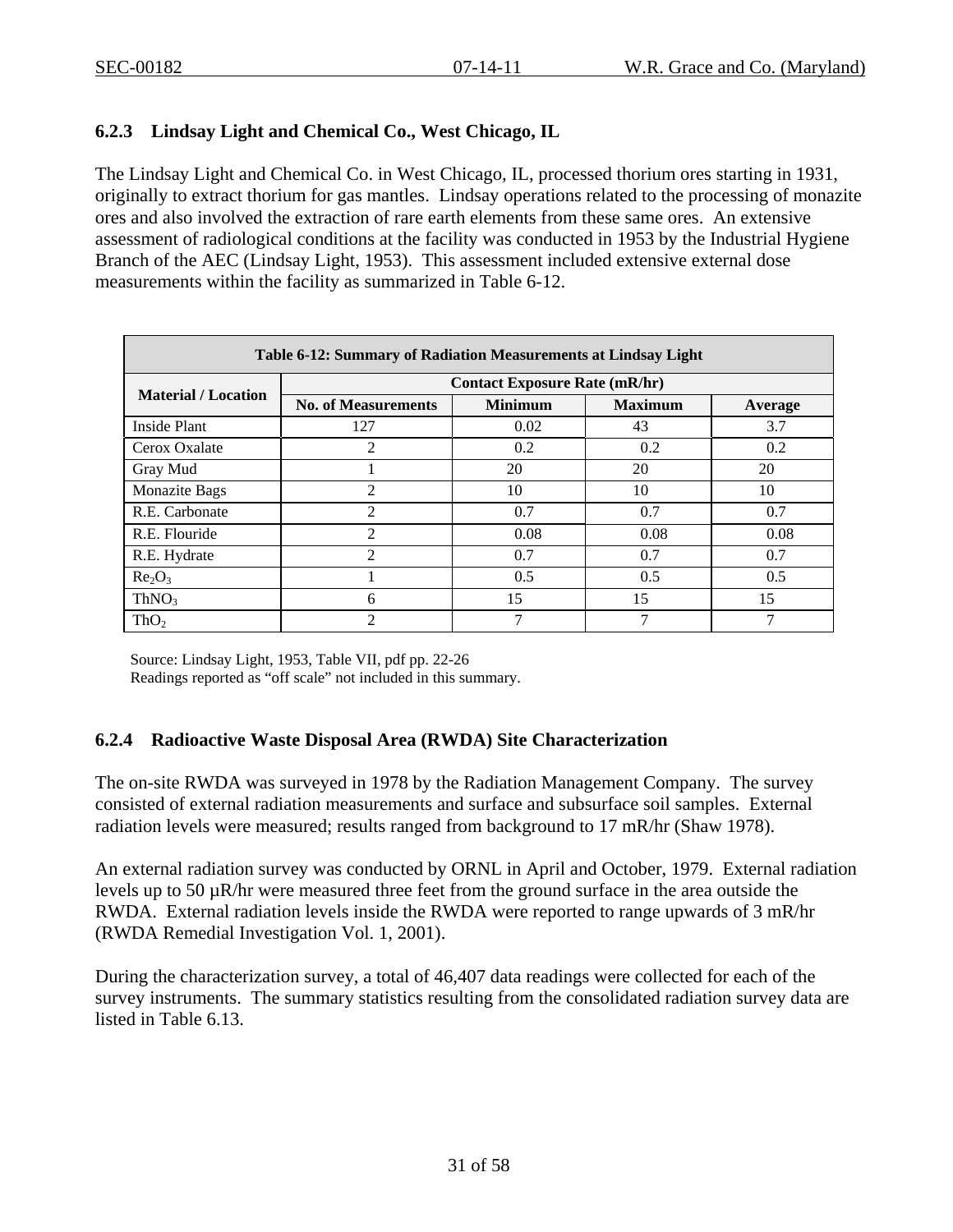### 6.2.3 Lindsay Light and Chemical Co., West Chicago, IL

The Lindsay Light and Chemical Co. in West Chicago, IL, processed thorium ores starting in 1931, originally to extract thorium for gas mantles. Lindsay operations related to the processing of monazite ores and also involved the extraction of rare earth elements from these same ores. An extensive assessment of radiological conditions at the facility was conducted in 1953 by the Industrial Hygiene Branch of the AEC (Lindsay Light, 1953). This assessment included extensive external dose measurements within the facility as summarized in Table 6-12.

**Table 6-12: Summary of Radiation Measurements at Lindsay Light**

| Material / Location | Contact Exposure Rate (mR/hr) | | | |
|---|---|---|---|---|
| | **No. of Measurements** | **Minimum** | **Maximum** | **Average** |
| Inside Plant | 127 | 0.02 | 43 | 3.7 |
| Cerox Oxalate | 2 | 0.2 | 0.2 | 0.2 |
| Gray Mud | 1 | 20 | 20 | 20 |
| Monazite Bags | 2 | 10 | 10 | 10 |
| R.E. Carbonate | 2 | 0.7 | 0.7 | 0.7 |
| R.E. Flouride | 2 | 0.08 | 0.08 | 0.08 |
| R.E. Hydrate | 2 | 0.7 | 0.7 | 0.7 |
| $Re_2O_3$ | 1 | 0.5 | 0.5 | 0.5 |
| $ThNO_3$ | 6 | 15 | 15 | 15 |
| $ThO_2$ | 2 | 7 | 7 | 7 |

Source: Lindsay Light, 1953, Table VII, pdf pp. 22-26
Readings reported as "off scale" not included in this summary.

### 6.2.4 Radioactive Waste Disposal Area (RWDA) Site Characterization

The on-site RWDA was surveyed in 1978 by the Radiation Management Company. The survey consisted of external radiation measurements and surface and subsurface soil samples. External radiation levels were measured; results ranged from background to 17 mR/hr (Shaw 1978).

An external radiation survey was conducted by ORNL in April and October, 1979. External radiation levels up to 50 µR/hr were measured three feet from the ground surface in the area outside the RWDA. External radiation levels inside the RWDA were reported to range upwards of 3 mR/hr (RWDA Remedial Investigation Vol. 1, 2001).

During the characterization survey, a total of 46,407 data readings were collected for each of the survey instruments. The summary statistics resulting from the consolidated radiation survey data are listed in Table 6.13.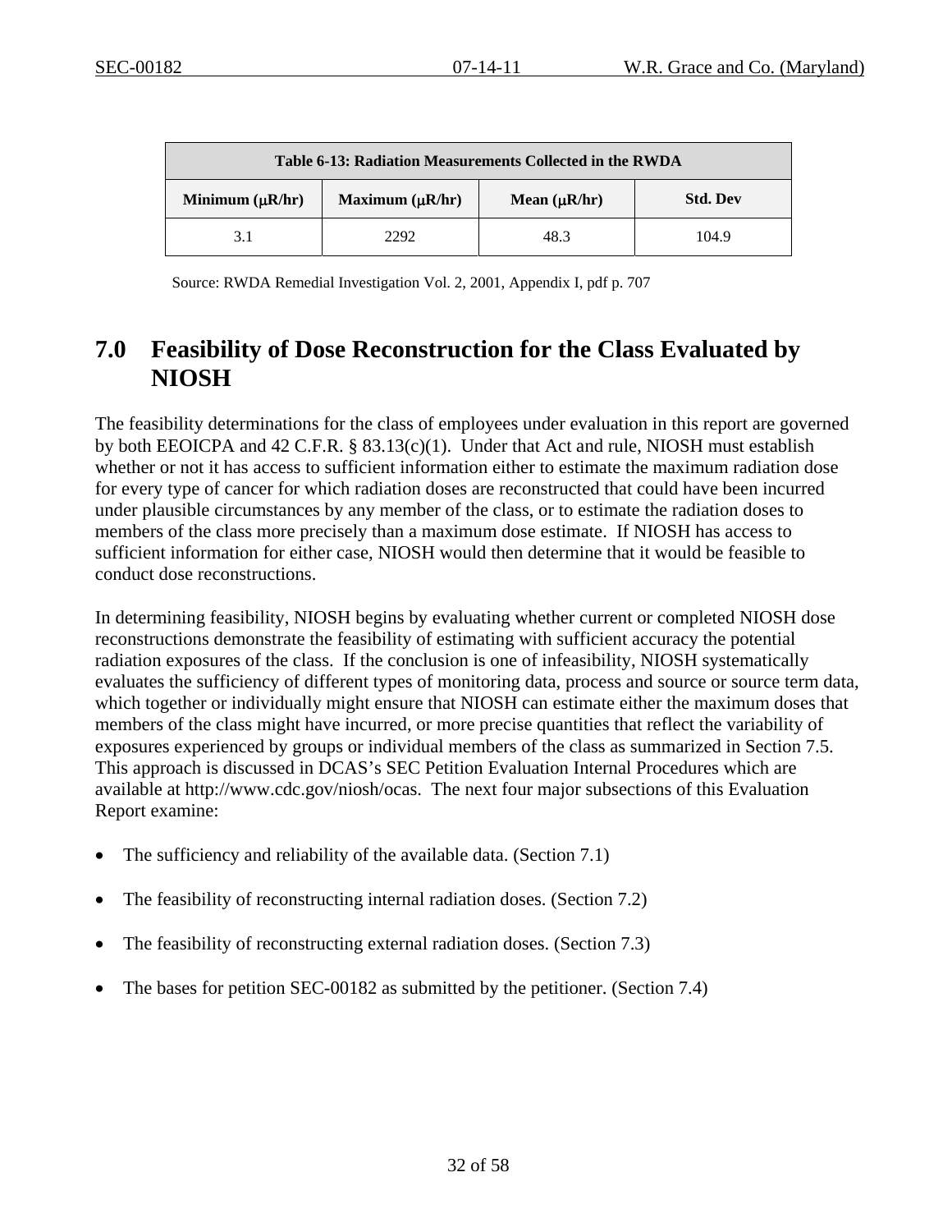| Table 6-13: Radiation Measurements Collected in the RWDA | | | |
|---|---|---|---|
| Minimum (μR/hr) | Maximum (μR/hr) | Mean (μR/hr) | Std. Dev |
| 3.1 | 2292 | 48.3 | 104.9 |

Source: RWDA Remedial Investigation Vol. 2, 2001, Appendix I, pdf p. 707

# 7.0 Feasibility of Dose Reconstruction for the Class Evaluated by NIOSH

The feasibility determinations for the class of employees under evaluation in this report are governed by both EEOICPA and 42 C.F.R. § 83.13(c)(1). Under that Act and rule, NIOSH must establish whether or not it has access to sufficient information either to estimate the maximum radiation dose for every type of cancer for which radiation doses are reconstructed that could have been incurred under plausible circumstances by any member of the class, or to estimate the radiation doses to members of the class more precisely than a maximum dose estimate. If NIOSH has access to sufficient information for either case, NIOSH would then determine that it would be feasible to conduct dose reconstructions.

In determining feasibility, NIOSH begins by evaluating whether current or completed NIOSH dose reconstructions demonstrate the feasibility of estimating with sufficient accuracy the potential radiation exposures of the class. If the conclusion is one of infeasibility, NIOSH systematically evaluates the sufficiency of different types of monitoring data, process and source or source term data, which together or individually might ensure that NIOSH can estimate either the maximum doses that members of the class might have incurred, or more precise quantities that reflect the variability of exposures experienced by groups or individual members of the class as summarized in Section 7.5. This approach is discussed in DCAS's SEC Petition Evaluation Internal Procedures which are available at http://www.cdc.gov/niosh/ocas. The next four major subsections of this Evaluation Report examine:

- The sufficiency and reliability of the available data. (Section 7.1)
- The feasibility of reconstructing internal radiation doses. (Section 7.2)
- The feasibility of reconstructing external radiation doses. (Section 7.3)
- The bases for petition SEC-00182 as submitted by the petitioner. (Section 7.4)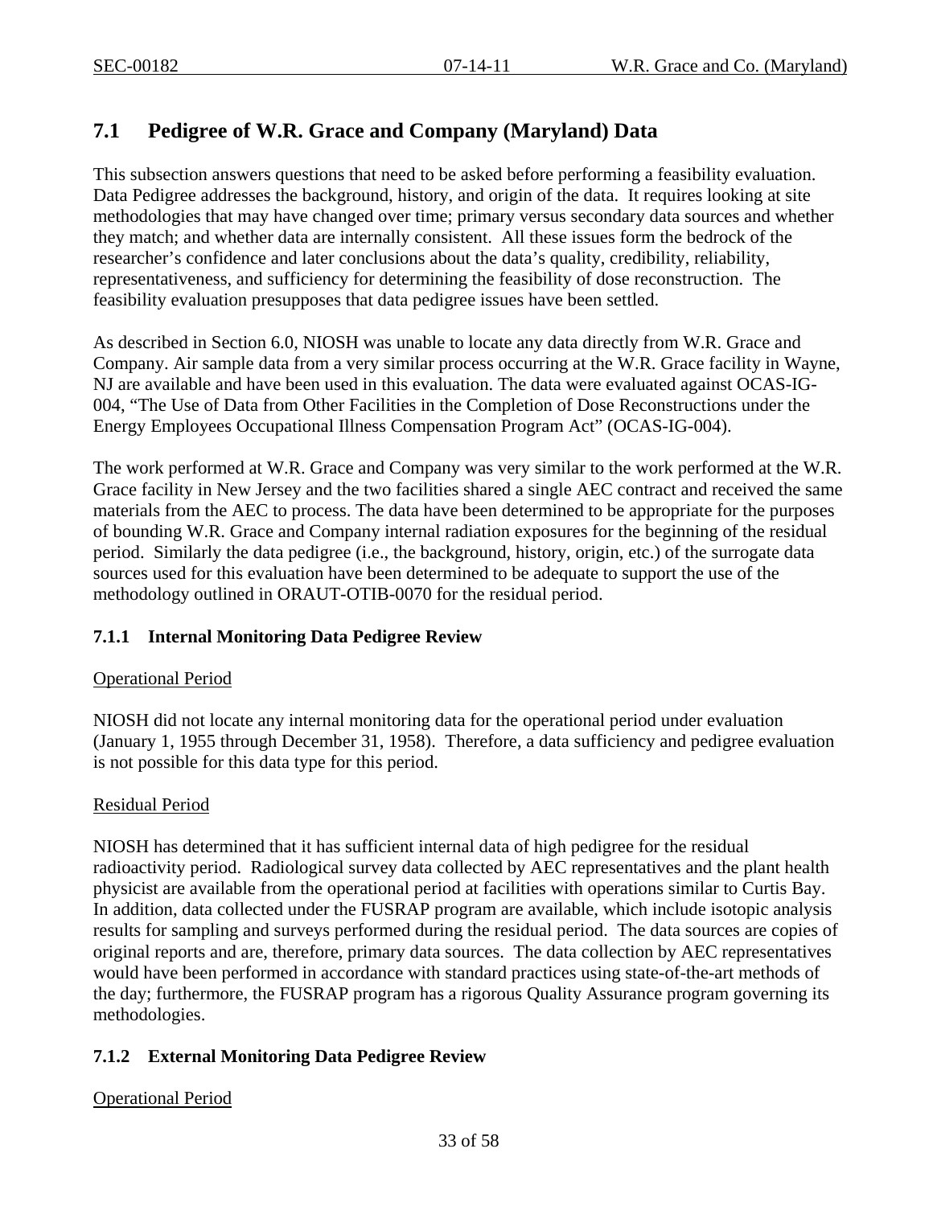## 7.1 Pedigree of W.R. Grace and Company (Maryland) Data

This subsection answers questions that need to be asked before performing a feasibility evaluation. Data Pedigree addresses the background, history, and origin of the data. It requires looking at site methodologies that may have changed over time; primary versus secondary data sources and whether they match; and whether data are internally consistent. All these issues form the bedrock of the researcher's confidence and later conclusions about the data's quality, credibility, reliability, representativeness, and sufficiency for determining the feasibility of dose reconstruction. The feasibility evaluation presupposes that data pedigree issues have been settled.

As described in Section 6.0, NIOSH was unable to locate any data directly from W.R. Grace and Company. Air sample data from a very similar process occurring at the W.R. Grace facility in Wayne, NJ are available and have been used in this evaluation. The data were evaluated against OCAS-IG-004, "The Use of Data from Other Facilities in the Completion of Dose Reconstructions under the Energy Employees Occupational Illness Compensation Program Act" (OCAS-IG-004).

The work performed at W.R. Grace and Company was very similar to the work performed at the W.R. Grace facility in New Jersey and the two facilities shared a single AEC contract and received the same materials from the AEC to process. The data have been determined to be appropriate for the purposes of bounding W.R. Grace and Company internal radiation exposures for the beginning of the residual period. Similarly the data pedigree (i.e., the background, history, origin, etc.) of the surrogate data sources used for this evaluation have been determined to be adequate to support the use of the methodology outlined in ORAUT-OTIB-0070 for the residual period.

### 7.1.1 Internal Monitoring Data Pedigree Review

Operational Period

NIOSH did not locate any internal monitoring data for the operational period under evaluation (January 1, 1955 through December 31, 1958). Therefore, a data sufficiency and pedigree evaluation is not possible for this data type for this period.

Residual Period

NIOSH has determined that it has sufficient internal data of high pedigree for the residual radioactivity period. Radiological survey data collected by AEC representatives and the plant health physicist are available from the operational period at facilities with operations similar to Curtis Bay. In addition, data collected under the FUSRAP program are available, which include isotopic analysis results for sampling and surveys performed during the residual period. The data sources are copies of original reports and are, therefore, primary data sources. The data collection by AEC representatives would have been performed in accordance with standard practices using state-of-the-art methods of the day; furthermore, the FUSRAP program has a rigorous Quality Assurance program governing its methodologies.

### 7.1.2 External Monitoring Data Pedigree Review

Operational Period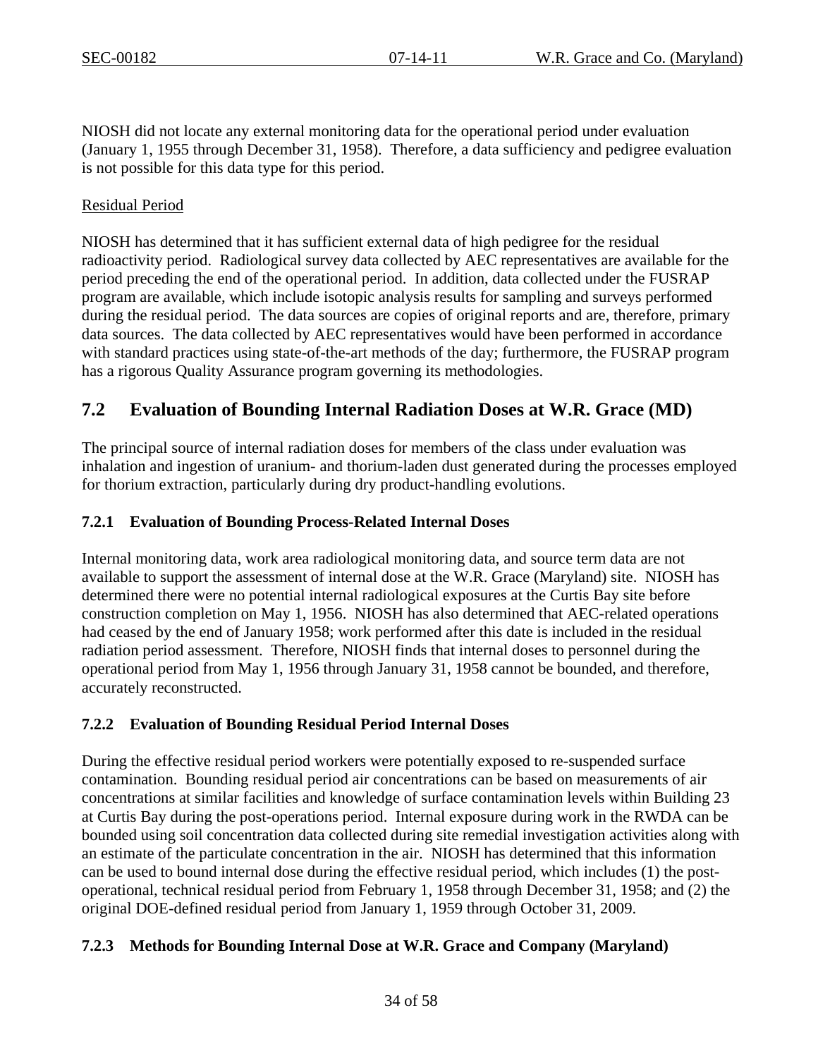NIOSH did not locate any external monitoring data for the operational period under evaluation (January 1, 1955 through December 31, 1958). Therefore, a data sufficiency and pedigree evaluation is not possible for this data type for this period.

Residual Period

NIOSH has determined that it has sufficient external data of high pedigree for the residual radioactivity period. Radiological survey data collected by AEC representatives are available for the period preceding the end of the operational period. In addition, data collected under the FUSRAP program are available, which include isotopic analysis results for sampling and surveys performed during the residual period. The data sources are copies of original reports and are, therefore, primary data sources. The data collected by AEC representatives would have been performed in accordance with standard practices using state-of-the-art methods of the day; furthermore, the FUSRAP program has a rigorous Quality Assurance program governing its methodologies.

## 7.2 Evaluation of Bounding Internal Radiation Doses at W.R. Grace (MD)

The principal source of internal radiation doses for members of the class under evaluation was inhalation and ingestion of uranium- and thorium-laden dust generated during the processes employed for thorium extraction, particularly during dry product-handling evolutions.

### 7.2.1 Evaluation of Bounding Process-Related Internal Doses

Internal monitoring data, work area radiological monitoring data, and source term data are not available to support the assessment of internal dose at the W.R. Grace (Maryland) site. NIOSH has determined there were no potential internal radiological exposures at the Curtis Bay site before construction completion on May 1, 1956. NIOSH has also determined that AEC-related operations had ceased by the end of January 1958; work performed after this date is included in the residual radiation period assessment. Therefore, NIOSH finds that internal doses to personnel during the operational period from May 1, 1956 through January 31, 1958 cannot be bounded, and therefore, accurately reconstructed.

### 7.2.2 Evaluation of Bounding Residual Period Internal Doses

During the effective residual period workers were potentially exposed to re-suspended surface contamination. Bounding residual period air concentrations can be based on measurements of air concentrations at similar facilities and knowledge of surface contamination levels within Building 23 at Curtis Bay during the post-operations period. Internal exposure during work in the RWDA can be bounded using soil concentration data collected during site remedial investigation activities along with an estimate of the particulate concentration in the air. NIOSH has determined that this information can be used to bound internal dose during the effective residual period, which includes (1) the post-operational, technical residual period from February 1, 1958 through December 31, 1958; and (2) the original DOE-defined residual period from January 1, 1959 through October 31, 2009.

### 7.2.3 Methods for Bounding Internal Dose at W.R. Grace and Company (Maryland)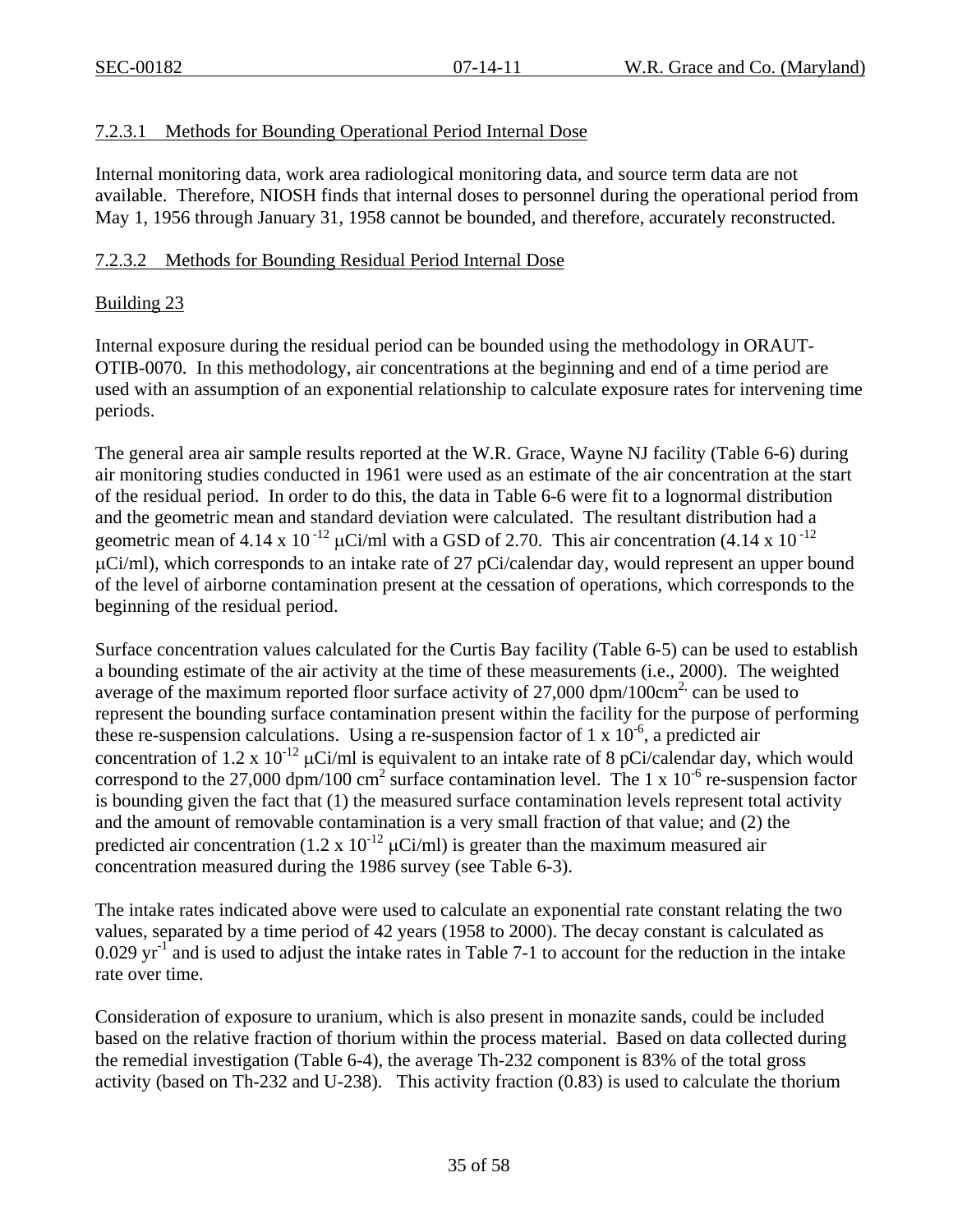#### 7.2.3.1 Methods for Bounding Operational Period Internal Dose

Internal monitoring data, work area radiological monitoring data, and source term data are not available. Therefore, NIOSH finds that internal doses to personnel during the operational period from May 1, 1956 through January 31, 1958 cannot be bounded, and therefore, accurately reconstructed.

#### 7.2.3.2 Methods for Bounding Residual Period Internal Dose

Building 23

Internal exposure during the residual period can be bounded using the methodology in ORAUT-OTIB-0070. In this methodology, air concentrations at the beginning and end of a time period are used with an assumption of an exponential relationship to calculate exposure rates for intervening time periods.

The general area air sample results reported at the W.R. Grace, Wayne NJ facility (Table 6-6) during air monitoring studies conducted in 1961 were used as an estimate of the air concentration at the start of the residual period. In order to do this, the data in Table 6-6 were fit to a lognormal distribution and the geometric mean and standard deviation were calculated. The resultant distribution had a geometric mean of $4.14 \times 10^{-12}$ μCi/ml with a GSD of 2.70. This air concentration ($4.14 \times 10^{-12}$ μCi/ml), which corresponds to an intake rate of 27 pCi/calendar day, would represent an upper bound of the level of airborne contamination present at the cessation of operations, which corresponds to the beginning of the residual period.

Surface concentration values calculated for the Curtis Bay facility (Table 6-5) can be used to establish a bounding estimate of the air activity at the time of these measurements (i.e., 2000). The weighted average of the maximum reported floor surface activity of 27,000 dpm/100cm$^{2}$, can be used to represent the bounding surface contamination present within the facility for the purpose of performing these re-suspension calculations. Using a re-suspension factor of $1 \times 10^{-6}$, a predicted air concentration of $1.2 \times 10^{-12}$ μCi/ml is equivalent to an intake rate of 8 pCi/calendar day, which would correspond to the 27,000 dpm/100 cm$^{2}$ surface contamination level. The $1 \times 10^{-6}$ re-suspension factor is bounding given the fact that (1) the measured surface contamination levels represent total activity and the amount of removable contamination is a very small fraction of that value; and (2) the predicted air concentration ($1.2 \times 10^{-12}$ μCi/ml) is greater than the maximum measured air concentration measured during the 1986 survey (see Table 6-3).

The intake rates indicated above were used to calculate an exponential rate constant relating the two values, separated by a time period of 42 years (1958 to 2000). The decay constant is calculated as 0.029 yr$^{-1}$ and is used to adjust the intake rates in Table 7-1 to account for the reduction in the intake rate over time.

Consideration of exposure to uranium, which is also present in monazite sands, could be included based on the relative fraction of thorium within the process material. Based on data collected during the remedial investigation (Table 6-4), the average Th-232 component is 83% of the total gross activity (based on Th-232 and U-238). This activity fraction (0.83) is used to calculate the thorium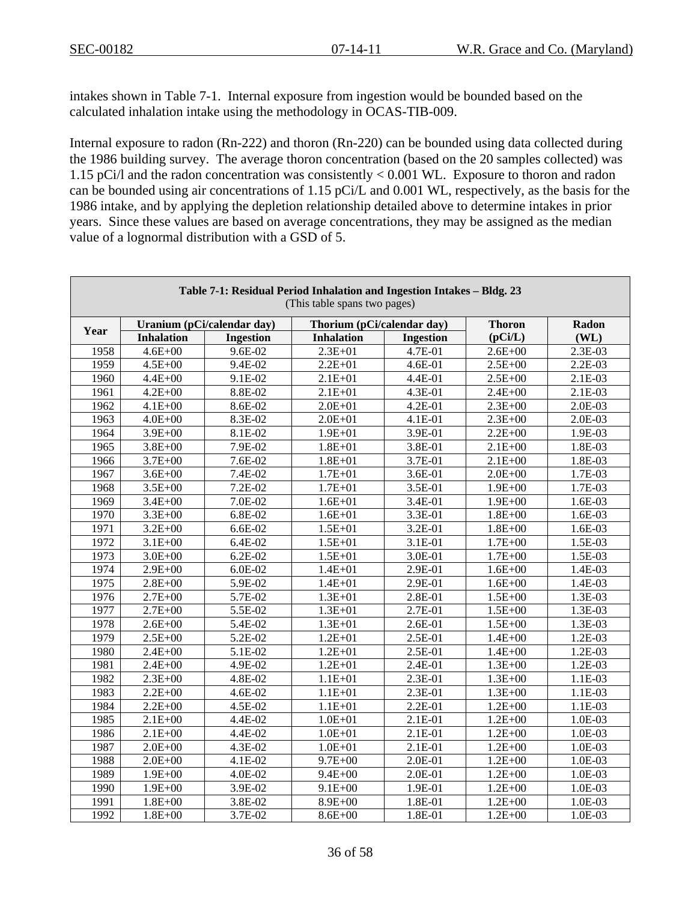intakes shown in Table 7-1. Internal exposure from ingestion would be bounded based on the calculated inhalation intake using the methodology in OCAS-TIB-009.

Internal exposure to radon (Rn-222) and thoron (Rn-220) can be bounded using data collected during the 1986 building survey. The average thoron concentration (based on the 20 samples collected) was 1.15 pCi/l and the radon concentration was consistently < 0.001 WL. Exposure to thoron and radon can be bounded using air concentrations of 1.15 pCi/L and 0.001 WL, respectively, as the basis for the 1986 intake, and by applying the depletion relationship detailed above to determine intakes in prior years. Since these values are based on average concentrations, they may be assigned as the median value of a lognormal distribution with a GSD of 5.

**Table 7-1: Residual Period Inhalation and Ingestion Intakes – Bldg. 23**
(This table spans two pages)

| Year | Uranium (pCi/calendar day) | | Thorium (pCi/calendar day) | | Thoron (pCi/L) | Radon (WL) |
|---|---|---|---|---|---|---|
| | Inhalation | Ingestion | Inhalation | Ingestion | | |
| 1958 | 4.6E+00 | 9.6E-02 | 2.3E+01 | 4.7E-01 | 2.6E+00 | 2.3E-03 |
| 1959 | 4.5E+00 | 9.4E-02 | 2.2E+01 | 4.6E-01 | 2.5E+00 | 2.2E-03 |
| 1960 | 4.4E+00 | 9.1E-02 | 2.1E+01 | 4.4E-01 | 2.5E+00 | 2.1E-03 |
| 1961 | 4.2E+00 | 8.8E-02 | 2.1E+01 | 4.3E-01 | 2.4E+00 | 2.1E-03 |
| 1962 | 4.1E+00 | 8.6E-02 | 2.0E+01 | 4.2E-01 | 2.3E+00 | 2.0E-03 |
| 1963 | 4.0E+00 | 8.3E-02 | 2.0E+01 | 4.1E-01 | 2.3E+00 | 2.0E-03 |
| 1964 | 3.9E+00 | 8.1E-02 | 1.9E+01 | 3.9E-01 | 2.2E+00 | 1.9E-03 |
| 1965 | 3.8E+00 | 7.9E-02 | 1.8E+01 | 3.8E-01 | 2.1E+00 | 1.8E-03 |
| 1966 | 3.7E+00 | 7.6E-02 | 1.8E+01 | 3.7E-01 | 2.1E+00 | 1.8E-03 |
| 1967 | 3.6E+00 | 7.4E-02 | 1.7E+01 | 3.6E-01 | 2.0E+00 | 1.7E-03 |
| 1968 | 3.5E+00 | 7.2E-02 | 1.7E+01 | 3.5E-01 | 1.9E+00 | 1.7E-03 |
| 1969 | 3.4E+00 | 7.0E-02 | 1.6E+01 | 3.4E-01 | 1.9E+00 | 1.6E-03 |
| 1970 | 3.3E+00 | 6.8E-02 | 1.6E+01 | 3.3E-01 | 1.8E+00 | 1.6E-03 |
| 1971 | 3.2E+00 | 6.6E-02 | 1.5E+01 | 3.2E-01 | 1.8E+00 | 1.6E-03 |
| 1972 | 3.1E+00 | 6.4E-02 | 1.5E+01 | 3.1E-01 | 1.7E+00 | 1.5E-03 |
| 1973 | 3.0E+00 | 6.2E-02 | 1.5E+01 | 3.0E-01 | 1.7E+00 | 1.5E-03 |
| 1974 | 2.9E+00 | 6.0E-02 | 1.4E+01 | 2.9E-01 | 1.6E+00 | 1.4E-03 |
| 1975 | 2.8E+00 | 5.9E-02 | 1.4E+01 | 2.9E-01 | 1.6E+00 | 1.4E-03 |
| 1976 | 2.7E+00 | 5.7E-02 | 1.3E+01 | 2.8E-01 | 1.5E+00 | 1.3E-03 |
| 1977 | 2.7E+00 | 5.5E-02 | 1.3E+01 | 2.7E-01 | 1.5E+00 | 1.3E-03 |
| 1978 | 2.6E+00 | 5.4E-02 | 1.3E+01 | 2.6E-01 | 1.5E+00 | 1.3E-03 |
| 1979 | 2.5E+00 | 5.2E-02 | 1.2E+01 | 2.5E-01 | 1.4E+00 | 1.2E-03 |
| 1980 | 2.4E+00 | 5.1E-02 | 1.2E+01 | 2.5E-01 | 1.4E+00 | 1.2E-03 |
| 1981 | 2.4E+00 | 4.9E-02 | 1.2E+01 | 2.4E-01 | 1.3E+00 | 1.2E-03 |
| 1982 | 2.3E+00 | 4.8E-02 | 1.1E+01 | 2.3E-01 | 1.3E+00 | 1.1E-03 |
| 1983 | 2.2E+00 | 4.6E-02 | 1.1E+01 | 2.3E-01 | 1.3E+00 | 1.1E-03 |
| 1984 | 2.2E+00 | 4.5E-02 | 1.1E+01 | 2.2E-01 | 1.2E+00 | 1.1E-03 |
| 1985 | 2.1E+00 | 4.4E-02 | 1.0E+01 | 2.1E-01 | 1.2E+00 | 1.0E-03 |
| 1986 | 2.1E+00 | 4.4E-02 | 1.0E+01 | 2.1E-01 | 1.2E+00 | 1.0E-03 |
| 1987 | 2.0E+00 | 4.3E-02 | 1.0E+01 | 2.1E-01 | 1.2E+00 | 1.0E-03 |
| 1988 | 2.0E+00 | 4.1E-02 | 9.7E+00 | 2.0E-01 | 1.2E+00 | 1.0E-03 |
| 1989 | 1.9E+00 | 4.0E-02 | 9.4E+00 | 2.0E-01 | 1.2E+00 | 1.0E-03 |
| 1990 | 1.9E+00 | 3.9E-02 | 9.1E+00 | 1.9E-01 | 1.2E+00 | 1.0E-03 |
| 1991 | 1.8E+00 | 3.8E-02 | 8.9E+00 | 1.8E-01 | 1.2E+00 | 1.0E-03 |
| 1992 | 1.8E+00 | 3.7E-02 | 8.6E+00 | 1.8E-01 | 1.2E+00 | 1.0E-03 |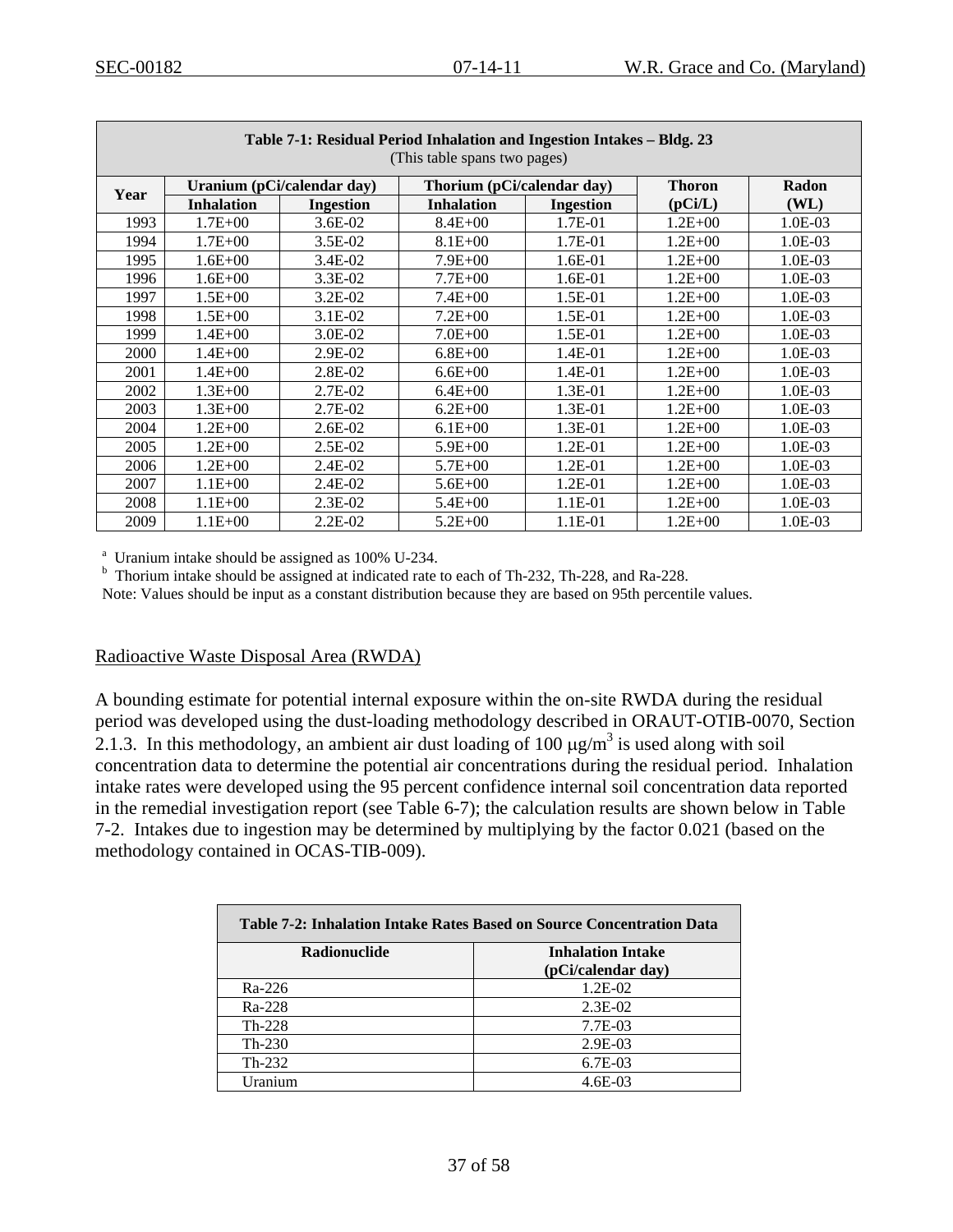| Table 7-1: Residual Period Inhalation and Ingestion Intakes – Bldg. 23 (This table spans two pages) | | | | | | |
|---|---|---|---|---|---|---|
| Year | Uranium (pCi/calendar day) | | Thorium (pCi/calendar day) | | Thoron | Radon |
| | Inhalation | Ingestion | Inhalation | Ingestion | (pCi/L) | (WL) |
| 1993 | 1.7E+00 | 3.6E-02 | 8.4E+00 | 1.7E-01 | 1.2E+00 | 1.0E-03 |
| 1994 | 1.7E+00 | 3.5E-02 | 8.1E+00 | 1.7E-01 | 1.2E+00 | 1.0E-03 |
| 1995 | 1.6E+00 | 3.4E-02 | 7.9E+00 | 1.6E-01 | 1.2E+00 | 1.0E-03 |
| 1996 | 1.6E+00 | 3.3E-02 | 7.7E+00 | 1.6E-01 | 1.2E+00 | 1.0E-03 |
| 1997 | 1.5E+00 | 3.2E-02 | 7.4E+00 | 1.5E-01 | 1.2E+00 | 1.0E-03 |
| 1998 | 1.5E+00 | 3.1E-02 | 7.2E+00 | 1.5E-01 | 1.2E+00 | 1.0E-03 |
| 1999 | 1.4E+00 | 3.0E-02 | 7.0E+00 | 1.5E-01 | 1.2E+00 | 1.0E-03 |
| 2000 | 1.4E+00 | 2.9E-02 | 6.8E+00 | 1.4E-01 | 1.2E+00 | 1.0E-03 |
| 2001 | 1.4E+00 | 2.8E-02 | 6.6E+00 | 1.4E-01 | 1.2E+00 | 1.0E-03 |
| 2002 | 1.3E+00 | 2.7E-02 | 6.4E+00 | 1.3E-01 | 1.2E+00 | 1.0E-03 |
| 2003 | 1.3E+00 | 2.7E-02 | 6.2E+00 | 1.3E-01 | 1.2E+00 | 1.0E-03 |
| 2004 | 1.2E+00 | 2.6E-02 | 6.1E+00 | 1.3E-01 | 1.2E+00 | 1.0E-03 |
| 2005 | 1.2E+00 | 2.5E-02 | 5.9E+00 | 1.2E-01 | 1.2E+00 | 1.0E-03 |
| 2006 | 1.2E+00 | 2.4E-02 | 5.7E+00 | 1.2E-01 | 1.2E+00 | 1.0E-03 |
| 2007 | 1.1E+00 | 2.4E-02 | 5.6E+00 | 1.2E-01 | 1.2E+00 | 1.0E-03 |
| 2008 | 1.1E+00 | 2.3E-02 | 5.4E+00 | 1.1E-01 | 1.2E+00 | 1.0E-03 |
| 2009 | 1.1E+00 | 2.2E-02 | 5.2E+00 | 1.1E-01 | 1.2E+00 | 1.0E-03 |

[a] Uranium intake should be assigned as 100% U-234.
[b] Thorium intake should be assigned at indicated rate to each of Th-232, Th-228, and Ra-228.
Note: Values should be input as a constant distribution because they are based on 95th percentile values.

Radioactive Waste Disposal Area (RWDA)

A bounding estimate for potential internal exposure within the on-site RWDA during the residual period was developed using the dust-loading methodology described in ORAUT-OTIB-0070, Section 2.1.3. In this methodology, an ambient air dust loading of 100 $\mu g/m^3$ is used along with soil concentration data to determine the potential air concentrations during the residual period. Inhalation intake rates were developed using the 95 percent confidence internal soil concentration data reported in the remedial investigation report (see Table 6-7); the calculation results are shown below in Table 7-2. Intakes due to ingestion may be determined by multiplying by the factor 0.021 (based on the methodology contained in OCAS-TIB-009).

| Table 7-2: Inhalation Intake Rates Based on Source Concentration Data | |
|---|---|
| Radionuclide | Inhalation Intake (pCi/calendar day) |
| Ra-226 | 1.2E-02 |
| Ra-228 | 2.3E-02 |
| Th-228 | 7.7E-03 |
| Th-230 | 2.9E-03 |
| Th-232 | 6.7E-03 |
| Uranium | 4.6E-03 |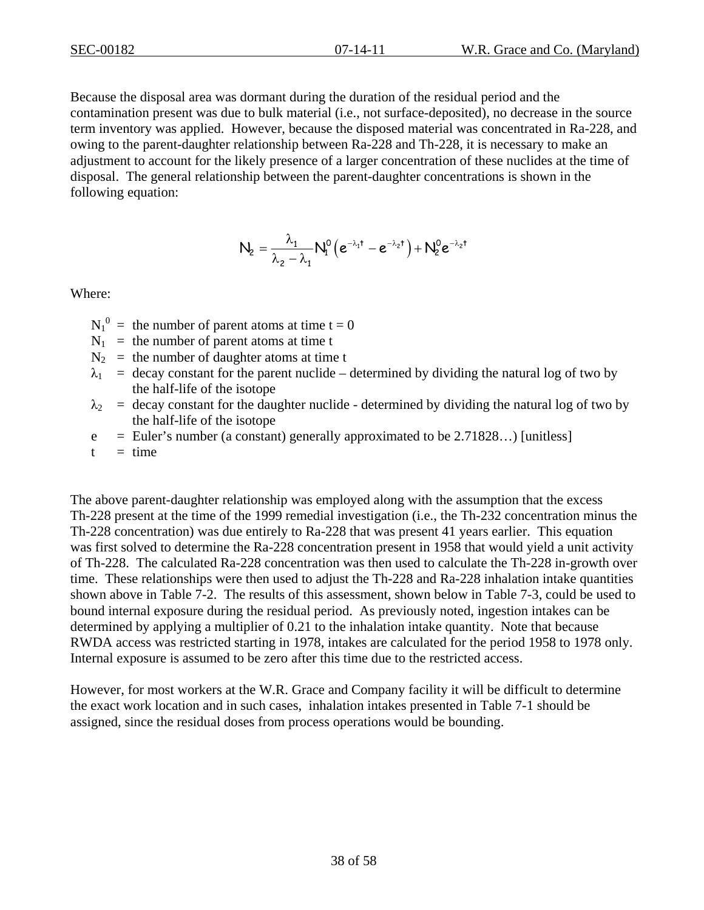Because the disposal area was dormant during the duration of the residual period and the contamination present was due to bulk material (i.e., not surface-deposited), no decrease in the source term inventory was applied. However, because the disposed material was concentrated in Ra-228, and owing to the parent-daughter relationship between Ra-228 and Th-228, it is necessary to make an adjustment to account for the likely presence of a larger concentration of these nuclides at the time of disposal. The general relationship between the parent-daughter concentrations is shown in the following equation:

$$N_2 = \frac{\lambda_1}{\lambda_2 - \lambda_1} N_1^0 \left( e^{-\lambda_1 t} - e^{-\lambda_2 t} \right) + N_2^0 e^{-\lambda_2 t}$$

Where:

- $N_1^0$ = the number of parent atoms at time t = 0
- $N_1$ = the number of parent atoms at time t
- $N_2$ = the number of daughter atoms at time t
- $\lambda_1$ = decay constant for the parent nuclide – determined by dividing the natural log of two by the half-life of the isotope
- $\lambda_2$ = decay constant for the daughter nuclide - determined by dividing the natural log of two by the half-life of the isotope
- e = Euler's number (a constant) generally approximated to be 2.71828…) [unitless]
- t = time

The above parent-daughter relationship was employed along with the assumption that the excess Th-228 present at the time of the 1999 remedial investigation (i.e., the Th-232 concentration minus the Th-228 concentration) was due entirely to Ra-228 that was present 41 years earlier. This equation was first solved to determine the Ra-228 concentration present in 1958 that would yield a unit activity of Th-228. The calculated Ra-228 concentration was then used to calculate the Th-228 in-growth over time. These relationships were then used to adjust the Th-228 and Ra-228 inhalation intake quantities shown above in Table 7-2. The results of this assessment, shown below in Table 7-3, could be used to bound internal exposure during the residual period. As previously noted, ingestion intakes can be determined by applying a multiplier of 0.21 to the inhalation intake quantity. Note that because RWDA access was restricted starting in 1978, intakes are calculated for the period 1958 to 1978 only. Internal exposure is assumed to be zero after this time due to the restricted access.

However, for most workers at the W.R. Grace and Company facility it will be difficult to determine the exact work location and in such cases, inhalation intakes presented in Table 7-1 should be assigned, since the residual doses from process operations would be bounding.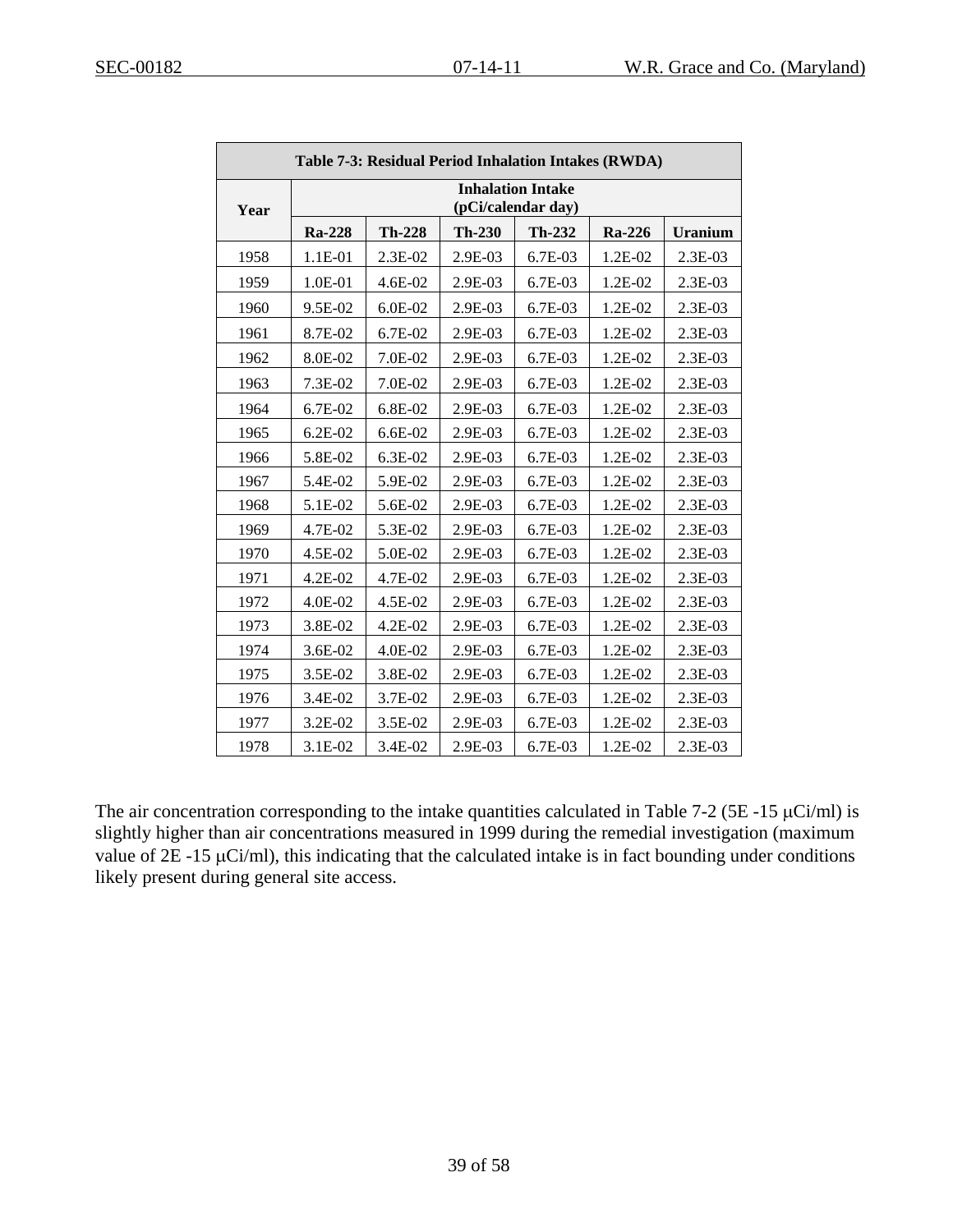| Table 7-3: Residual Period Inhalation Intakes (RWDA) | | | | | | |
|---|---|---|---|---|---|---|
| Year | Inhalation Intake (pCi/calendar day) | | | | | |
| | Ra-228 | Th-228 | Th-230 | Th-232 | Ra-226 | Uranium |
| 1958 | 1.1E-01 | 2.3E-02 | 2.9E-03 | 6.7E-03 | 1.2E-02 | 2.3E-03 |
| 1959 | 1.0E-01 | 4.6E-02 | 2.9E-03 | 6.7E-03 | 1.2E-02 | 2.3E-03 |
| 1960 | 9.5E-02 | 6.0E-02 | 2.9E-03 | 6.7E-03 | 1.2E-02 | 2.3E-03 |
| 1961 | 8.7E-02 | 6.7E-02 | 2.9E-03 | 6.7E-03 | 1.2E-02 | 2.3E-03 |
| 1962 | 8.0E-02 | 7.0E-02 | 2.9E-03 | 6.7E-03 | 1.2E-02 | 2.3E-03 |
| 1963 | 7.3E-02 | 7.0E-02 | 2.9E-03 | 6.7E-03 | 1.2E-02 | 2.3E-03 |
| 1964 | 6.7E-02 | 6.8E-02 | 2.9E-03 | 6.7E-03 | 1.2E-02 | 2.3E-03 |
| 1965 | 6.2E-02 | 6.6E-02 | 2.9E-03 | 6.7E-03 | 1.2E-02 | 2.3E-03 |
| 1966 | 5.8E-02 | 6.3E-02 | 2.9E-03 | 6.7E-03 | 1.2E-02 | 2.3E-03 |
| 1967 | 5.4E-02 | 5.9E-02 | 2.9E-03 | 6.7E-03 | 1.2E-02 | 2.3E-03 |
| 1968 | 5.1E-02 | 5.6E-02 | 2.9E-03 | 6.7E-03 | 1.2E-02 | 2.3E-03 |
| 1969 | 4.7E-02 | 5.3E-02 | 2.9E-03 | 6.7E-03 | 1.2E-02 | 2.3E-03 |
| 1970 | 4.5E-02 | 5.0E-02 | 2.9E-03 | 6.7E-03 | 1.2E-02 | 2.3E-03 |
| 1971 | 4.2E-02 | 4.7E-02 | 2.9E-03 | 6.7E-03 | 1.2E-02 | 2.3E-03 |
| 1972 | 4.0E-02 | 4.5E-02 | 2.9E-03 | 6.7E-03 | 1.2E-02 | 2.3E-03 |
| 1973 | 3.8E-02 | 4.2E-02 | 2.9E-03 | 6.7E-03 | 1.2E-02 | 2.3E-03 |
| 1974 | 3.6E-02 | 4.0E-02 | 2.9E-03 | 6.7E-03 | 1.2E-02 | 2.3E-03 |
| 1975 | 3.5E-02 | 3.8E-02 | 2.9E-03 | 6.7E-03 | 1.2E-02 | 2.3E-03 |
| 1976 | 3.4E-02 | 3.7E-02 | 2.9E-03 | 6.7E-03 | 1.2E-02 | 2.3E-03 |
| 1977 | 3.2E-02 | 3.5E-02 | 2.9E-03 | 6.7E-03 | 1.2E-02 | 2.3E-03 |
| 1978 | 3.1E-02 | 3.4E-02 | 2.9E-03 | 6.7E-03 | 1.2E-02 | 2.3E-03 |

The air concentration corresponding to the intake quantities calculated in Table 7-2 (5E -15 μCi/ml) is slightly higher than air concentrations measured in 1999 during the remedial investigation (maximum value of 2E -15 μCi/ml), this indicating that the calculated intake is in fact bounding under conditions likely present during general site access.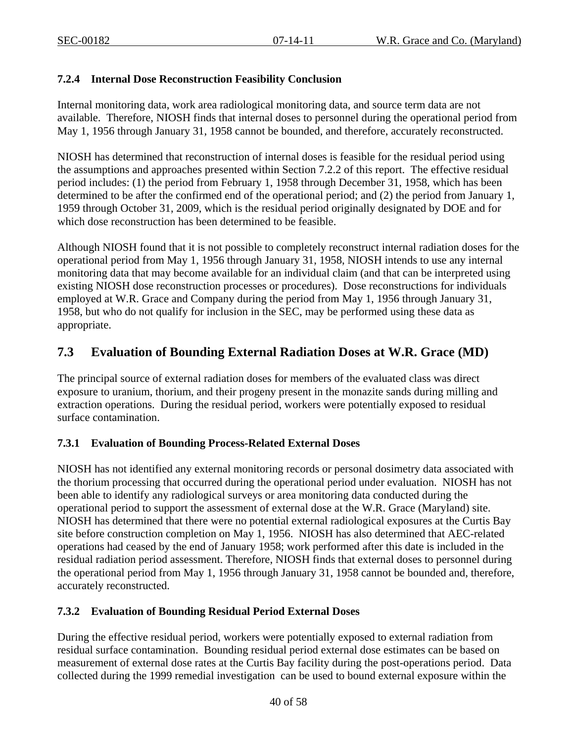### 7.2.4 Internal Dose Reconstruction Feasibility Conclusion

Internal monitoring data, work area radiological monitoring data, and source term data are not available. Therefore, NIOSH finds that internal doses to personnel during the operational period from May 1, 1956 through January 31, 1958 cannot be bounded, and therefore, accurately reconstructed.

NIOSH has determined that reconstruction of internal doses is feasible for the residual period using the assumptions and approaches presented within Section 7.2.2 of this report. The effective residual period includes: (1) the period from February 1, 1958 through December 31, 1958, which has been determined to be after the confirmed end of the operational period; and (2) the period from January 1, 1959 through October 31, 2009, which is the residual period originally designated by DOE and for which dose reconstruction has been determined to be feasible.

Although NIOSH found that it is not possible to completely reconstruct internal radiation doses for the operational period from May 1, 1956 through January 31, 1958, NIOSH intends to use any internal monitoring data that may become available for an individual claim (and that can be interpreted using existing NIOSH dose reconstruction processes or procedures). Dose reconstructions for individuals employed at W.R. Grace and Company during the period from May 1, 1956 through January 31, 1958, but who do not qualify for inclusion in the SEC, may be performed using these data as appropriate.

## 7.3 Evaluation of Bounding External Radiation Doses at W.R. Grace (MD)

The principal source of external radiation doses for members of the evaluated class was direct exposure to uranium, thorium, and their progeny present in the monazite sands during milling and extraction operations. During the residual period, workers were potentially exposed to residual surface contamination.

### 7.3.1 Evaluation of Bounding Process-Related External Doses

NIOSH has not identified any external monitoring records or personal dosimetry data associated with the thorium processing that occurred during the operational period under evaluation. NIOSH has not been able to identify any radiological surveys or area monitoring data conducted during the operational period to support the assessment of external dose at the W.R. Grace (Maryland) site. NIOSH has determined that there were no potential external radiological exposures at the Curtis Bay site before construction completion on May 1, 1956. NIOSH has also determined that AEC-related operations had ceased by the end of January 1958; work performed after this date is included in the residual radiation period assessment. Therefore, NIOSH finds that external doses to personnel during the operational period from May 1, 1956 through January 31, 1958 cannot be bounded and, therefore, accurately reconstructed.

### 7.3.2 Evaluation of Bounding Residual Period External Doses

During the effective residual period, workers were potentially exposed to external radiation from residual surface contamination. Bounding residual period external dose estimates can be based on measurement of external dose rates at the Curtis Bay facility during the post-operations period. Data collected during the 1999 remedial investigation can be used to bound external exposure within the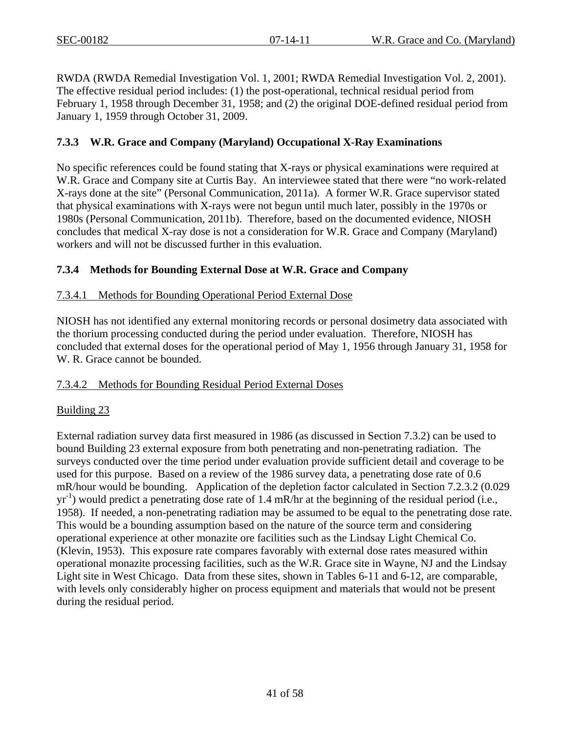RWDA (RWDA Remedial Investigation Vol. 1, 2001; RWDA Remedial Investigation Vol. 2, 2001). The effective residual period includes: (1) the post-operational, technical residual period from February 1, 1958 through December 31, 1958; and (2) the original DOE-defined residual period from January 1, 1959 through October 31, 2009.

### 7.3.3 W.R. Grace and Company (Maryland) Occupational X-Ray Examinations

No specific references could be found stating that X-rays or physical examinations were required at W.R. Grace and Company site at Curtis Bay. An interviewee stated that there were "no work-related X-rays done at the site" (Personal Communication, 2011a). A former W.R. Grace supervisor stated that physical examinations with X-rays were not begun until much later, possibly in the 1970s or 1980s (Personal Communication, 2011b). Therefore, based on the documented evidence, NIOSH concludes that medical X-ray dose is not a consideration for W.R. Grace and Company (Maryland) workers and will not be discussed further in this evaluation.

### 7.3.4 Methods for Bounding External Dose at W.R. Grace and Company

#### 7.3.4.1 Methods for Bounding Operational Period External Dose

NIOSH has not identified any external monitoring records or personal dosimetry data associated with the thorium processing conducted during the period under evaluation. Therefore, NIOSH has concluded that external doses for the operational period of May 1, 1956 through January 31, 1958 for W. R. Grace cannot be bounded.

#### 7.3.4.2 Methods for Bounding Residual Period External Doses

Building 23

External radiation survey data first measured in 1986 (as discussed in Section 7.3.2) can be used to bound Building 23 external exposure from both penetrating and non-penetrating radiation. The surveys conducted over the time period under evaluation provide sufficient detail and coverage to be used for this purpose. Based on a review of the 1986 survey data, a penetrating dose rate of 0.6 mR/hour would be bounding. Application of the depletion factor calculated in Section 7.2.3.2 (0.029 $yr^{-1}$) would predict a penetrating dose rate of 1.4 mR/hr at the beginning of the residual period (i.e., 1958). If needed, a non-penetrating radiation may be assumed to be equal to the penetrating dose rate. This would be a bounding assumption based on the nature of the source term and considering operational experience at other monazite ore facilities such as the Lindsay Light Chemical Co. (Klevin, 1953). This exposure rate compares favorably with external dose rates measured within operational monazite processing facilities, such as the W.R. Grace site in Wayne, NJ and the Lindsay Light site in West Chicago. Data from these sites, shown in Tables 6-11 and 6-12, are comparable, with levels only considerably higher on process equipment and materials that would not be present during the residual period.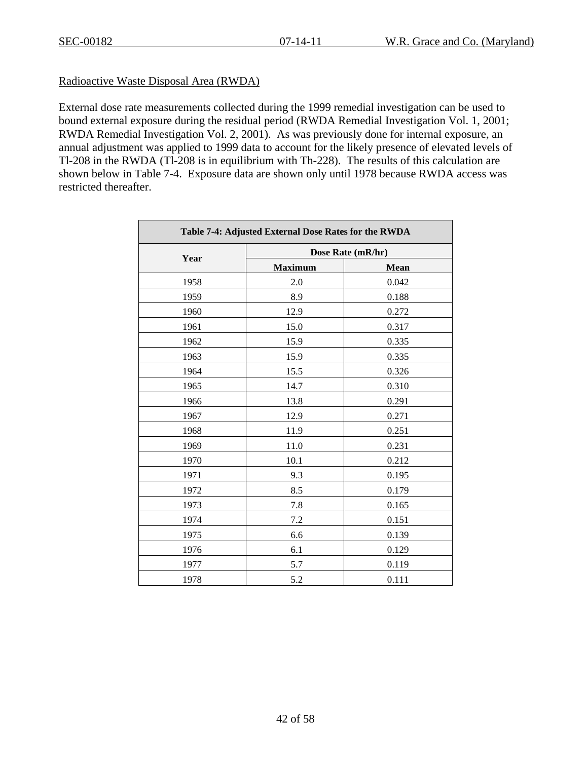Radioactive Waste Disposal Area (RWDA)

External dose rate measurements collected during the 1999 remedial investigation can be used to bound external exposure during the residual period (RWDA Remedial Investigation Vol. 1, 2001; RWDA Remedial Investigation Vol. 2, 2001). As was previously done for internal exposure, an annual adjustment was applied to 1999 data to account for the likely presence of elevated levels of Tl-208 in the RWDA (Tl-208 is in equilibrium with Th-228). The results of this calculation are shown below in Table 7-4. Exposure data are shown only until 1978 because RWDA access was restricted thereafter.

**Table 7-4: Adjusted External Dose Rates for the RWDA**

| Year | Dose Rate (mR/hr) | |
|---|---|---|
| | **Maximum** | **Mean** |
| 1958 | 2.0 | 0.042 |
| 1959 | 8.9 | 0.188 |
| 1960 | 12.9 | 0.272 |
| 1961 | 15.0 | 0.317 |
| 1962 | 15.9 | 0.335 |
| 1963 | 15.9 | 0.335 |
| 1964 | 15.5 | 0.326 |
| 1965 | 14.7 | 0.310 |
| 1966 | 13.8 | 0.291 |
| 1967 | 12.9 | 0.271 |
| 1968 | 11.9 | 0.251 |
| 1969 | 11.0 | 0.231 |
| 1970 | 10.1 | 0.212 |
| 1971 | 9.3 | 0.195 |
| 1972 | 8.5 | 0.179 |
| 1973 | 7.8 | 0.165 |
| 1974 | 7.2 | 0.151 |
| 1975 | 6.6 | 0.139 |
| 1976 | 6.1 | 0.129 |
| 1977 | 5.7 | 0.119 |
| 1978 | 5.2 | 0.111 |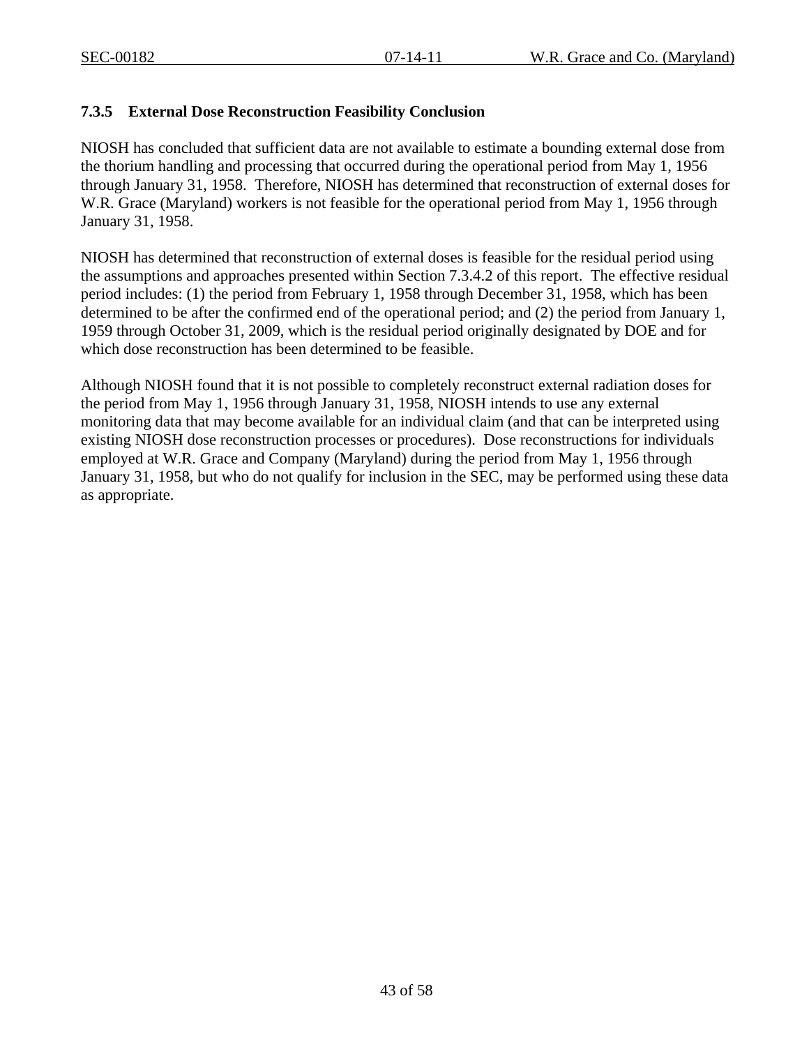### 7.3.5 External Dose Reconstruction Feasibility Conclusion

NIOSH has concluded that sufficient data are not available to estimate a bounding external dose from the thorium handling and processing that occurred during the operational period from May 1, 1956 through January 31, 1958. Therefore, NIOSH has determined that reconstruction of external doses for W.R. Grace (Maryland) workers is not feasible for the operational period from May 1, 1956 through January 31, 1958.

NIOSH has determined that reconstruction of external doses is feasible for the residual period using the assumptions and approaches presented within Section 7.3.4.2 of this report. The effective residual period includes: (1) the period from February 1, 1958 through December 31, 1958, which has been determined to be after the confirmed end of the operational period; and (2) the period from January 1, 1959 through October 31, 2009, which is the residual period originally designated by DOE and for which dose reconstruction has been determined to be feasible.

Although NIOSH found that it is not possible to completely reconstruct external radiation doses for the period from May 1, 1956 through January 31, 1958, NIOSH intends to use any external monitoring data that may become available for an individual claim (and that can be interpreted using existing NIOSH dose reconstruction processes or procedures). Dose reconstructions for individuals employed at W.R. Grace and Company (Maryland) during the period from May 1, 1956 through January 31, 1958, but who do not qualify for inclusion in the SEC, may be performed using these data as appropriate.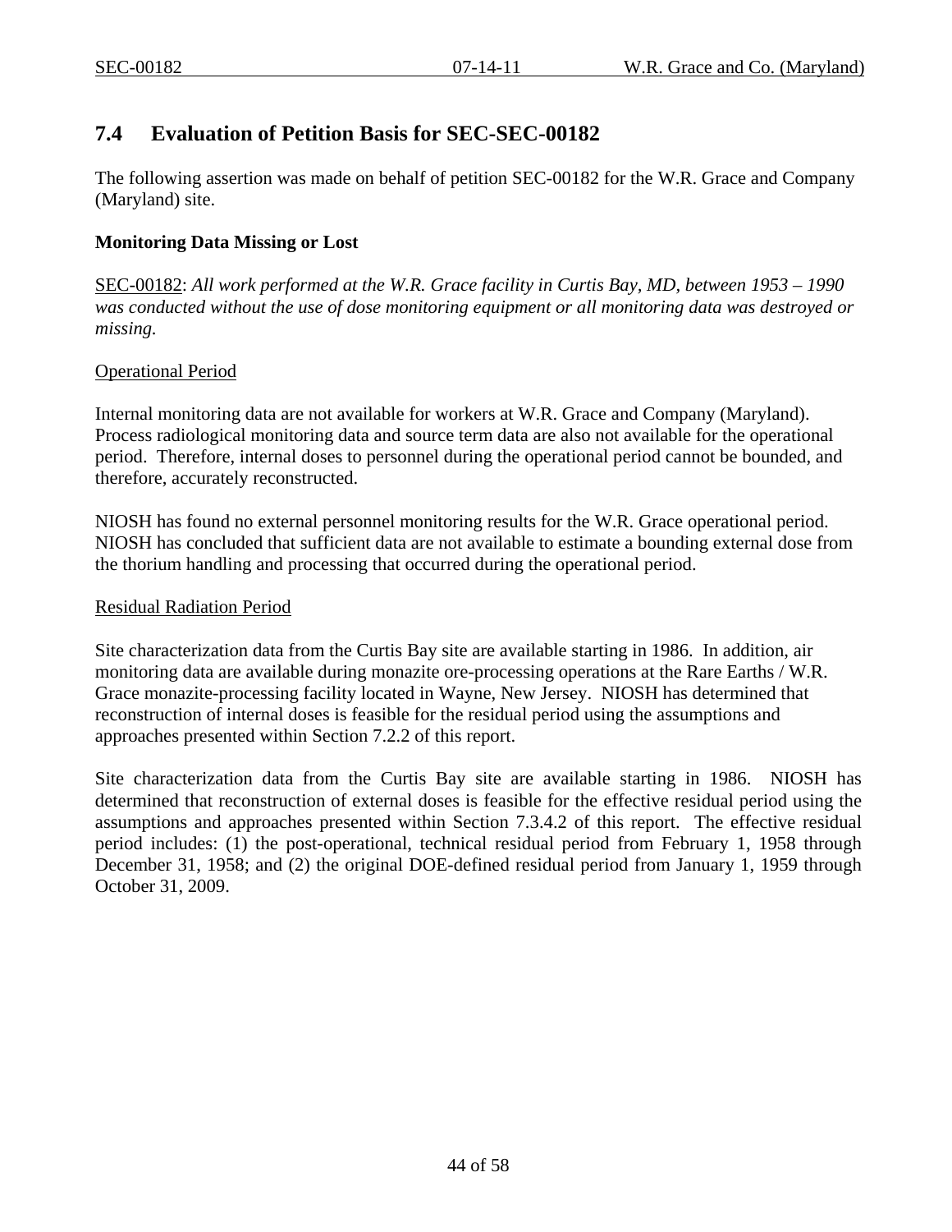## 7.4 Evaluation of Petition Basis for SEC-SEC-00182

The following assertion was made on behalf of petition SEC-00182 for the W.R. Grace and Company (Maryland) site.

**Monitoring Data Missing or Lost**

SEC-00182: *All work performed at the W.R. Grace facility in Curtis Bay, MD, between 1953 – 1990 was conducted without the use of dose monitoring equipment or all monitoring data was destroyed or missing.*

Operational Period

Internal monitoring data are not available for workers at W.R. Grace and Company (Maryland). Process radiological monitoring data and source term data are also not available for the operational period. Therefore, internal doses to personnel during the operational period cannot be bounded, and therefore, accurately reconstructed.

NIOSH has found no external personnel monitoring results for the W.R. Grace operational period. NIOSH has concluded that sufficient data are not available to estimate a bounding external dose from the thorium handling and processing that occurred during the operational period.

Residual Radiation Period

Site characterization data from the Curtis Bay site are available starting in 1986. In addition, air monitoring data are available during monazite ore-processing operations at the Rare Earths / W.R. Grace monazite-processing facility located in Wayne, New Jersey. NIOSH has determined that reconstruction of internal doses is feasible for the residual period using the assumptions and approaches presented within Section 7.2.2 of this report.

Site characterization data from the Curtis Bay site are available starting in 1986. NIOSH has determined that reconstruction of external doses is feasible for the effective residual period using the assumptions and approaches presented within Section 7.3.4.2 of this report. The effective residual period includes: (1) the post-operational, technical residual period from February 1, 1958 through December 31, 1958; and (2) the original DOE-defined residual period from January 1, 1959 through October 31, 2009.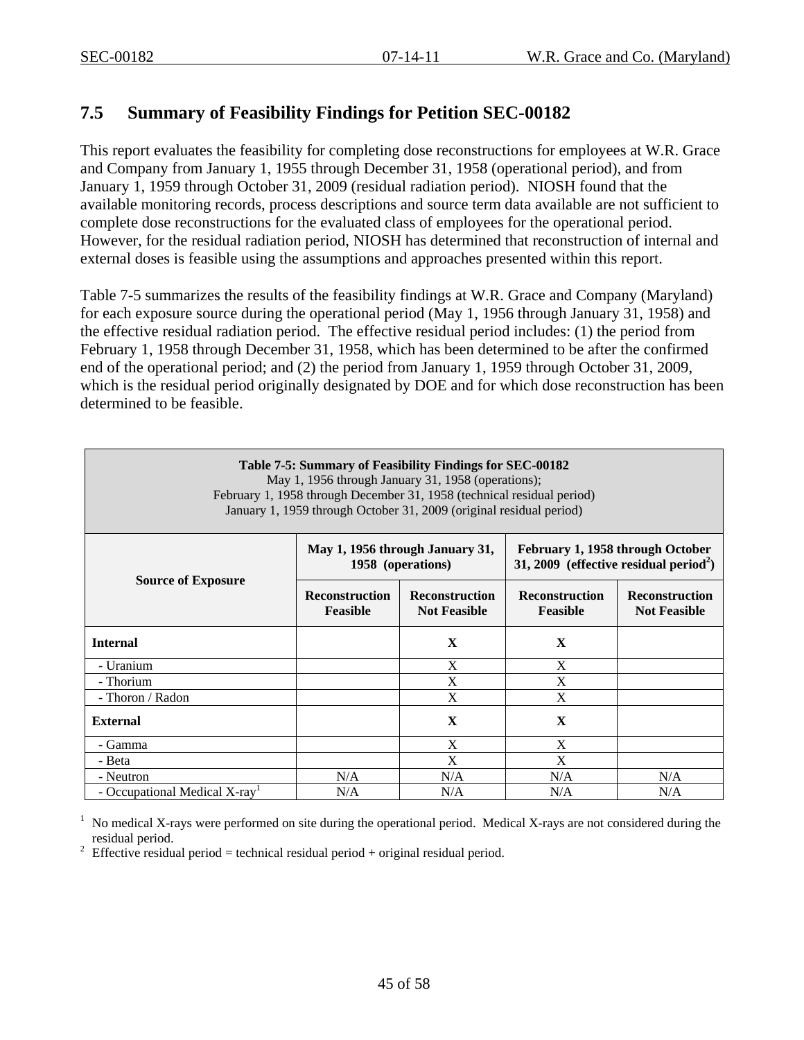## 7.5 Summary of Feasibility Findings for Petition SEC-00182

This report evaluates the feasibility for completing dose reconstructions for employees at W.R. Grace and Company from January 1, 1955 through December 31, 1958 (operational period), and from January 1, 1959 through October 31, 2009 (residual radiation period). NIOSH found that the available monitoring records, process descriptions and source term data available are not sufficient to complete dose reconstructions for the evaluated class of employees for the operational period. However, for the residual radiation period, NIOSH has determined that reconstruction of internal and external doses is feasible using the assumptions and approaches presented within this report.

Table 7-5 summarizes the results of the feasibility findings at W.R. Grace and Company (Maryland) for each exposure source during the operational period (May 1, 1956 through January 31, 1958) and the effective residual radiation period. The effective residual period includes: (1) the period from February 1, 1958 through December 31, 1958, which has been determined to be after the confirmed end of the operational period; and (2) the period from January 1, 1959 through October 31, 2009, which is the residual period originally designated by DOE and for which dose reconstruction has been determined to be feasible.

**Table 7-5: Summary of Feasibility Findings for SEC-00182**
May 1, 1956 through January 31, 1958 (operations);
February 1, 1958 through December 31, 1958 (technical residual period)
January 1, 1959 through October 31, 2009 (original residual period)

| Source of Exposure | May 1, 1956 through January 31, 1958 (operations) | | February 1, 1958 through October 31, 2009 (effective residual period[2]) | |
|---|---|---|---|---|
| | **Reconstruction Feasible** | **Reconstruction Not Feasible** | **Reconstruction Feasible** | **Reconstruction Not Feasible** |
| **Internal** | | **X** | **X** | |
| - Uranium | | X | X | |
| - Thorium | | X | X | |
| - Thoron / Radon | | X | X | |
| **External** | | **X** | **X** | |
| - Gamma | | X | X | |
| - Beta | | X | X | |
| - Neutron | N/A | N/A | N/A | N/A |
| - Occupational Medical X-ray[1] | N/A | N/A | N/A | N/A |

[1] No medical X-rays were performed on site during the operational period. Medical X-rays are not considered during the residual period.
[2] Effective residual period = technical residual period + original residual period.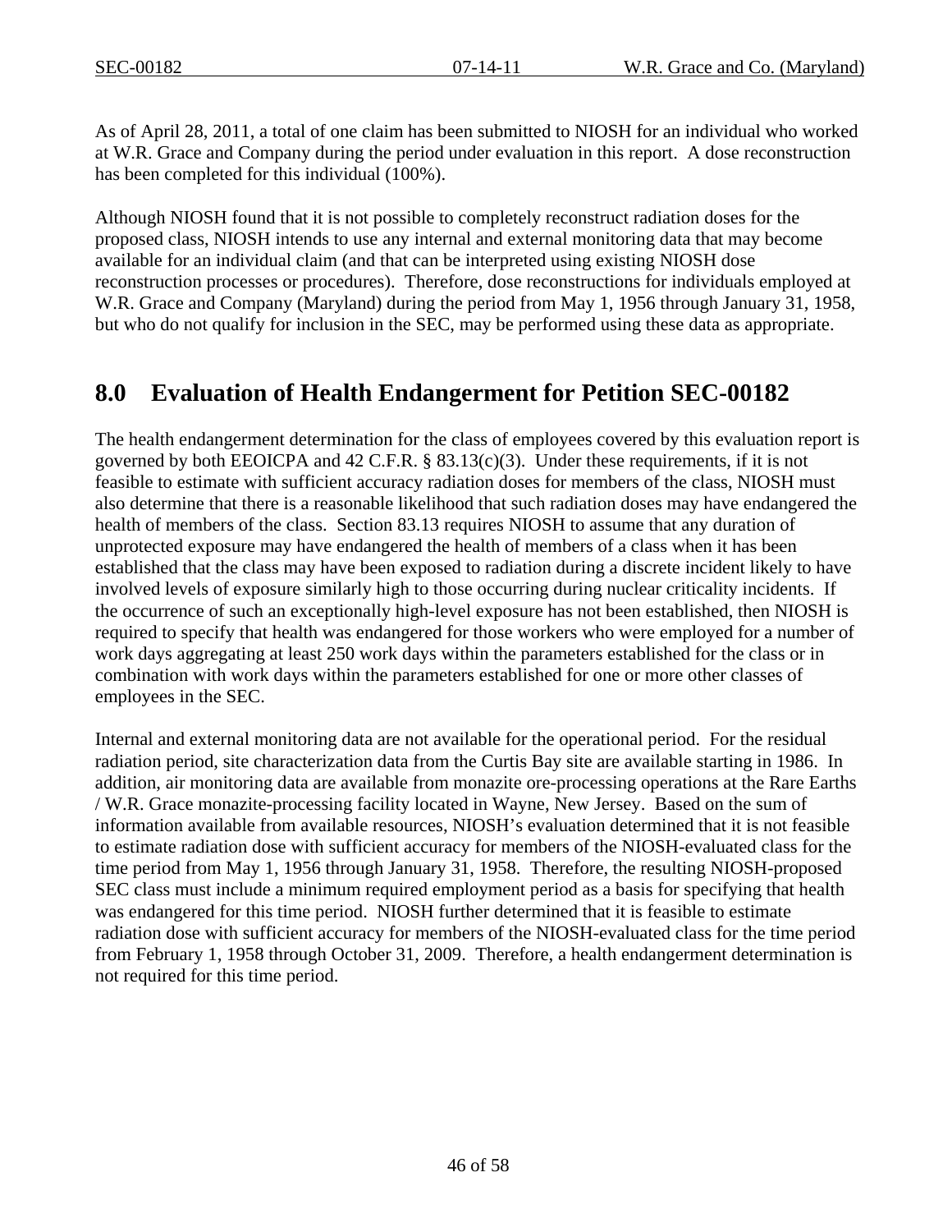As of April 28, 2011, a total of one claim has been submitted to NIOSH for an individual who worked at W.R. Grace and Company during the period under evaluation in this report. A dose reconstruction has been completed for this individual (100%).

Although NIOSH found that it is not possible to completely reconstruct radiation doses for the proposed class, NIOSH intends to use any internal and external monitoring data that may become available for an individual claim (and that can be interpreted using existing NIOSH dose reconstruction processes or procedures). Therefore, dose reconstructions for individuals employed at W.R. Grace and Company (Maryland) during the period from May 1, 1956 through January 31, 1958, but who do not qualify for inclusion in the SEC, may be performed using these data as appropriate.

## 8.0 Evaluation of Health Endangerment for Petition SEC-00182

The health endangerment determination for the class of employees covered by this evaluation report is governed by both EEOICPA and 42 C.F.R. § 83.13(c)(3). Under these requirements, if it is not feasible to estimate with sufficient accuracy radiation doses for members of the class, NIOSH must also determine that there is a reasonable likelihood that such radiation doses may have endangered the health of members of the class. Section 83.13 requires NIOSH to assume that any duration of unprotected exposure may have endangered the health of members of a class when it has been established that the class may have been exposed to radiation during a discrete incident likely to have involved levels of exposure similarly high to those occurring during nuclear criticality incidents. If the occurrence of such an exceptionally high-level exposure has not been established, then NIOSH is required to specify that health was endangered for those workers who were employed for a number of work days aggregating at least 250 work days within the parameters established for the class or in combination with work days within the parameters established for one or more other classes of employees in the SEC.

Internal and external monitoring data are not available for the operational period. For the residual radiation period, site characterization data from the Curtis Bay site are available starting in 1986. In addition, air monitoring data are available from monazite ore-processing operations at the Rare Earths / W.R. Grace monazite-processing facility located in Wayne, New Jersey. Based on the sum of information available from available resources, NIOSH's evaluation determined that it is not feasible to estimate radiation dose with sufficient accuracy for members of the NIOSH-evaluated class for the time period from May 1, 1956 through January 31, 1958. Therefore, the resulting NIOSH-proposed SEC class must include a minimum required employment period as a basis for specifying that health was endangered for this time period. NIOSH further determined that it is feasible to estimate radiation dose with sufficient accuracy for members of the NIOSH-evaluated class for the time period from February 1, 1958 through October 31, 2009. Therefore, a health endangerment determination is not required for this time period.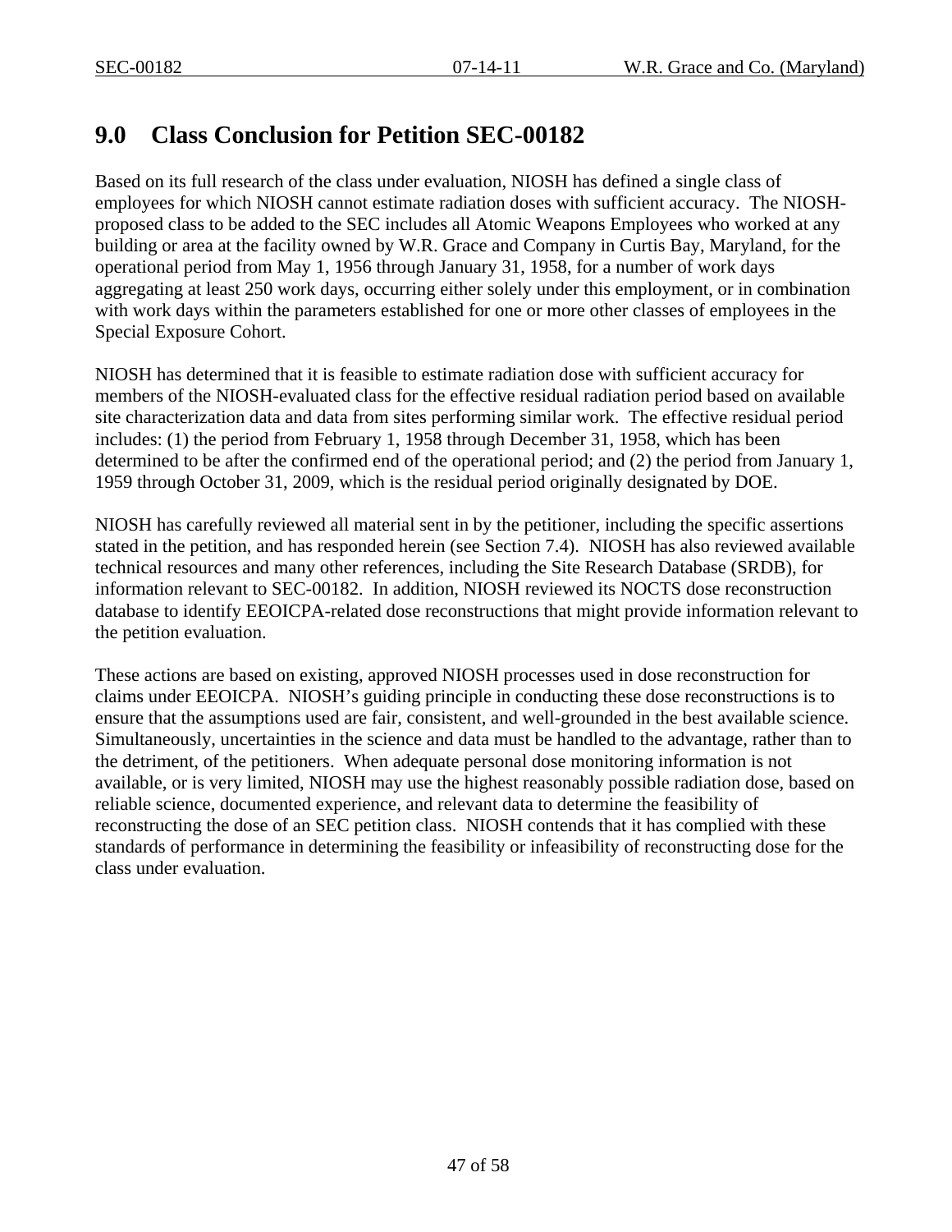# 9.0 Class Conclusion for Petition SEC-00182

Based on its full research of the class under evaluation, NIOSH has defined a single class of employees for which NIOSH cannot estimate radiation doses with sufficient accuracy. The NIOSH-proposed class to be added to the SEC includes all Atomic Weapons Employees who worked at any building or area at the facility owned by W.R. Grace and Company in Curtis Bay, Maryland, for the operational period from May 1, 1956 through January 31, 1958, for a number of work days aggregating at least 250 work days, occurring either solely under this employment, or in combination with work days within the parameters established for one or more other classes of employees in the Special Exposure Cohort.

NIOSH has determined that it is feasible to estimate radiation dose with sufficient accuracy for members of the NIOSH-evaluated class for the effective residual radiation period based on available site characterization data and data from sites performing similar work. The effective residual period includes: (1) the period from February 1, 1958 through December 31, 1958, which has been determined to be after the confirmed end of the operational period; and (2) the period from January 1, 1959 through October 31, 2009, which is the residual period originally designated by DOE.

NIOSH has carefully reviewed all material sent in by the petitioner, including the specific assertions stated in the petition, and has responded herein (see Section 7.4). NIOSH has also reviewed available technical resources and many other references, including the Site Research Database (SRDB), for information relevant to SEC-00182. In addition, NIOSH reviewed its NOCTS dose reconstruction database to identify EEOICPA-related dose reconstructions that might provide information relevant to the petition evaluation.

These actions are based on existing, approved NIOSH processes used in dose reconstruction for claims under EEOICPA. NIOSH's guiding principle in conducting these dose reconstructions is to ensure that the assumptions used are fair, consistent, and well-grounded in the best available science. Simultaneously, uncertainties in the science and data must be handled to the advantage, rather than to the detriment, of the petitioners. When adequate personal dose monitoring information is not available, or is very limited, NIOSH may use the highest reasonably possible radiation dose, based on reliable science, documented experience, and relevant data to determine the feasibility of reconstructing the dose of an SEC petition class. NIOSH contends that it has complied with these standards of performance in determining the feasibility or infeasibility of reconstructing dose for the class under evaluation.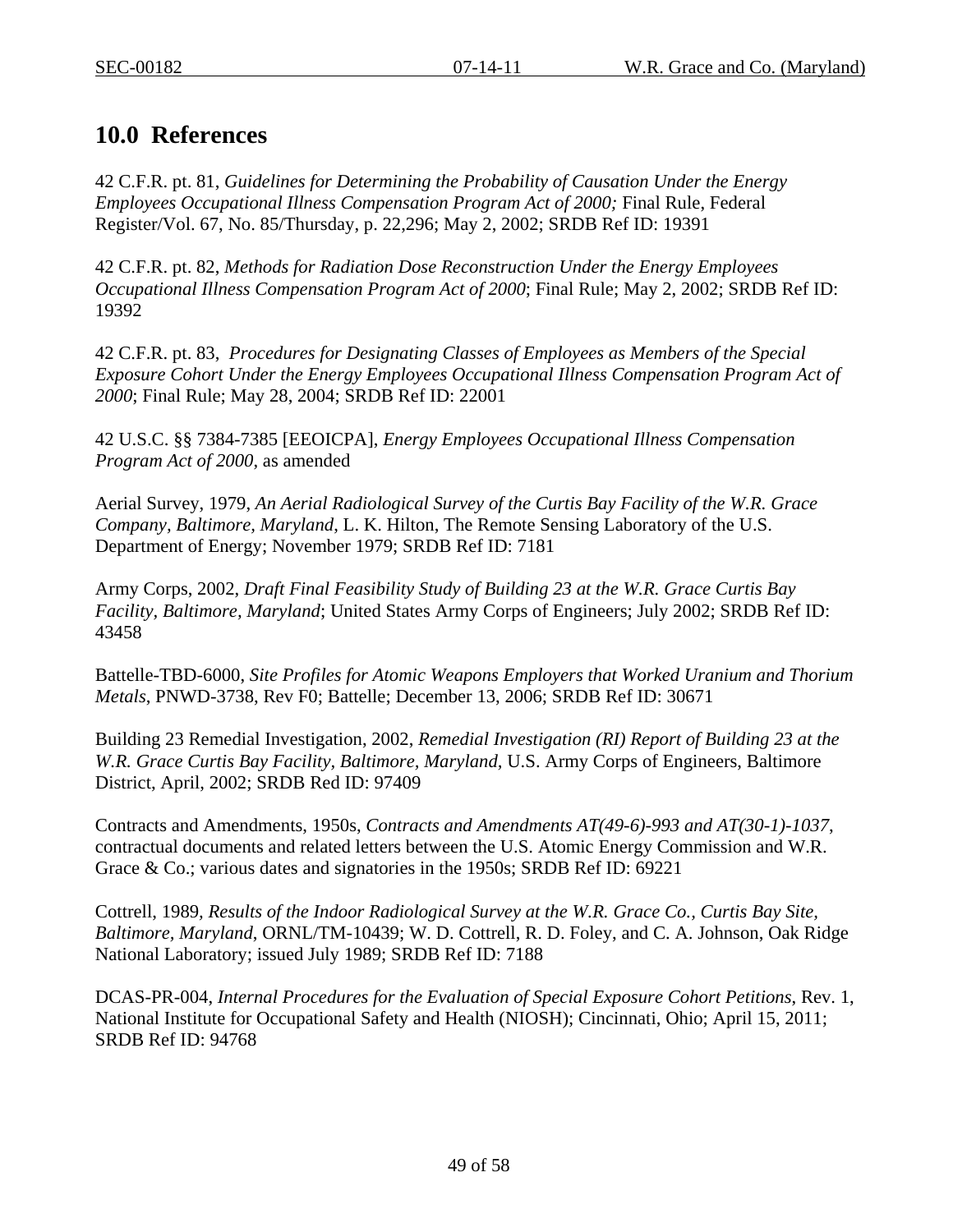## 10.0 References

42 C.F.R. pt. 81, *Guidelines for Determining the Probability of Causation Under the Energy Employees Occupational Illness Compensation Program Act of 2000;* Final Rule, Federal Register/Vol. 67, No. 85/Thursday, p. 22,296; May 2, 2002; SRDB Ref ID: 19391

42 C.F.R. pt. 82, *Methods for Radiation Dose Reconstruction Under the Energy Employees Occupational Illness Compensation Program Act of 2000*; Final Rule; May 2, 2002; SRDB Ref ID: 19392

42 C.F.R. pt. 83, *Procedures for Designating Classes of Employees as Members of the Special Exposure Cohort Under the Energy Employees Occupational Illness Compensation Program Act of 2000*; Final Rule; May 28, 2004; SRDB Ref ID: 22001

42 U.S.C. §§ 7384-7385 [EEOICPA], *Energy Employees Occupational Illness Compensation Program Act of 2000*, as amended

Aerial Survey, 1979, *An Aerial Radiological Survey of the Curtis Bay Facility of the W.R. Grace Company, Baltimore, Maryland*, L. K. Hilton, The Remote Sensing Laboratory of the U.S. Department of Energy; November 1979; SRDB Ref ID: 7181

Army Corps, 2002, *Draft Final Feasibility Study of Building 23 at the W.R. Grace Curtis Bay Facility, Baltimore, Maryland*; United States Army Corps of Engineers; July 2002; SRDB Ref ID: 43458

Battelle-TBD-6000, *Site Profiles for Atomic Weapons Employers that Worked Uranium and Thorium Metals*, PNWD-3738, Rev F0; Battelle; December 13, 2006; SRDB Ref ID: 30671

Building 23 Remedial Investigation, 2002, *Remedial Investigation (RI) Report of Building 23 at the W.R. Grace Curtis Bay Facility, Baltimore, Maryland*, U.S. Army Corps of Engineers, Baltimore District, April, 2002; SRDB Red ID: 97409

Contracts and Amendments, 1950s, *Contracts and Amendments AT(49-6)-993 and AT(30-1)-1037*, contractual documents and related letters between the U.S. Atomic Energy Commission and W.R. Grace & Co.; various dates and signatories in the 1950s; SRDB Ref ID: 69221

Cottrell, 1989, *Results of the Indoor Radiological Survey at the W.R. Grace Co., Curtis Bay Site, Baltimore, Maryland*, ORNL/TM-10439; W. D. Cottrell, R. D. Foley, and C. A. Johnson, Oak Ridge National Laboratory; issued July 1989; SRDB Ref ID: 7188

DCAS-PR-004, *Internal Procedures for the Evaluation of Special Exposure Cohort Petitions*, Rev. 1, National Institute for Occupational Safety and Health (NIOSH); Cincinnati, Ohio; April 15, 2011; SRDB Ref ID: 94768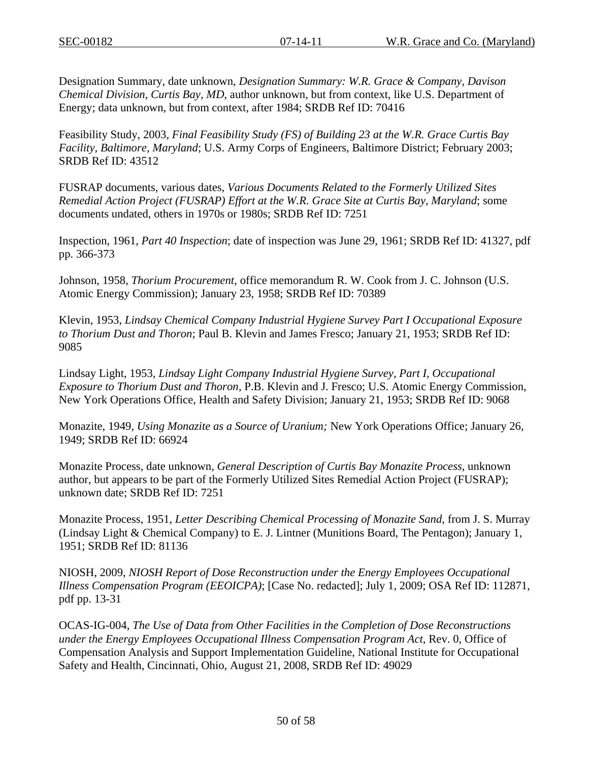Designation Summary, date unknown, *Designation Summary: W.R. Grace & Company, Davison Chemical Division, Curtis Bay, MD*, author unknown, but from context, like U.S. Department of Energy; data unknown, but from context, after 1984; SRDB Ref ID: 70416

Feasibility Study, 2003, *Final Feasibility Study (FS) of Building 23 at the W.R. Grace Curtis Bay Facility, Baltimore, Maryland*; U.S. Army Corps of Engineers, Baltimore District; February 2003; SRDB Ref ID: 43512

FUSRAP documents, various dates, *Various Documents Related to the Formerly Utilized Sites Remedial Action Project (FUSRAP) Effort at the W.R. Grace Site at Curtis Bay, Maryland*; some documents undated, others in 1970s or 1980s; SRDB Ref ID: 7251

Inspection, 1961, *Part 40 Inspection*; date of inspection was June 29, 1961; SRDB Ref ID: 41327, pdf pp. 366-373

Johnson, 1958, *Thorium Procurement*, office memorandum R. W. Cook from J. C. Johnson (U.S. Atomic Energy Commission); January 23, 1958; SRDB Ref ID: 70389

Klevin, 1953, *Lindsay Chemical Company Industrial Hygiene Survey Part I Occupational Exposure to Thorium Dust and Thoron*; Paul B. Klevin and James Fresco; January 21, 1953; SRDB Ref ID: 9085

Lindsay Light, 1953, *Lindsay Light Company Industrial Hygiene Survey, Part I, Occupational Exposure to Thorium Dust and Thoron*, P.B. Klevin and J. Fresco; U.S. Atomic Energy Commission, New York Operations Office, Health and Safety Division; January 21, 1953; SRDB Ref ID: 9068

Monazite, 1949, *Using Monazite as a Source of Uranium;* New York Operations Office; January 26, 1949; SRDB Ref ID: 66924

Monazite Process, date unknown, *General Description of Curtis Bay Monazite Process*, unknown author, but appears to be part of the Formerly Utilized Sites Remedial Action Project (FUSRAP); unknown date; SRDB Ref ID: 7251

Monazite Process, 1951, *Letter Describing Chemical Processing of Monazite Sand*, from J. S. Murray (Lindsay Light & Chemical Company) to E. J. Lintner (Munitions Board, The Pentagon); January 1, 1951; SRDB Ref ID: 81136

NIOSH, 2009, *NIOSH Report of Dose Reconstruction under the Energy Employees Occupational Illness Compensation Program (EEOICPA)*; [Case No. redacted]; July 1, 2009; OSA Ref ID: 112871, pdf pp. 13-31

OCAS-IG-004, *The Use of Data from Other Facilities in the Completion of Dose Reconstructions under the Energy Employees Occupational Illness Compensation Program Act*, Rev. 0, Office of Compensation Analysis and Support Implementation Guideline, National Institute for Occupational Safety and Health, Cincinnati, Ohio, August 21, 2008, SRDB Ref ID: 49029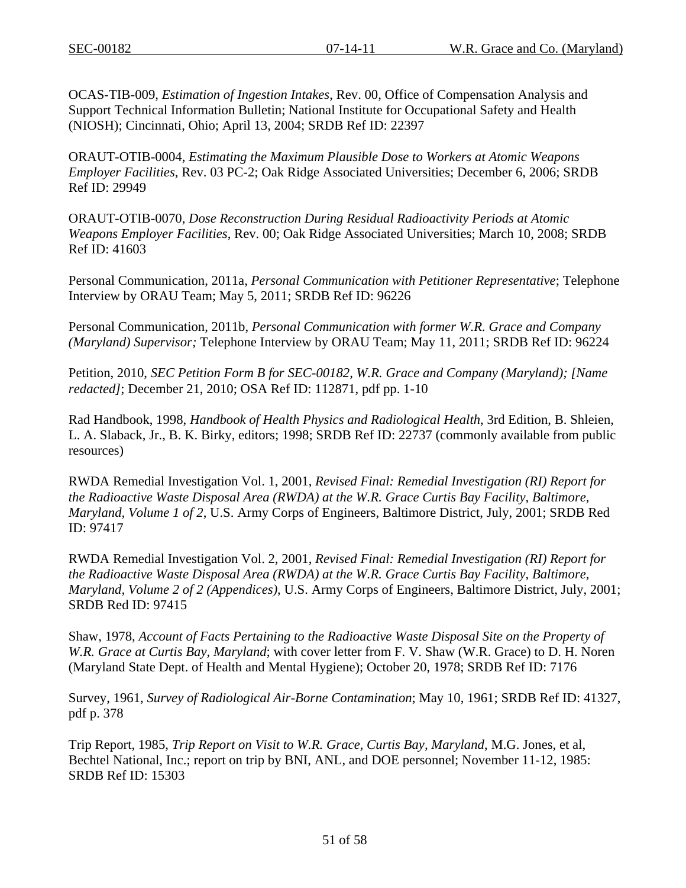OCAS-TIB-009, *Estimation of Ingestion Intakes*, Rev. 00, Office of Compensation Analysis and Support Technical Information Bulletin; National Institute for Occupational Safety and Health (NIOSH); Cincinnati, Ohio; April 13, 2004; SRDB Ref ID: 22397

ORAUT-OTIB-0004, *Estimating the Maximum Plausible Dose to Workers at Atomic Weapons Employer Facilities*, Rev. 03 PC-2; Oak Ridge Associated Universities; December 6, 2006; SRDB Ref ID: 29949

ORAUT-OTIB-0070, *Dose Reconstruction During Residual Radioactivity Periods at Atomic Weapons Employer Facilities*, Rev. 00; Oak Ridge Associated Universities; March 10, 2008; SRDB Ref ID: 41603

Personal Communication, 2011a, *Personal Communication with Petitioner Representative*; Telephone Interview by ORAU Team; May 5, 2011; SRDB Ref ID: 96226

Personal Communication, 2011b, *Personal Communication with former W.R. Grace and Company (Maryland) Supervisor;* Telephone Interview by ORAU Team; May 11, 2011; SRDB Ref ID: 96224

Petition, 2010, *SEC Petition Form B for SEC-00182, W.R. Grace and Company (Maryland); [Name redacted]*; December 21, 2010; OSA Ref ID: 112871, pdf pp. 1-10

Rad Handbook, 1998, *Handbook of Health Physics and Radiological Health*, 3rd Edition, B. Shleien, L. A. Slaback, Jr., B. K. Birky, editors; 1998; SRDB Ref ID: 22737 (commonly available from public resources)

RWDA Remedial Investigation Vol. 1, 2001, *Revised Final: Remedial Investigation (RI) Report for the Radioactive Waste Disposal Area (RWDA) at the W.R. Grace Curtis Bay Facility, Baltimore, Maryland, Volume 1 of 2*, U.S. Army Corps of Engineers, Baltimore District, July, 2001; SRDB Red ID: 97417

RWDA Remedial Investigation Vol. 2, 2001, *Revised Final: Remedial Investigation (RI) Report for the Radioactive Waste Disposal Area (RWDA) at the W.R. Grace Curtis Bay Facility, Baltimore, Maryland, Volume 2 of 2 (Appendices)*, U.S. Army Corps of Engineers, Baltimore District, July, 2001; SRDB Red ID: 97415

Shaw, 1978, *Account of Facts Pertaining to the Radioactive Waste Disposal Site on the Property of W.R. Grace at Curtis Bay, Maryland*; with cover letter from F. V. Shaw (W.R. Grace) to D. H. Noren (Maryland State Dept. of Health and Mental Hygiene); October 20, 1978; SRDB Ref ID: 7176

Survey, 1961, *Survey of Radiological Air-Borne Contamination*; May 10, 1961; SRDB Ref ID: 41327, pdf p. 378

Trip Report, 1985, *Trip Report on Visit to W.R. Grace, Curtis Bay, Maryland*, M.G. Jones, et al, Bechtel National, Inc.; report on trip by BNI, ANL, and DOE personnel; November 11-12, 1985: SRDB Ref ID: 15303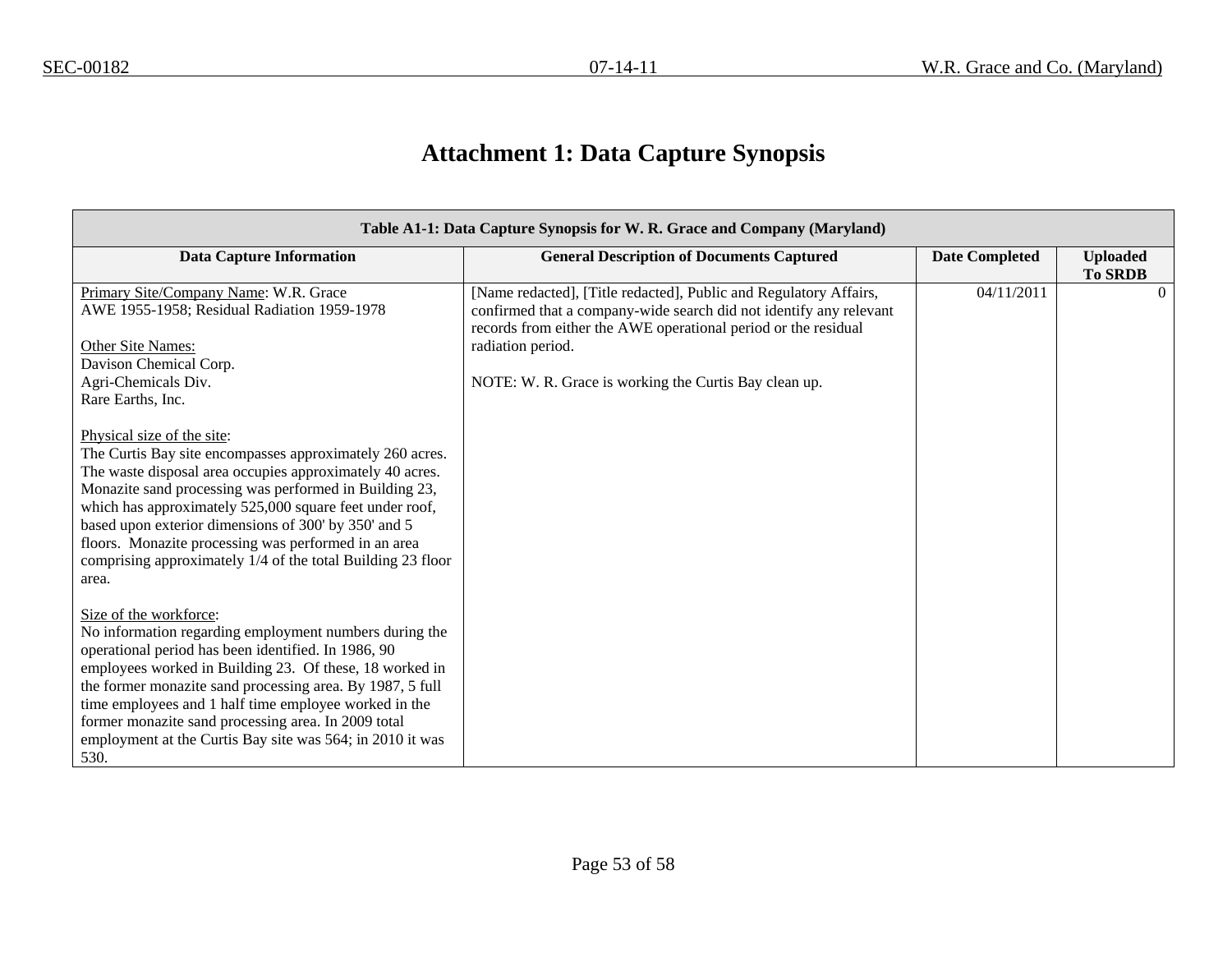# Attachment 1: Data Capture Synopsis

| Table A1-1: Data Capture Synopsis for W. R. Grace and Company (Maryland) | | | |
|---|---|---|---|
| **Data Capture Information** | **General Description of Documents Captured** | **Date Completed** | **Uploaded To SRDB** |
| Primary Site/Company Name: W.R. Grace<br>AWE 1955-1958; Residual Radiation 1959-1978<br><br>Other Site Names:<br>Davison Chemical Corp.<br>Agri-Chemicals Div.<br>Rare Earths, Inc.<br><br>Physical size of the site:<br>The Curtis Bay site encompasses approximately 260 acres. The waste disposal area occupies approximately 40 acres. Monazite sand processing was performed in Building 23, which has approximately 525,000 square feet under roof, based upon exterior dimensions of 300' by 350' and 5 floors. Monazite processing was performed in an area comprising approximately 1/4 of the total Building 23 floor area.<br><br>Size of the workforce:<br>No information regarding employment numbers during the operational period has been identified. In 1986, 90 employees worked in Building 23. Of these, 18 worked in the former monazite sand processing area. By 1987, 5 full time employees and 1 half time employee worked in the former monazite sand processing area. In 2009 total employment at the Curtis Bay site was 564; in 2010 it was 530. | [Name redacted], [Title redacted], Public and Regulatory Affairs, confirmed that a company-wide search did not identify any relevant records from either the AWE operational period or the residual radiation period.<br><br>NOTE: W. R. Grace is working the Curtis Bay clean up. | 04/11/2011 | 0 |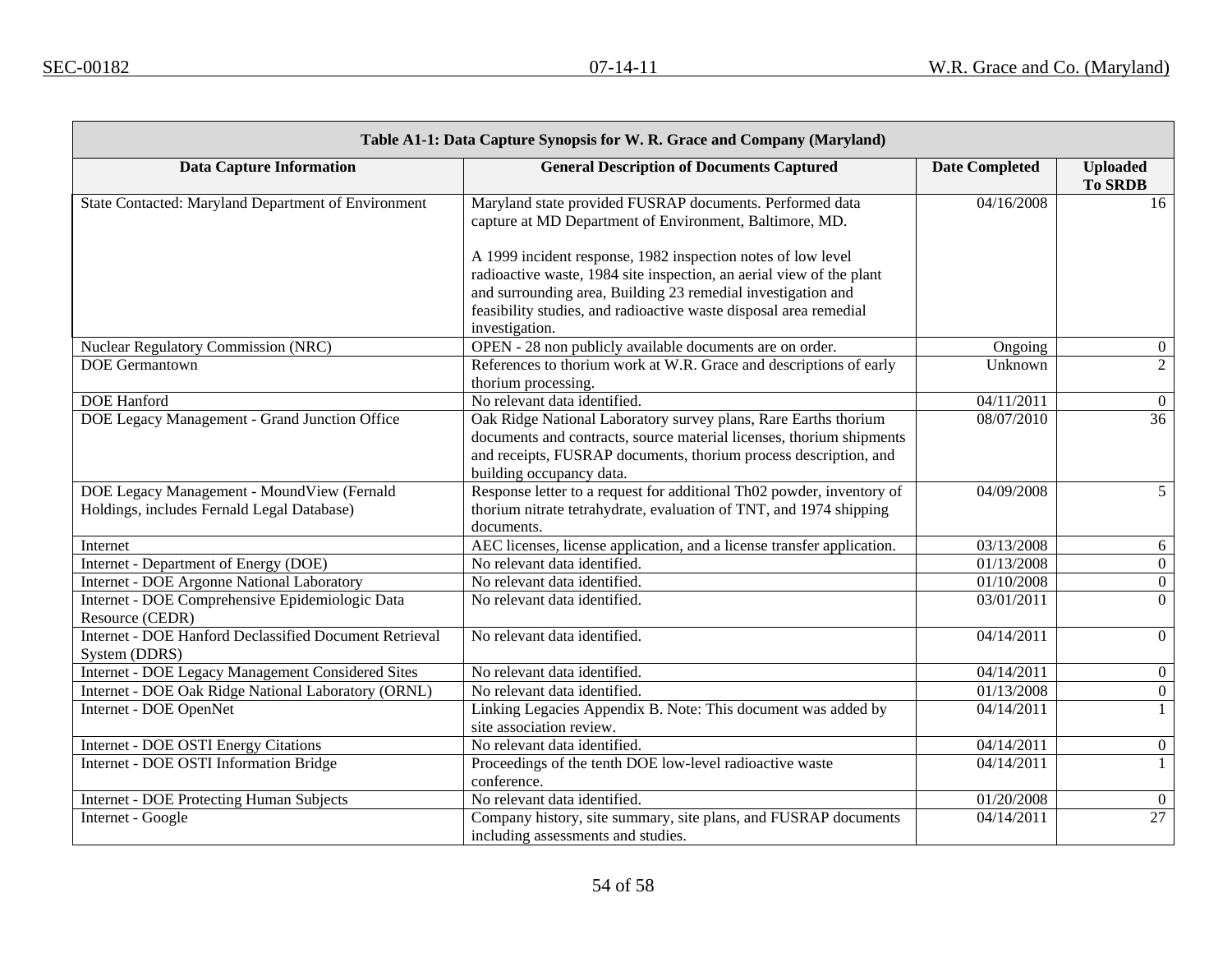| Table A1-1: Data Capture Synopsis for W. R. Grace and Company (Maryland) | | | |
|---|---|---|---|
| **Data Capture Information** | **General Description of Documents Captured** | **Date Completed** | **Uploaded To SRDB** |
| State Contacted: Maryland Department of Environment | Maryland state provided FUSRAP documents. Performed data capture at MD Department of Environment, Baltimore, MD.<br><br>A 1999 incident response, 1982 inspection notes of low level radioactive waste, 1984 site inspection, an aerial view of the plant and surrounding area, Building 23 remedial investigation and feasibility studies, and radioactive waste disposal area remedial investigation. | 04/16/2008 | 16 |
| Nuclear Regulatory Commission (NRC) | OPEN - 28 non publicly available documents are on order. | Ongoing | 0 |
| DOE Germantown | References to thorium work at W.R. Grace and descriptions of early thorium processing. | Unknown | 2 |
| DOE Hanford | No relevant data identified. | 04/11/2011 | 0 |
| DOE Legacy Management - Grand Junction Office | Oak Ridge National Laboratory survey plans, Rare Earths thorium documents and contracts, source material licenses, thorium shipments and receipts, FUSRAP documents, thorium process description, and building occupancy data. | 08/07/2010 | 36 |
| DOE Legacy Management - MoundView (Fernald Holdings, includes Fernald Legal Database) | Response letter to a request for additional Th02 powder, inventory of thorium nitrate tetrahydrate, evaluation of TNT, and 1974 shipping documents. | 04/09/2008 | 5 |
| Internet | AEC licenses, license application, and a license transfer application. | 03/13/2008 | 6 |
| Internet - Department of Energy (DOE) | No relevant data identified. | 01/13/2008 | 0 |
| Internet - DOE Argonne National Laboratory | No relevant data identified. | 01/10/2008 | 0 |
| Internet - DOE Comprehensive Epidemiologic Data Resource (CEDR) | No relevant data identified. | 03/01/2011 | 0 |
| Internet - DOE Hanford Declassified Document Retrieval System (DDRS) | No relevant data identified. | 04/14/2011 | 0 |
| Internet - DOE Legacy Management Considered Sites | No relevant data identified. | 04/14/2011 | 0 |
| Internet - DOE Oak Ridge National Laboratory (ORNL) | No relevant data identified. | 01/13/2008 | 0 |
| Internet - DOE OpenNet | Linking Legacies Appendix B. Note: This document was added by site association review. | 04/14/2011 | 1 |
| Internet - DOE OSTI Energy Citations | No relevant data identified. | 04/14/2011 | 0 |
| Internet - DOE OSTI Information Bridge | Proceedings of the tenth DOE low-level radioactive waste conference. | 04/14/2011 | 1 |
| Internet - DOE Protecting Human Subjects | No relevant data identified. | 01/20/2008 | 0 |
| Internet - Google | Company history, site summary, site plans, and FUSRAP documents including assessments and studies. | 04/14/2011 | 27 |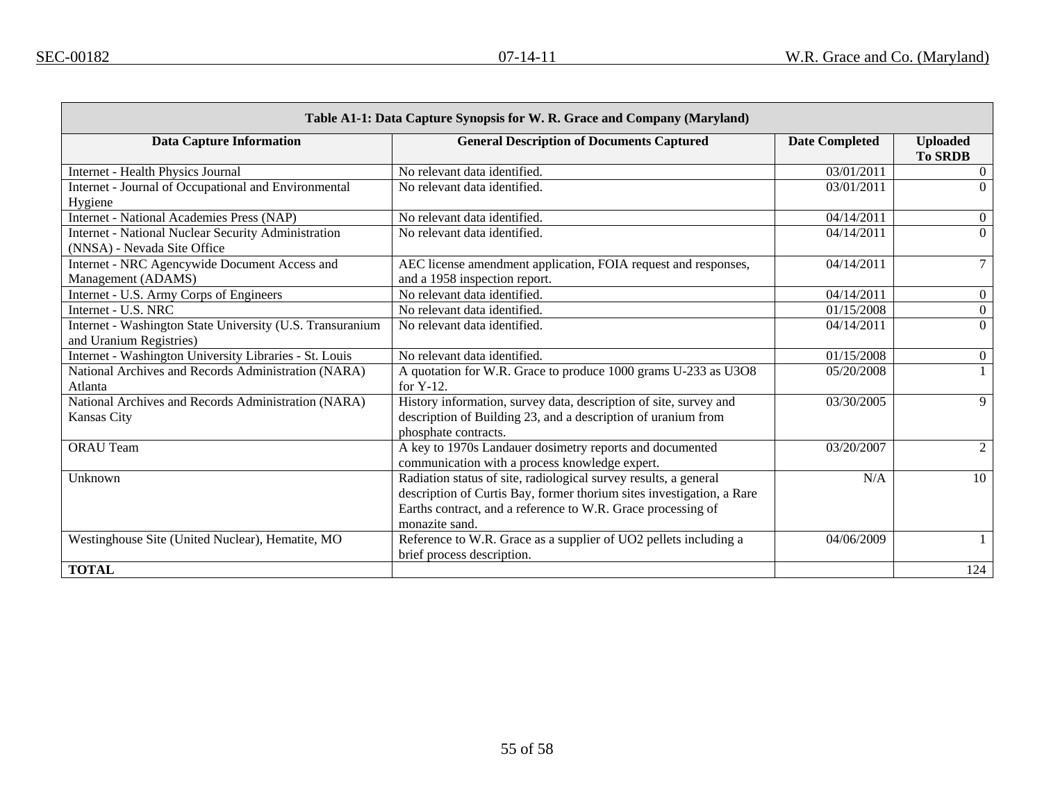| Table A1-1: Data Capture Synopsis for W. R. Grace and Company (Maryland) | | | |
|---|---|---|---|
| **Data Capture Information** | **General Description of Documents Captured** | **Date Completed** | **Uploaded To SRDB** |
| Internet - Health Physics Journal | No relevant data identified. | 03/01/2011 | 0 |
| Internet - Journal of Occupational and Environmental Hygiene | No relevant data identified. | 03/01/2011 | 0 |
| Internet - National Academies Press (NAP) | No relevant data identified. | 04/14/2011 | 0 |
| Internet - National Nuclear Security Administration (NNSA) - Nevada Site Office | No relevant data identified. | 04/14/2011 | 0 |
| Internet - NRC Agencywide Document Access and Management (ADAMS) | AEC license amendment application, FOIA request and responses, and a 1958 inspection report. | 04/14/2011 | 7 |
| Internet - U.S. Army Corps of Engineers | No relevant data identified. | 04/14/2011 | 0 |
| Internet - U.S. NRC | No relevant data identified. | 01/15/2008 | 0 |
| Internet - Washington State University (U.S. Transuranium and Uranium Registries) | No relevant data identified. | 04/14/2011 | 0 |
| Internet - Washington University Libraries - St. Louis | No relevant data identified. | 01/15/2008 | 0 |
| National Archives and Records Administration (NARA) Atlanta | A quotation for W.R. Grace to produce 1000 grams U-233 as $U_3O_8$ for Y-12. | 05/20/2008 | 1 |
| National Archives and Records Administration (NARA) Kansas City | History information, survey data, description of site, survey and description of Building 23, and a description of uranium from phosphate contracts. | 03/30/2005 | 9 |
| ORAU Team | A key to 1970s Landauer dosimetry reports and documented communication with a process knowledge expert. | 03/20/2007 | 2 |
| Unknown | Radiation status of site, radiological survey results, a general description of Curtis Bay, former thorium sites investigation, a Rare Earths contract, and a reference to W.R. Grace processing of monazite sand. | N/A | 10 |
| Westinghouse Site (United Nuclear), Hematite, MO | Reference to W.R. Grace as a supplier of $UO_2$ pellets including a brief process description. | 04/06/2009 | 1 |
| **TOTAL** | | | 124 |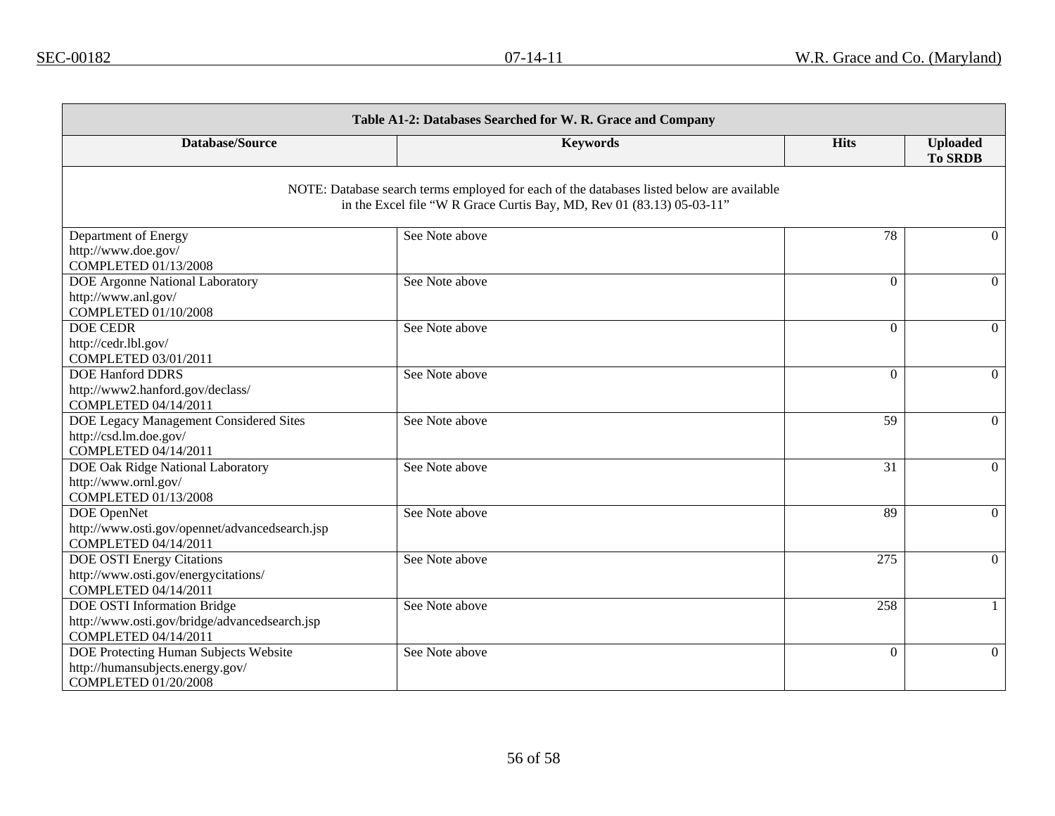| Table A1-2: Databases Searched for W. R. Grace and Company | | | |
|---|---|---|---|
| **Database/Source** | **Keywords** | **Hits** | **Uploaded To SRDB** |
| NOTE: Database search terms employed for each of the databases listed below are available in the Excel file "W R Grace Curtis Bay, MD, Rev 01 (83.13) 05-03-11" | | | |
| Department of Energy<br>http://www.doe.gov/<br>COMPLETED 01/13/2008 | See Note above | 78 | 0 |
| DOE Argonne National Laboratory<br>http://www.anl.gov/<br>COMPLETED 01/10/2008 | See Note above | 0 | 0 |
| DOE CEDR<br>http://cedr.lbl.gov/<br>COMPLETED 03/01/2011 | See Note above | 0 | 0 |
| DOE Hanford DDRS<br>http://www2.hanford.gov/declass/<br>COMPLETED 04/14/2011 | See Note above | 0 | 0 |
| DOE Legacy Management Considered Sites<br>http://csd.lm.doe.gov/<br>COMPLETED 04/14/2011 | See Note above | 59 | 0 |
| DOE Oak Ridge National Laboratory<br>http://www.ornl.gov/<br>COMPLETED 01/13/2008 | See Note above | 31 | 0 |
| DOE OpenNet<br>http://www.osti.gov/opennet/advancedsearch.jsp<br>COMPLETED 04/14/2011 | See Note above | 89 | 0 |
| DOE OSTI Energy Citations<br>http://www.osti.gov/energycitations/<br>COMPLETED 04/14/2011 | See Note above | 275 | 0 |
| DOE OSTI Information Bridge<br>http://www.osti.gov/bridge/advancedsearch.jsp<br>COMPLETED 04/14/2011 | See Note above | 258 | 1 |
| DOE Protecting Human Subjects Website<br>http://humansubjects.energy.gov/<br>COMPLETED 01/20/2008 | See Note above | 0 | 0 |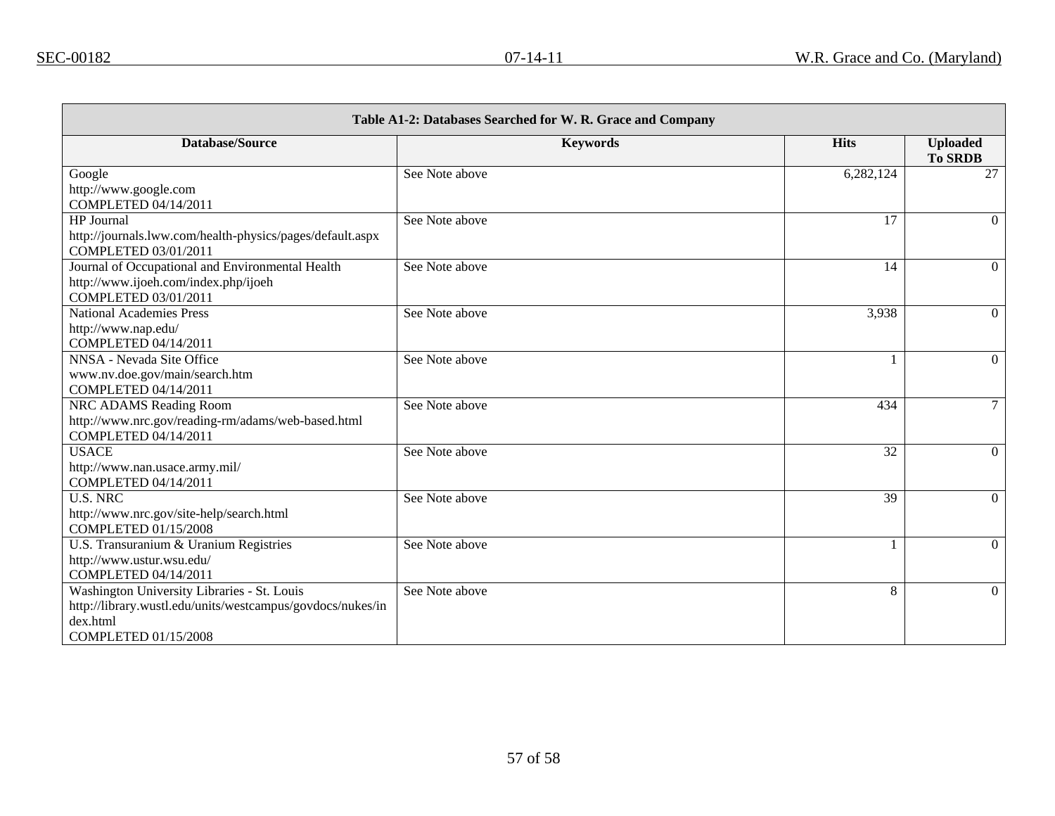| Table A1-2: Databases Searched for W. R. Grace and Company | | | |
|---|---|---|---|
| **Database/Source** | **Keywords** | **Hits** | **Uploaded To SRDB** |
| Google<br>http://www.google.com<br>COMPLETED 04/14/2011 | See Note above | 6,282,124 | 27 |
| HP Journal<br>http://journals.lww.com/health-physics/pages/default.aspx<br>COMPLETED 03/01/2011 | See Note above | 17 | 0 |
| Journal of Occupational and Environmental Health<br>http://www.ijoeh.com/index.php/ijoeh<br>COMPLETED 03/01/2011 | See Note above | 14 | 0 |
| National Academies Press<br>http://www.nap.edu/<br>COMPLETED 04/14/2011 | See Note above | 3,938 | 0 |
| NNSA - Nevada Site Office<br>www.nv.doe.gov/main/search.htm<br>COMPLETED 04/14/2011 | See Note above | 1 | 0 |
| NRC ADAMS Reading Room<br>http://www.nrc.gov/reading-rm/adams/web-based.html<br>COMPLETED 04/14/2011 | See Note above | 434 | 7 |
| USACE<br>http://www.nan.usace.army.mil/<br>COMPLETED 04/14/2011 | See Note above | 32 | 0 |
| U.S. NRC<br>http://www.nrc.gov/site-help/search.html<br>COMPLETED 01/15/2008 | See Note above | 39 | 0 |
| U.S. Transuranium & Uranium Registries<br>http://www.ustur.wsu.edu/<br>COMPLETED 04/14/2011 | See Note above | 1 | 0 |
| Washington University Libraries - St. Louis<br>http://library.wustl.edu/units/westcampus/govdocs/nukes/index.html<br>COMPLETED 01/15/2008 | See Note above | 8 | 0 |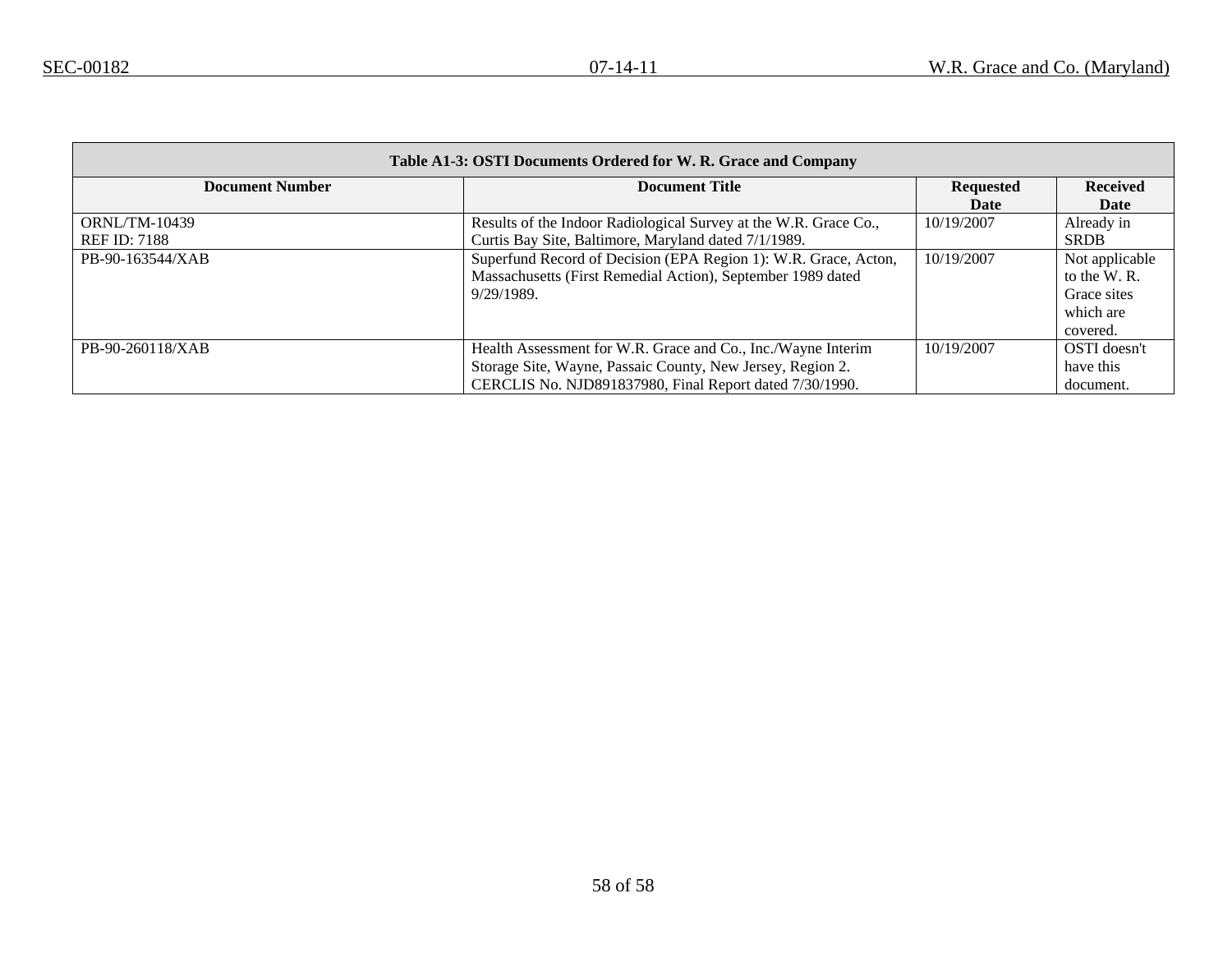| Table A1-3: OSTI Documents Ordered for W. R. Grace and Company | | | |
|---|---|---|---|
| **Document Number** | **Document Title** | **Requested Date** | **Received Date** |
| ORNL/TM-10439<br>REF ID: 7188 | Results of the Indoor Radiological Survey at the W.R. Grace Co., Curtis Bay Site, Baltimore, Maryland dated 7/1/1989. | 10/19/2007 | Already in SRDB |
| PB-90-163544/XAB | Superfund Record of Decision (EPA Region 1): W.R. Grace, Acton, Massachusetts (First Remedial Action), September 1989 dated 9/29/1989. | 10/19/2007 | Not applicable to the W. R. Grace sites which are covered. |
| PB-90-260118/XAB | Health Assessment for W.R. Grace and Co., Inc./Wayne Interim Storage Site, Wayne, Passaic County, New Jersey, Region 2. CERCLIS No. NJD891837980, Final Report dated 7/30/1990. | 10/19/2007 | OSTI doesn't have this document. |